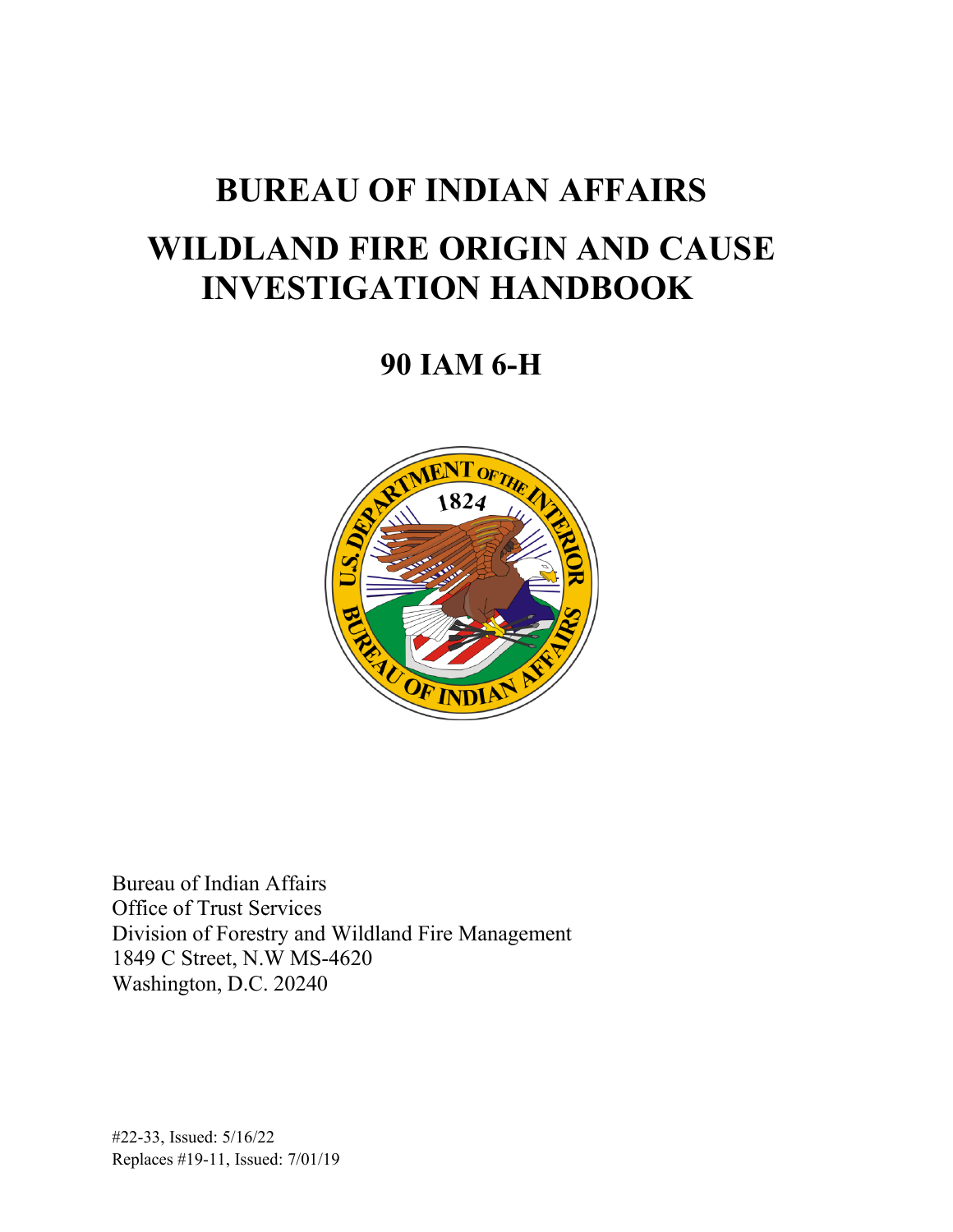# BUREAU OF INDIAN AFFAIRS

# WILDLAND FIRE ORIGIN AND CAUSE INVESTIGATION HANDBOOK

## 90 IAM 6-H

Bureau of Indian Affairs
Office of Trust Services
Division of Forestry and Wildland Fire Management
1849 C Street, N.W MS-4620
Washington, D.C. 20240

#22-33, Issued: 5/16/22
Replaces #19-11, Issued: 7/01/19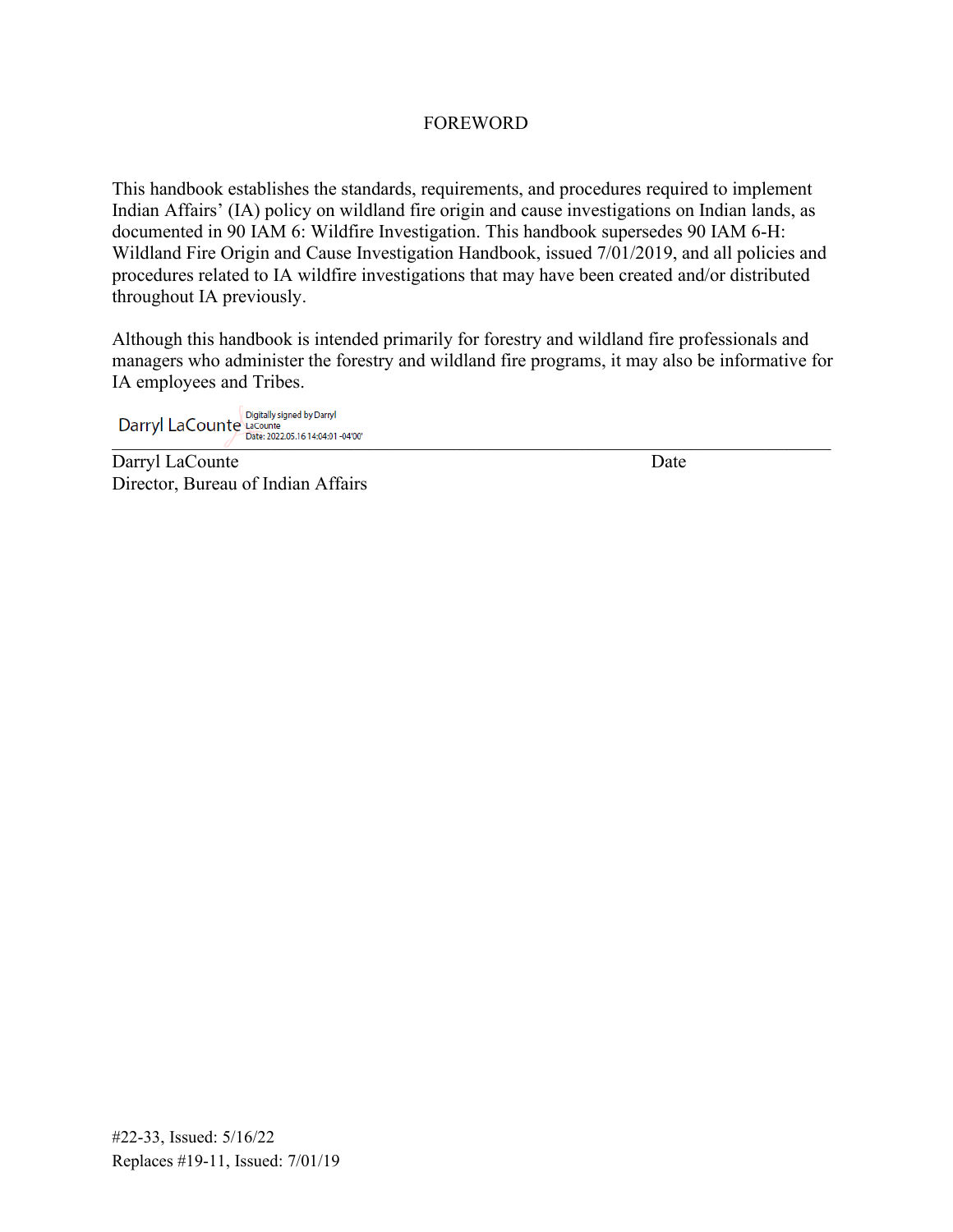# FOREWORD

This handbook establishes the standards, requirements, and procedures required to implement Indian Affairs' (IA) policy on wildland fire origin and cause investigations on Indian lands, as documented in 90 IAM 6: Wildfire Investigation. This handbook supersedes 90 IAM 6-H: Wildland Fire Origin and Cause Investigation Handbook, issued 7/01/2019, and all policies and procedures related to IA wildfire investigations that may have been created and/or distributed throughout IA previously.

Although this handbook is intended primarily for forestry and wildland fire professionals and managers who administer the forestry and wildland fire programs, it may also be informative for IA employees and Tribes.

Darryl LaCounte Digitally signed by Darryl LaCounte Date: 2022.05.16 14:04:01 -04'00'

Darryl LaCounte  
Director, Bureau of Indian Affairs

Date

#22-33, Issued: 5/16/22  
Replaces #19-11, Issued: 7/01/19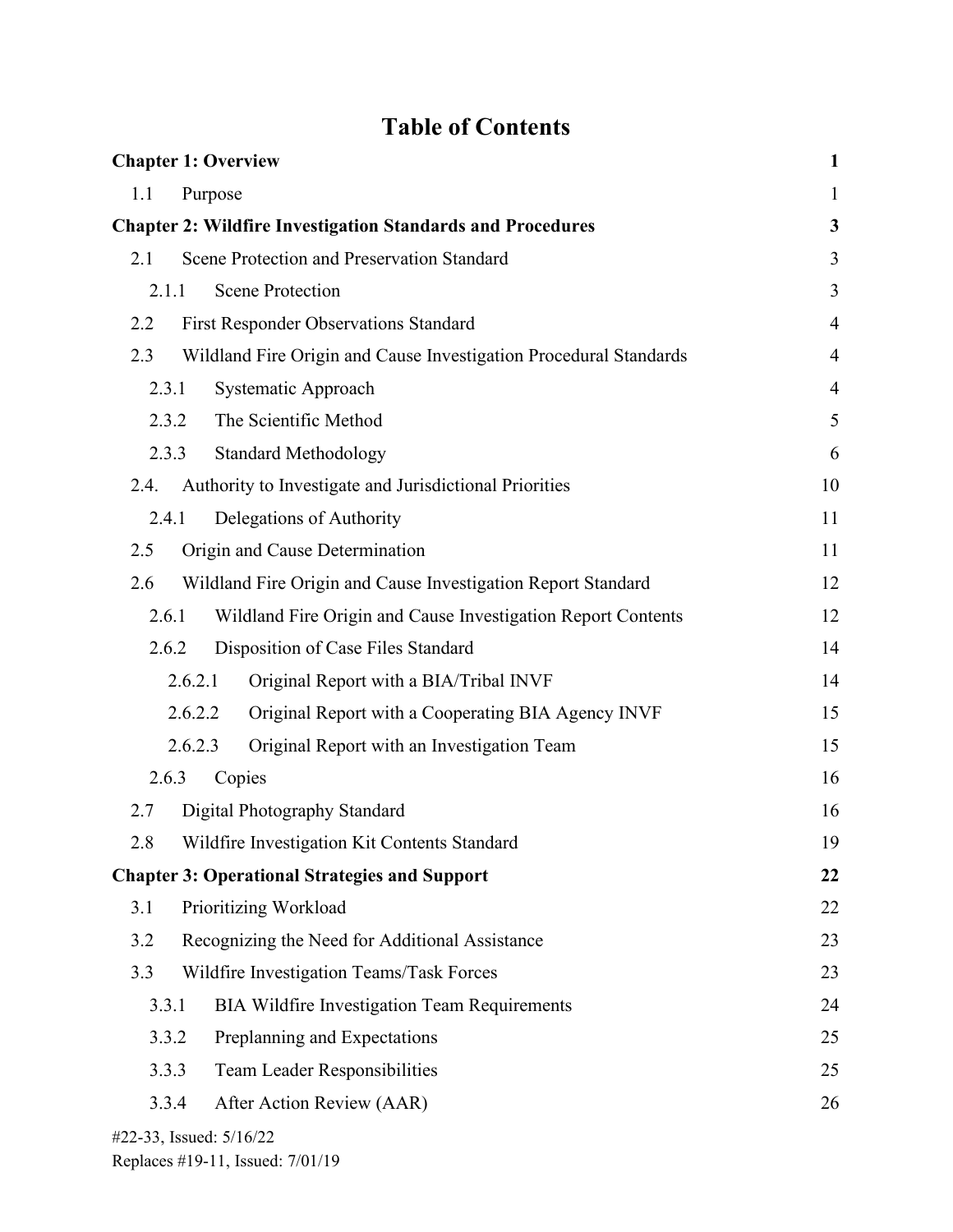# Table of Contents

| | |
|---|---|
| **Chapter 1: Overview** | **1** |
| 1.1 Purpose | 1 |
| **Chapter 2: Wildfire Investigation Standards and Procedures** | **3** |
| 2.1 Scene Protection and Preservation Standard | 3 |
| 2.1.1 Scene Protection | 3 |
| 2.2 First Responder Observations Standard | 4 |
| 2.3 Wildland Fire Origin and Cause Investigation Procedural Standards | 4 |
| 2.3.1 Systematic Approach | 4 |
| 2.3.2 The Scientific Method | 5 |
| 2.3.3 Standard Methodology | 6 |
| 2.4. Authority to Investigate and Jurisdictional Priorities | 10 |
| 2.4.1 Delegations of Authority | 11 |
| 2.5 Origin and Cause Determination | 11 |
| 2.6 Wildland Fire Origin and Cause Investigation Report Standard | 12 |
| 2.6.1 Wildland Fire Origin and Cause Investigation Report Contents | 12 |
| 2.6.2 Disposition of Case Files Standard | 14 |
| 2.6.2.1 Original Report with a BIA/Tribal INVF | 14 |
| 2.6.2.2 Original Report with a Cooperating BIA Agency INVF | 15 |
| 2.6.2.3 Original Report with an Investigation Team | 15 |
| 2.6.3 Copies | 16 |
| 2.7 Digital Photography Standard | 16 |
| 2.8 Wildfire Investigation Kit Contents Standard | 19 |
| **Chapter 3: Operational Strategies and Support** | **22** |
| 3.1 Prioritizing Workload | 22 |
| 3.2 Recognizing the Need for Additional Assistance | 23 |
| 3.3 Wildfire Investigation Teams/Task Forces | 23 |
| 3.3.1 BIA Wildfire Investigation Team Requirements | 24 |
| 3.3.2 Preplanning and Expectations | 25 |
| 3.3.3 Team Leader Responsibilities | 25 |
| 3.3.4 After Action Review (AAR) | 26 |

#22-33, Issued: 5/16/22
Replaces #19-11, Issued: 7/01/19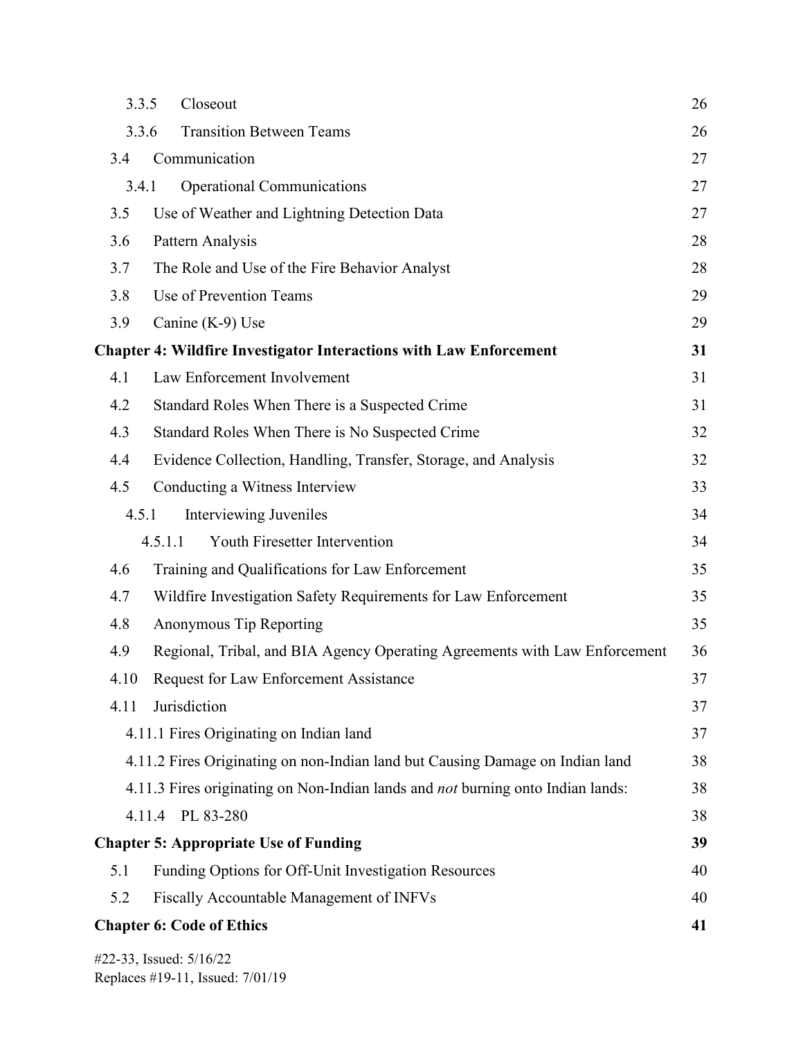| | |
|---|---|
| 3.3.5 Closeout | 26 |
| 3.3.6 Transition Between Teams | 26 |
| 3.4 Communication | 27 |
| 3.4.1 Operational Communications | 27 |
| 3.5 Use of Weather and Lightning Detection Data | 27 |
| 3.6 Pattern Analysis | 28 |
| 3.7 The Role and Use of the Fire Behavior Analyst | 28 |
| 3.8 Use of Prevention Teams | 29 |
| 3.9 Canine (K-9) Use | 29 |
| **Chapter 4: Wildfire Investigator Interactions with Law Enforcement** | **31** |
| 4.1 Law Enforcement Involvement | 31 |
| 4.2 Standard Roles When There is a Suspected Crime | 31 |
| 4.3 Standard Roles When There is No Suspected Crime | 32 |
| 4.4 Evidence Collection, Handling, Transfer, Storage, and Analysis | 32 |
| 4.5 Conducting a Witness Interview | 33 |
| 4.5.1 Interviewing Juveniles | 34 |
| 4.5.1.1 Youth Firesetter Intervention | 34 |
| 4.6 Training and Qualifications for Law Enforcement | 35 |
| 4.7 Wildfire Investigation Safety Requirements for Law Enforcement | 35 |
| 4.8 Anonymous Tip Reporting | 35 |
| 4.9 Regional, Tribal, and BIA Agency Operating Agreements with Law Enforcement | 36 |
| 4.10 Request for Law Enforcement Assistance | 37 |
| 4.11 Jurisdiction | 37 |
| 4.11.1 Fires Originating on Indian land | 37 |
| 4.11.2 Fires Originating on non-Indian land but Causing Damage on Indian land | 38 |
| 4.11.3 Fires originating on Non-Indian lands and *not* burning onto Indian lands: | 38 |
| 4.11.4 PL 83-280 | 38 |
| **Chapter 5: Appropriate Use of Funding** | **39** |
| 5.1 Funding Options for Off-Unit Investigation Resources | 40 |
| 5.2 Fiscally Accountable Management of INFVs | 40 |
| **Chapter 6: Code of Ethics** | **41** |

#22-33, Issued: 5/16/22
Replaces #19-11, Issued: 7/01/19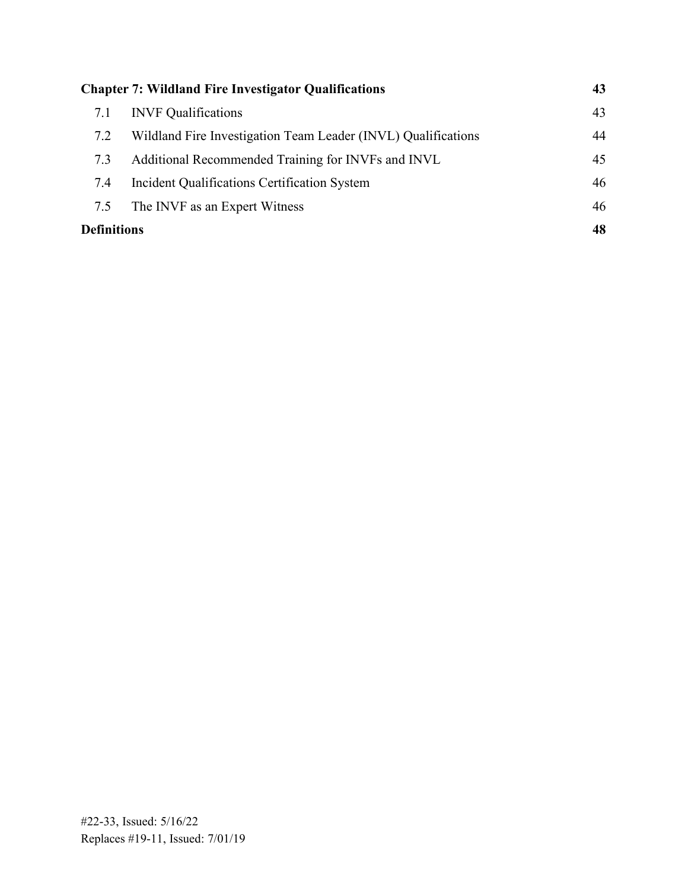| | | |
|---|---|---|
| **Chapter 7: Wildland Fire Investigator Qualifications** | | **43** |
| 7.1 | INVF Qualifications | 43 |
| 7.2 | Wildland Fire Investigation Team Leader (INVL) Qualifications | 44 |
| 7.3 | Additional Recommended Training for INVFs and INVL | 45 |
| 7.4 | Incident Qualifications Certification System | 46 |
| 7.5 | The INVF as an Expert Witness | 46 |
| **Definitions** | | **48** |

#22-33, Issued: 5/16/22
Replaces #19-11, Issued: 7/01/19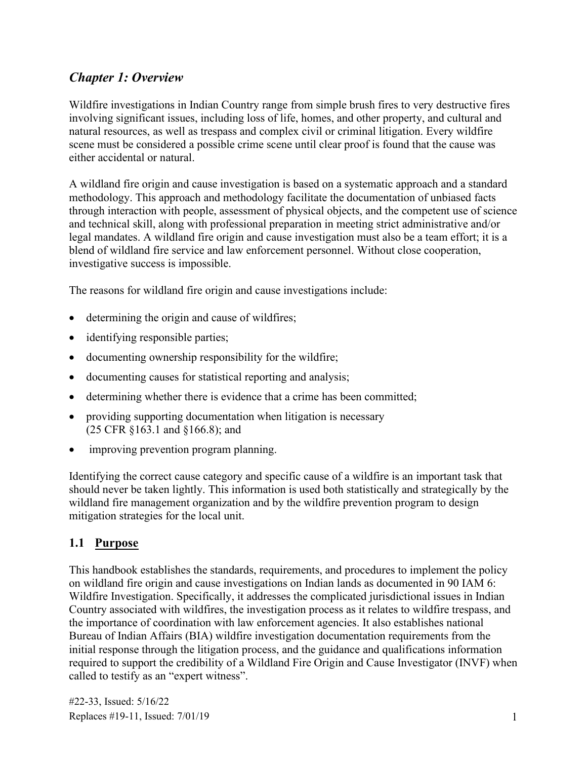## *Chapter 1: Overview*

Wildfire investigations in Indian Country range from simple brush fires to very destructive fires involving significant issues, including loss of life, homes, and other property, and cultural and natural resources, as well as trespass and complex civil or criminal litigation. Every wildfire scene must be considered a possible crime scene until clear proof is found that the cause was either accidental or natural.

A wildland fire origin and cause investigation is based on a systematic approach and a standard methodology. This approach and methodology facilitate the documentation of unbiased facts through interaction with people, assessment of physical objects, and the competent use of science and technical skill, along with professional preparation in meeting strict administrative and/or legal mandates. A wildland fire origin and cause investigation must also be a team effort; it is a blend of wildland fire service and law enforcement personnel. Without close cooperation, investigative success is impossible.

The reasons for wildland fire origin and cause investigations include:

- determining the origin and cause of wildfires;
- identifying responsible parties;
- documenting ownership responsibility for the wildfire;
- documenting causes for statistical reporting and analysis;
- determining whether there is evidence that a crime has been committed;
- providing supporting documentation when litigation is necessary (25 CFR §163.1 and §166.8); and
- improving prevention program planning.

Identifying the correct cause category and specific cause of a wildfire is an important task that should never be taken lightly. This information is used both statistically and strategically by the wildland fire management organization and by the wildfire prevention program to design mitigation strategies for the local unit.

### 1.1 Purpose

This handbook establishes the standards, requirements, and procedures to implement the policy on wildland fire origin and cause investigations on Indian lands as documented in 90 IAM 6: Wildfire Investigation. Specifically, it addresses the complicated jurisdictional issues in Indian Country associated with wildfires, the investigation process as it relates to wildfire trespass, and the importance of coordination with law enforcement agencies. It also establishes national Bureau of Indian Affairs (BIA) wildfire investigation documentation requirements from the initial response through the litigation process, and the guidance and qualifications information required to support the credibility of a Wildland Fire Origin and Cause Investigator (INVF) when called to testify as an "expert witness".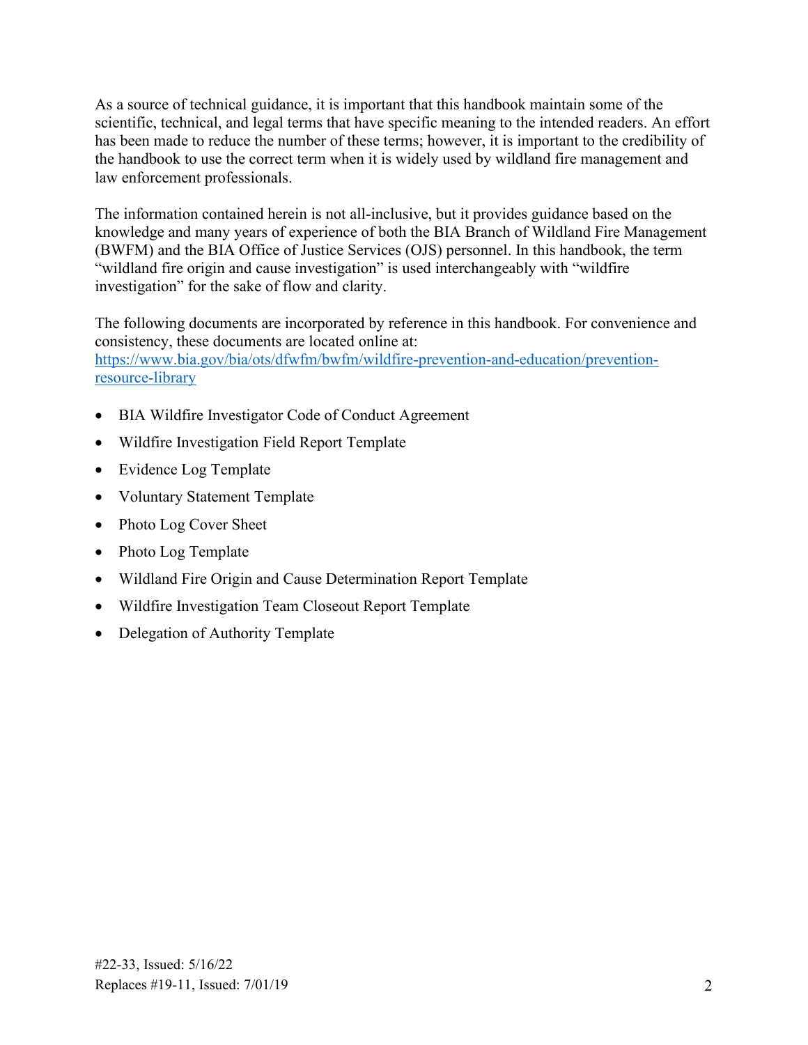As a source of technical guidance, it is important that this handbook maintain some of the scientific, technical, and legal terms that have specific meaning to the intended readers. An effort has been made to reduce the number of these terms; however, it is important to the credibility of the handbook to use the correct term when it is widely used by wildland fire management and law enforcement professionals.

The information contained herein is not all-inclusive, but it provides guidance based on the knowledge and many years of experience of both the BIA Branch of Wildland Fire Management (BWFM) and the BIA Office of Justice Services (OJS) personnel. In this handbook, the term "wildland fire origin and cause investigation" is used interchangeably with "wildfire investigation" for the sake of flow and clarity.

The following documents are incorporated by reference in this handbook. For convenience and consistency, these documents are located online at: [https://www.bia.gov/bia/ots/dfwfm/bwfm/wildfire-prevention-and-education/prevention-resource-library](https://www.bia.gov/bia/ots/dfwfm/bwfm/wildfire-prevention-and-education/prevention-resource-library)

- BIA Wildfire Investigator Code of Conduct Agreement
- Wildfire Investigation Field Report Template
- Evidence Log Template
- Voluntary Statement Template
- Photo Log Cover Sheet
- Photo Log Template
- Wildland Fire Origin and Cause Determination Report Template
- Wildfire Investigation Team Closeout Report Template
- Delegation of Authority Template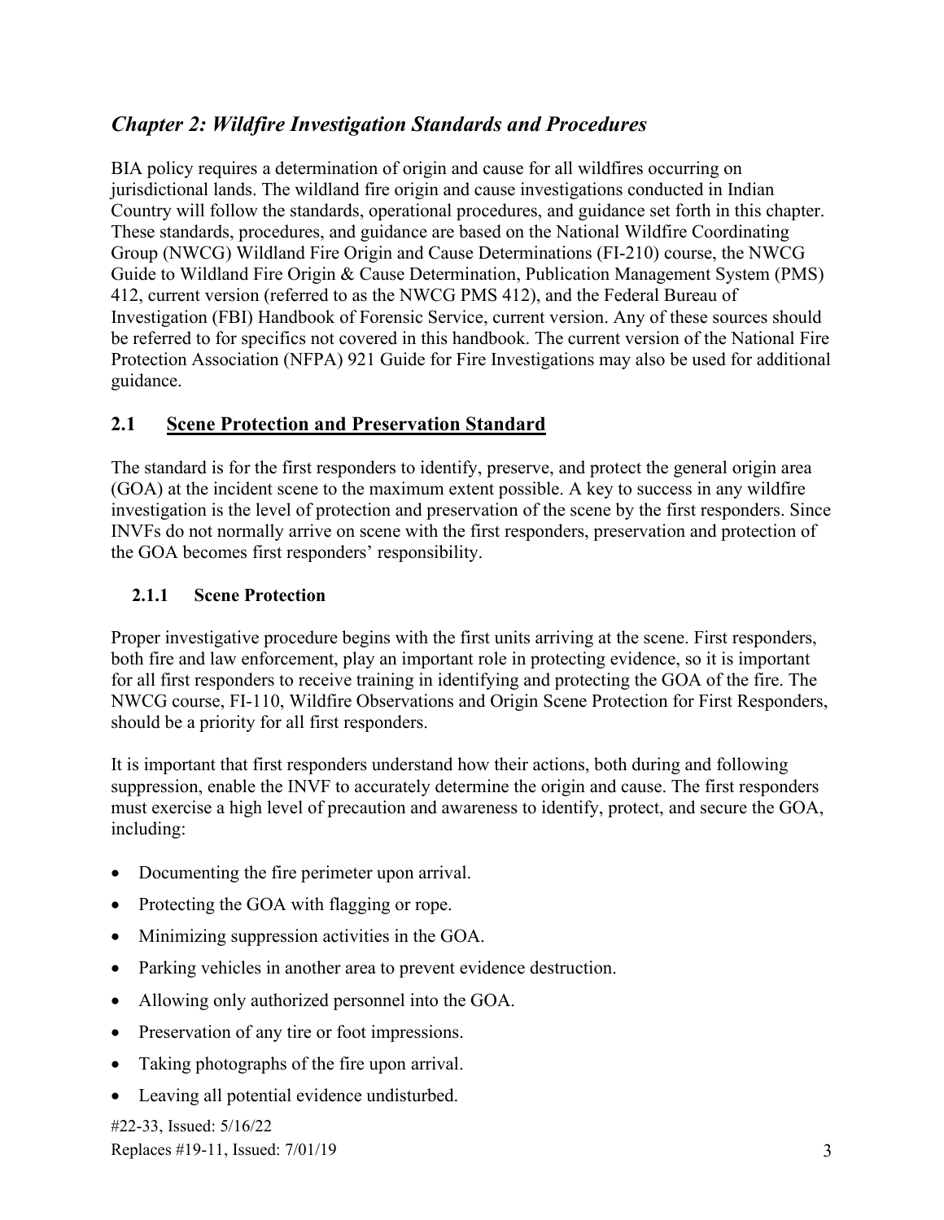## *Chapter 2: Wildfire Investigation Standards and Procedures*

BIA policy requires a determination of origin and cause for all wildfires occurring on jurisdictional lands. The wildland fire origin and cause investigations conducted in Indian Country will follow the standards, operational procedures, and guidance set forth in this chapter. These standards, procedures, and guidance are based on the National Wildfire Coordinating Group (NWCG) Wildland Fire Origin and Cause Determinations (FI-210) course, the NWCG Guide to Wildland Fire Origin & Cause Determination, Publication Management System (PMS) 412, current version (referred to as the NWCG PMS 412), and the Federal Bureau of Investigation (FBI) Handbook of Forensic Service, current version. Any of these sources should be referred to for specifics not covered in this handbook. The current version of the National Fire Protection Association (NFPA) 921 Guide for Fire Investigations may also be used for additional guidance.

### 2.1 Scene Protection and Preservation Standard

The standard is for the first responders to identify, preserve, and protect the general origin area (GOA) at the incident scene to the maximum extent possible. A key to success in any wildfire investigation is the level of protection and preservation of the scene by the first responders. Since INVFs do not normally arrive on scene with the first responders, preservation and protection of the GOA becomes first responders' responsibility.

#### 2.1.1 Scene Protection

Proper investigative procedure begins with the first units arriving at the scene. First responders, both fire and law enforcement, play an important role in protecting evidence, so it is important for all first responders to receive training in identifying and protecting the GOA of the fire. The NWCG course, FI-110, Wildfire Observations and Origin Scene Protection for First Responders, should be a priority for all first responders.

It is important that first responders understand how their actions, both during and following suppression, enable the INVF to accurately determine the origin and cause. The first responders must exercise a high level of precaution and awareness to identify, protect, and secure the GOA, including:

- Documenting the fire perimeter upon arrival.
- Protecting the GOA with flagging or rope.
- Minimizing suppression activities in the GOA.
- Parking vehicles in another area to prevent evidence destruction.
- Allowing only authorized personnel into the GOA.
- Preservation of any tire or foot impressions.
- Taking photographs of the fire upon arrival.
- Leaving all potential evidence undisturbed.

#22-33, Issued: 5/16/22
Replaces #19-11, Issued: 7/01/19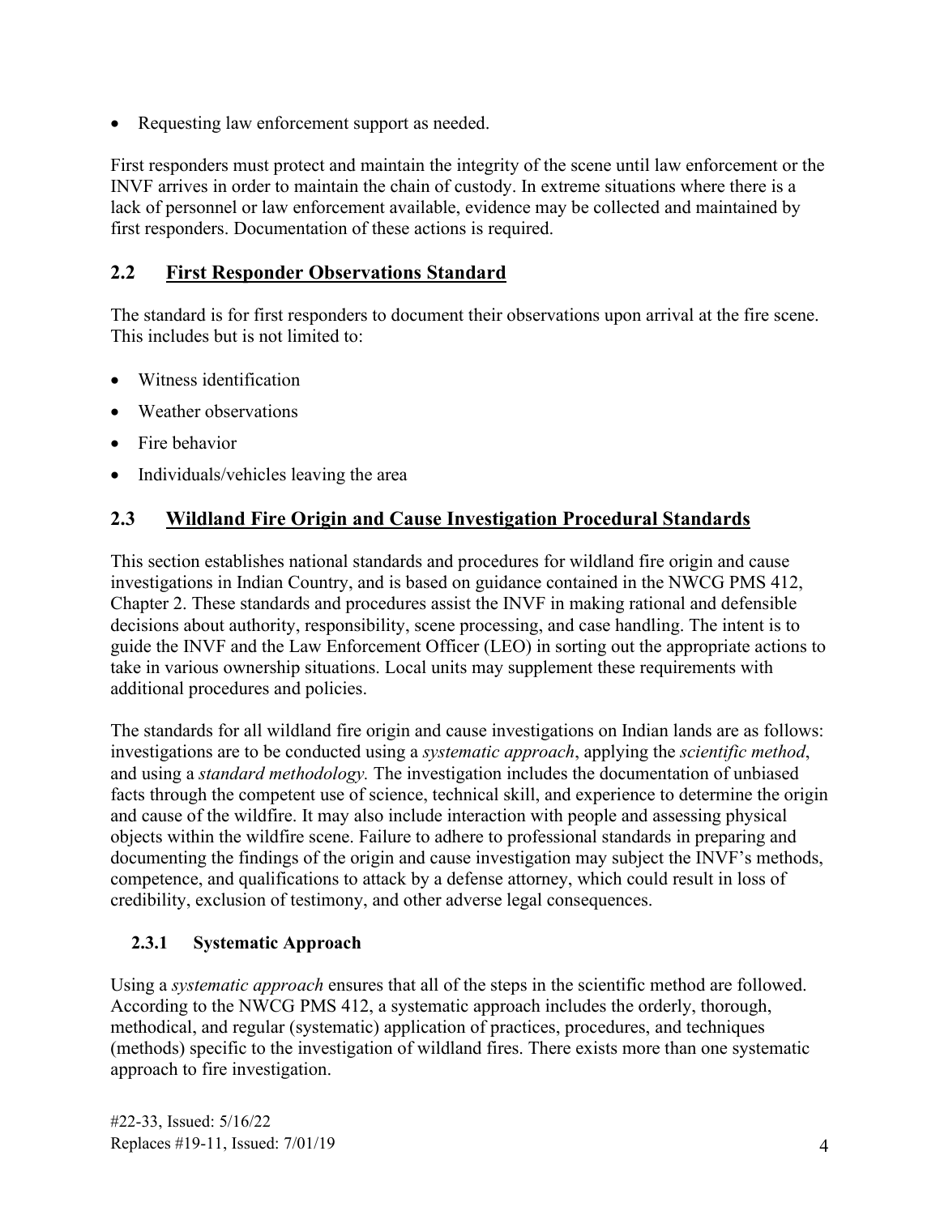- Requesting law enforcement support as needed.

First responders must protect and maintain the integrity of the scene until law enforcement or the INVF arrives in order to maintain the chain of custody. In extreme situations where there is a lack of personnel or law enforcement available, evidence may be collected and maintained by first responders. Documentation of these actions is required.

## 2.2 First Responder Observations Standard

The standard is for first responders to document their observations upon arrival at the fire scene. This includes but is not limited to:

- Witness identification
- Weather observations
- Fire behavior
- Individuals/vehicles leaving the area

## 2.3 Wildland Fire Origin and Cause Investigation Procedural Standards

This section establishes national standards and procedures for wildland fire origin and cause investigations in Indian Country, and is based on guidance contained in the NWCG PMS 412, Chapter 2. These standards and procedures assist the INVF in making rational and defensible decisions about authority, responsibility, scene processing, and case handling. The intent is to guide the INVF and the Law Enforcement Officer (LEO) in sorting out the appropriate actions to take in various ownership situations. Local units may supplement these requirements with additional procedures and policies.

The standards for all wildland fire origin and cause investigations on Indian lands are as follows: investigations are to be conducted using a *systematic approach*, applying the *scientific method*, and using a *standard methodology.* The investigation includes the documentation of unbiased facts through the competent use of science, technical skill, and experience to determine the origin and cause of the wildfire. It may also include interaction with people and assessing physical objects within the wildfire scene. Failure to adhere to professional standards in preparing and documenting the findings of the origin and cause investigation may subject the INVF's methods, competence, and qualifications to attack by a defense attorney, which could result in loss of credibility, exclusion of testimony, and other adverse legal consequences.

### 2.3.1 Systematic Approach

Using a *systematic approach* ensures that all of the steps in the scientific method are followed. According to the NWCG PMS 412, a systematic approach includes the orderly, thorough, methodical, and regular (systematic) application of practices, procedures, and techniques (methods) specific to the investigation of wildland fires. There exists more than one systematic approach to fire investigation.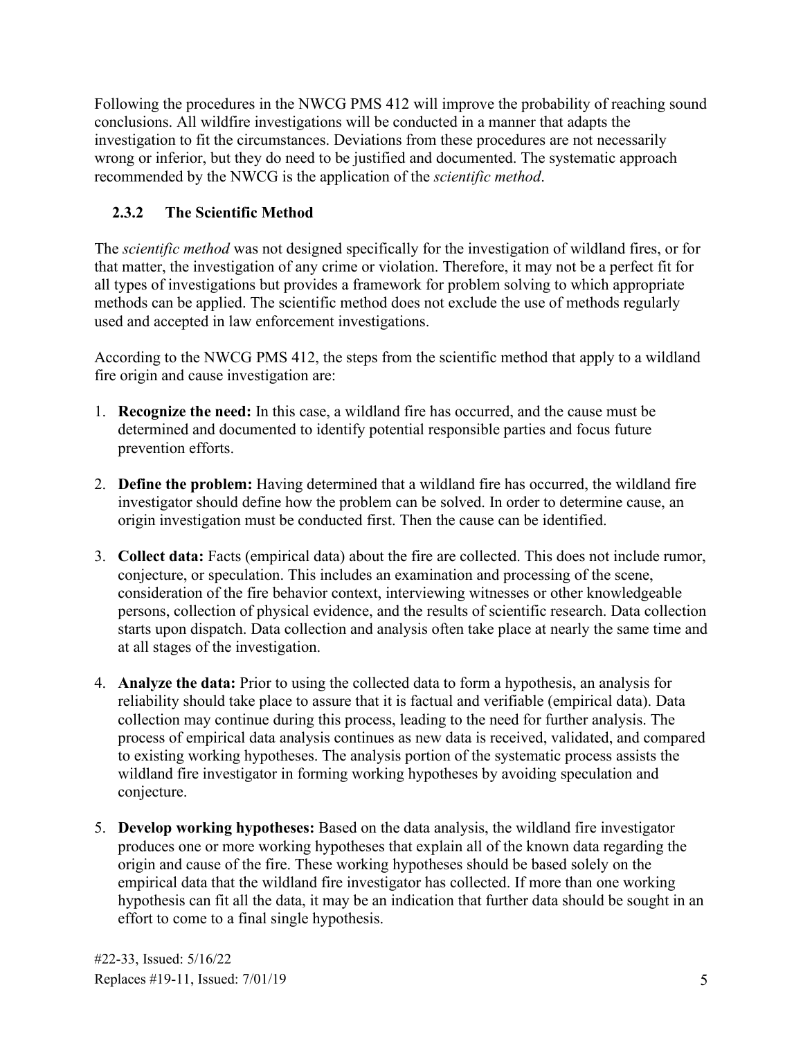Following the procedures in the NWCG PMS 412 will improve the probability of reaching sound conclusions. All wildfire investigations will be conducted in a manner that adapts the investigation to fit the circumstances. Deviations from these procedures are not necessarily wrong or inferior, but they do need to be justified and documented. The systematic approach recommended by the NWCG is the application of the *scientific method*.

### 2.3.2 The Scientific Method

The *scientific method* was not designed specifically for the investigation of wildland fires, or for that matter, the investigation of any crime or violation. Therefore, it may not be a perfect fit for all types of investigations but provides a framework for problem solving to which appropriate methods can be applied. The scientific method does not exclude the use of methods regularly used and accepted in law enforcement investigations.

According to the NWCG PMS 412, the steps from the scientific method that apply to a wildland fire origin and cause investigation are:

1. **Recognize the need:** In this case, a wildland fire has occurred, and the cause must be determined and documented to identify potential responsible parties and focus future prevention efforts.

2. **Define the problem:** Having determined that a wildland fire has occurred, the wildland fire investigator should define how the problem can be solved. In order to determine cause, an origin investigation must be conducted first. Then the cause can be identified.

3. **Collect data:** Facts (empirical data) about the fire are collected. This does not include rumor, conjecture, or speculation. This includes an examination and processing of the scene, consideration of the fire behavior context, interviewing witnesses or other knowledgeable persons, collection of physical evidence, and the results of scientific research. Data collection starts upon dispatch. Data collection and analysis often take place at nearly the same time and at all stages of the investigation.

4. **Analyze the data:** Prior to using the collected data to form a hypothesis, an analysis for reliability should take place to assure that it is factual and verifiable (empirical data). Data collection may continue during this process, leading to the need for further analysis. The process of empirical data analysis continues as new data is received, validated, and compared to existing working hypotheses. The analysis portion of the systematic process assists the wildland fire investigator in forming working hypotheses by avoiding speculation and conjecture.

5. **Develop working hypotheses:** Based on the data analysis, the wildland fire investigator produces one or more working hypotheses that explain all of the known data regarding the origin and cause of the fire. These working hypotheses should be based solely on the empirical data that the wildland fire investigator has collected. If more than one working hypothesis can fit all the data, it may be an indication that further data should be sought in an effort to come to a final single hypothesis.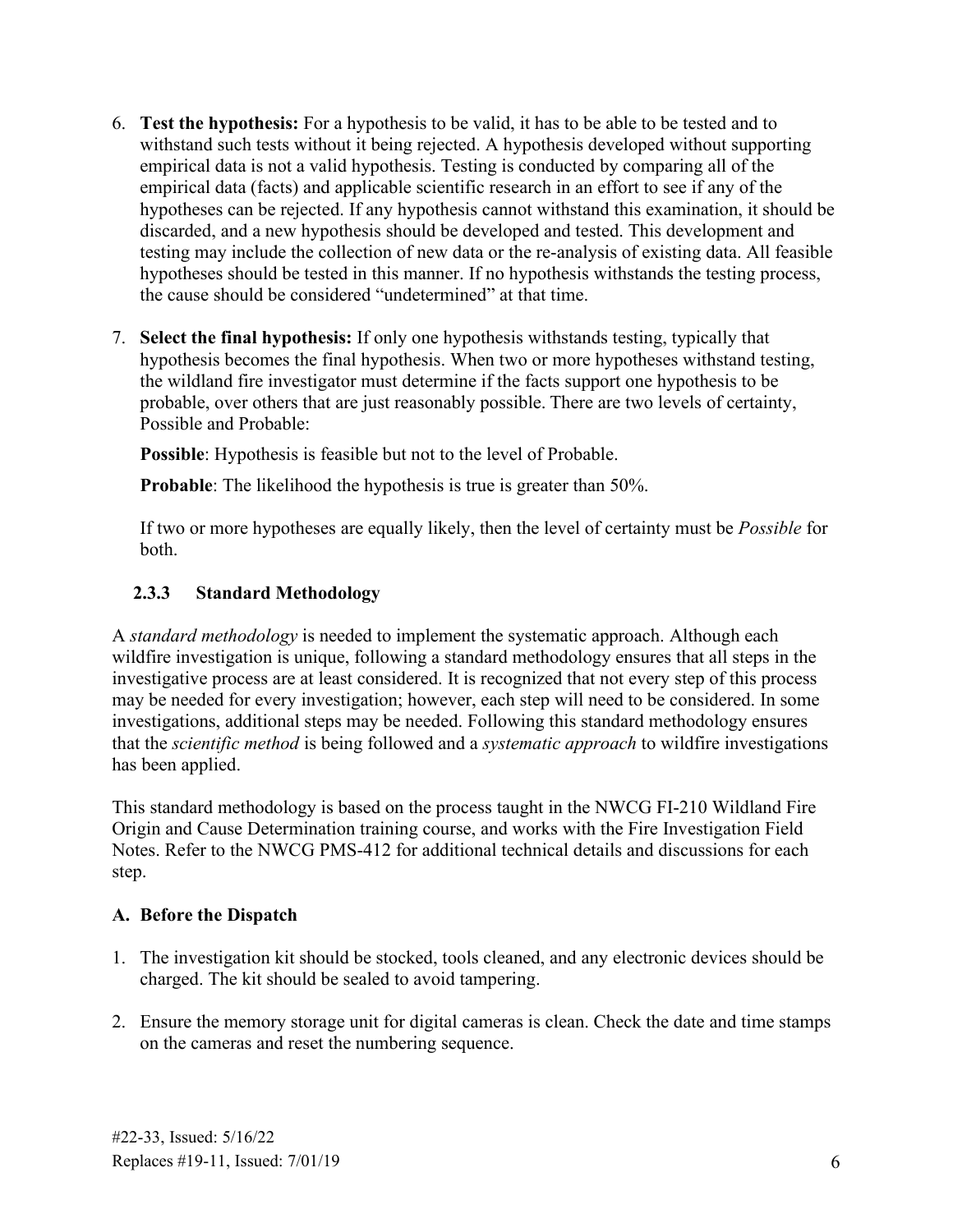6. **Test the hypothesis:** For a hypothesis to be valid, it has to be able to be tested and to withstand such tests without it being rejected. A hypothesis developed without supporting empirical data is not a valid hypothesis. Testing is conducted by comparing all of the empirical data (facts) and applicable scientific research in an effort to see if any of the hypotheses can be rejected. If any hypothesis cannot withstand this examination, it should be discarded, and a new hypothesis should be developed and tested. This development and testing may include the collection of new data or the re-analysis of existing data. All feasible hypotheses should be tested in this manner. If no hypothesis withstands the testing process, the cause should be considered "undetermined" at that time.

7. **Select the final hypothesis:** If only one hypothesis withstands testing, typically that hypothesis becomes the final hypothesis. When two or more hypotheses withstand testing, the wildland fire investigator must determine if the facts support one hypothesis to be probable, over others that are just reasonably possible. There are two levels of certainty, Possible and Probable:

   **Possible**: Hypothesis is feasible but not to the level of Probable.

   **Probable**: The likelihood the hypothesis is true is greater than 50%.

   If two or more hypotheses are equally likely, then the level of certainty must be *Possible* for both.

### 2.3.3 Standard Methodology

A *standard methodology* is needed to implement the systematic approach. Although each wildfire investigation is unique, following a standard methodology ensures that all steps in the investigative process are at least considered. It is recognized that not every step of this process may be needed for every investigation; however, each step will need to be considered. In some investigations, additional steps may be needed. Following this standard methodology ensures that the *scientific method* is being followed and a *systematic approach* to wildfire investigations has been applied.

This standard methodology is based on the process taught in the NWCG FI-210 Wildland Fire Origin and Cause Determination training course, and works with the Fire Investigation Field Notes. Refer to the NWCG PMS-412 for additional technical details and discussions for each step.

**A. Before the Dispatch**

1. The investigation kit should be stocked, tools cleaned, and any electronic devices should be charged. The kit should be sealed to avoid tampering.

2. Ensure the memory storage unit for digital cameras is clean. Check the date and time stamps on the cameras and reset the numbering sequence.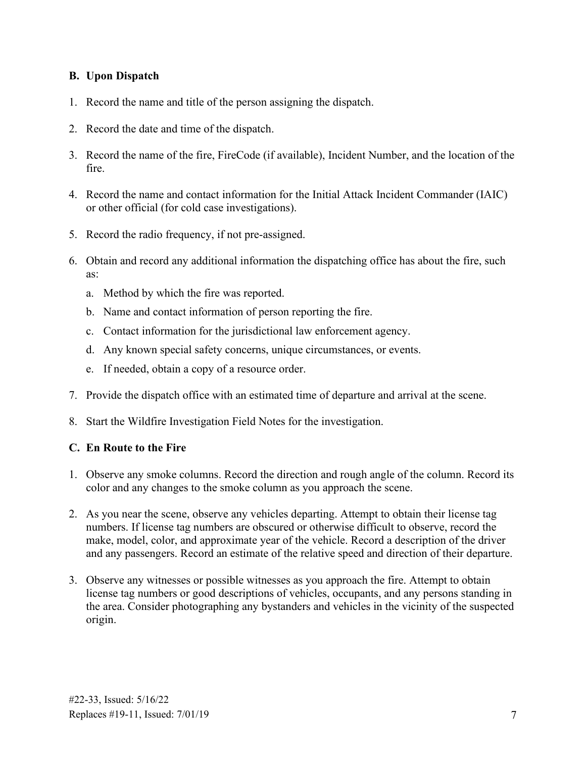**B. Upon Dispatch**

1. Record the name and title of the person assigning the dispatch.

2. Record the date and time of the dispatch.

3. Record the name of the fire, FireCode (if available), Incident Number, and the location of the fire.

4. Record the name and contact information for the Initial Attack Incident Commander (IAIC) or other official (for cold case investigations).

5. Record the radio frequency, if not pre-assigned.

6. Obtain and record any additional information the dispatching office has about the fire, such as:

   a. Method by which the fire was reported.

   b. Name and contact information of person reporting the fire.

   c. Contact information for the jurisdictional law enforcement agency.

   d. Any known special safety concerns, unique circumstances, or events.

   e. If needed, obtain a copy of a resource order.

7. Provide the dispatch office with an estimated time of departure and arrival at the scene.

8. Start the Wildfire Investigation Field Notes for the investigation.

**C. En Route to the Fire**

1. Observe any smoke columns. Record the direction and rough angle of the column. Record its color and any changes to the smoke column as you approach the scene.

2. As you near the scene, observe any vehicles departing. Attempt to obtain their license tag numbers. If license tag numbers are obscured or otherwise difficult to observe, record the make, model, color, and approximate year of the vehicle. Record a description of the driver and any passengers. Record an estimate of the relative speed and direction of their departure.

3. Observe any witnesses or possible witnesses as you approach the fire. Attempt to obtain license tag numbers or good descriptions of vehicles, occupants, and any persons standing in the area. Consider photographing any bystanders and vehicles in the vicinity of the suspected origin.

#22-33, Issued: 5/16/22
Replaces #19-11, Issued: 7/01/19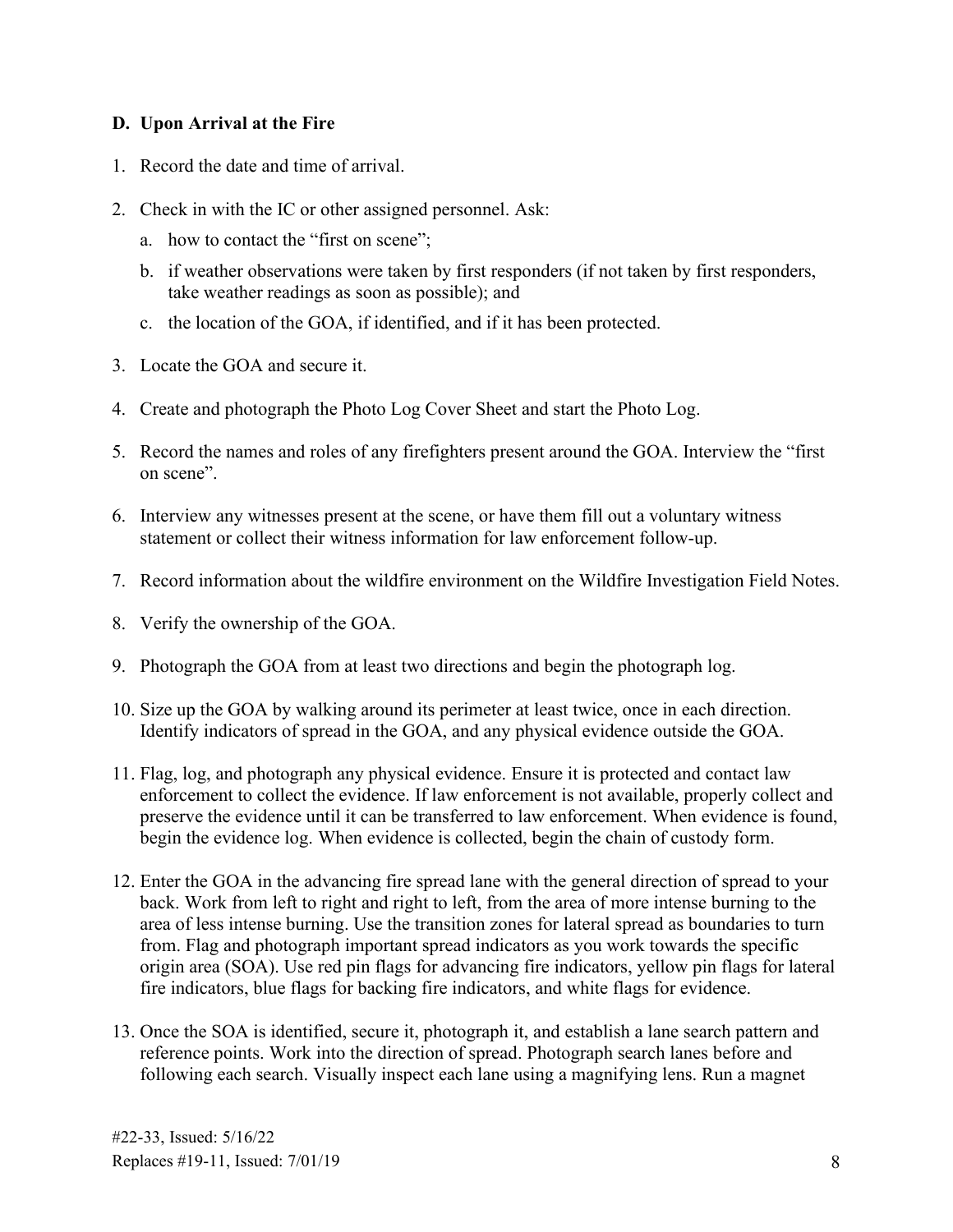### D. Upon Arrival at the Fire

1. Record the date and time of arrival.
2. Check in with the IC or other assigned personnel. Ask:
   a. how to contact the "first on scene";
   b. if weather observations were taken by first responders (if not taken by first responders, take weather readings as soon as possible); and
   c. the location of the GOA, if identified, and if it has been protected.
3. Locate the GOA and secure it.
4. Create and photograph the Photo Log Cover Sheet and start the Photo Log.
5. Record the names and roles of any firefighters present around the GOA. Interview the "first on scene".
6. Interview any witnesses present at the scene, or have them fill out a voluntary witness statement or collect their witness information for law enforcement follow-up.
7. Record information about the wildfire environment on the Wildfire Investigation Field Notes.
8. Verify the ownership of the GOA.
9. Photograph the GOA from at least two directions and begin the photograph log.
10. Size up the GOA by walking around its perimeter at least twice, once in each direction. Identify indicators of spread in the GOA, and any physical evidence outside the GOA.
11. Flag, log, and photograph any physical evidence. Ensure it is protected and contact law enforcement to collect the evidence. If law enforcement is not available, properly collect and preserve the evidence until it can be transferred to law enforcement. When evidence is found, begin the evidence log. When evidence is collected, begin the chain of custody form.
12. Enter the GOA in the advancing fire spread lane with the general direction of spread to your back. Work from left to right and right to left, from the area of more intense burning to the area of less intense burning. Use the transition zones for lateral spread as boundaries to turn from. Flag and photograph important spread indicators as you work towards the specific origin area (SOA). Use red pin flags for advancing fire indicators, yellow pin flags for lateral fire indicators, blue flags for backing fire indicators, and white flags for evidence.
13. Once the SOA is identified, secure it, photograph it, and establish a lane search pattern and reference points. Work into the direction of spread. Photograph search lanes before and following each search. Visually inspect each lane using a magnifying lens. Run a magnet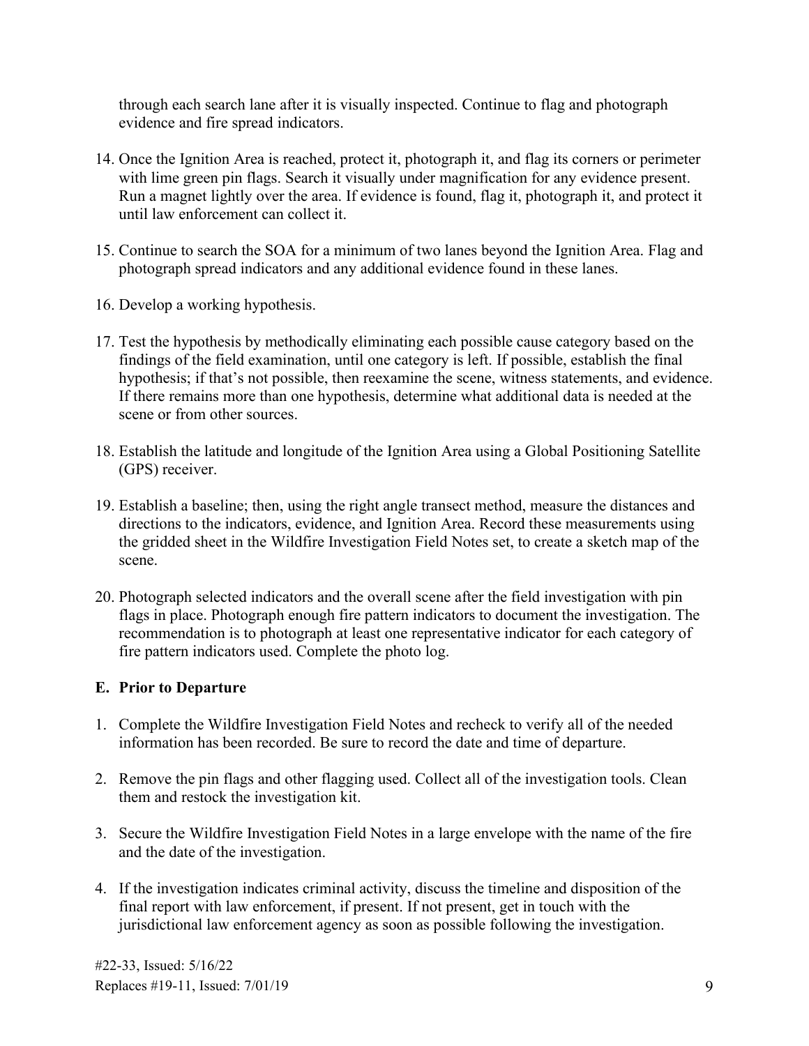through each search lane after it is visually inspected. Continue to flag and photograph evidence and fire spread indicators.

14. Once the Ignition Area is reached, protect it, photograph it, and flag its corners or perimeter with lime green pin flags. Search it visually under magnification for any evidence present. Run a magnet lightly over the area. If evidence is found, flag it, photograph it, and protect it until law enforcement can collect it.

15. Continue to search the SOA for a minimum of two lanes beyond the Ignition Area. Flag and photograph spread indicators and any additional evidence found in these lanes.

16. Develop a working hypothesis.

17. Test the hypothesis by methodically eliminating each possible cause category based on the findings of the field examination, until one category is left. If possible, establish the final hypothesis; if that's not possible, then reexamine the scene, witness statements, and evidence. If there remains more than one hypothesis, determine what additional data is needed at the scene or from other sources.

18. Establish the latitude and longitude of the Ignition Area using a Global Positioning Satellite (GPS) receiver.

19. Establish a baseline; then, using the right angle transect method, measure the distances and directions to the indicators, evidence, and Ignition Area. Record these measurements using the gridded sheet in the Wildfire Investigation Field Notes set, to create a sketch map of the scene.

20. Photograph selected indicators and the overall scene after the field investigation with pin flags in place. Photograph enough fire pattern indicators to document the investigation. The recommendation is to photograph at least one representative indicator for each category of fire pattern indicators used. Complete the photo log.

### E. Prior to Departure

1. Complete the Wildfire Investigation Field Notes and recheck to verify all of the needed information has been recorded. Be sure to record the date and time of departure.

2. Remove the pin flags and other flagging used. Collect all of the investigation tools. Clean them and restock the investigation kit.

3. Secure the Wildfire Investigation Field Notes in a large envelope with the name of the fire and the date of the investigation.

4. If the investigation indicates criminal activity, discuss the timeline and disposition of the final report with law enforcement, if present. If not present, get in touch with the jurisdictional law enforcement agency as soon as possible following the investigation.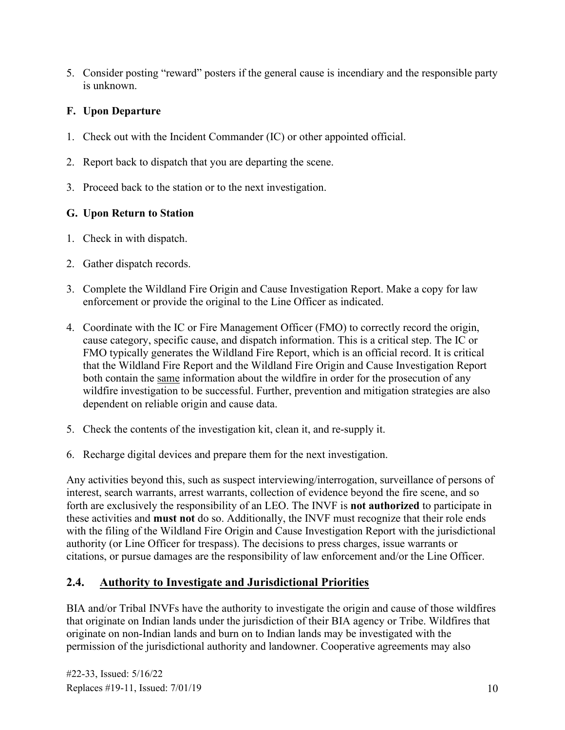5. Consider posting “reward” posters if the general cause is incendiary and the responsible party is unknown.

**F. Upon Departure**

1. Check out with the Incident Commander (IC) or other appointed official.

2. Report back to dispatch that you are departing the scene.

3. Proceed back to the station or to the next investigation.

**G. Upon Return to Station**

1. Check in with dispatch.

2. Gather dispatch records.

3. Complete the Wildland Fire Origin and Cause Investigation Report. Make a copy for law enforcement or provide the original to the Line Officer as indicated.

4. Coordinate with the IC or Fire Management Officer (FMO) to correctly record the origin, cause category, specific cause, and dispatch information. This is a critical step. The IC or FMO typically generates the Wildland Fire Report, which is an official record. It is critical that the Wildland Fire Report and the Wildland Fire Origin and Cause Investigation Report both contain the same information about the wildfire in order for the prosecution of any wildfire investigation to be successful. Further, prevention and mitigation strategies are also dependent on reliable origin and cause data.

5. Check the contents of the investigation kit, clean it, and re-supply it.

6. Recharge digital devices and prepare them for the next investigation.

Any activities beyond this, such as suspect interviewing/interrogation, surveillance of persons of interest, search warrants, arrest warrants, collection of evidence beyond the fire scene, and so forth are exclusively the responsibility of an LEO. The INVF is **not authorized** to participate in these activities and **must not** do so. Additionally, the INVF must recognize that their role ends with the filing of the Wildland Fire Origin and Cause Investigation Report with the jurisdictional authority (or Line Officer for trespass). The decisions to press charges, issue warrants or citations, or pursue damages are the responsibility of law enforcement and/or the Line Officer.

## 2.4. Authority to Investigate and Jurisdictional Priorities

BIA and/or Tribal INVFs have the authority to investigate the origin and cause of those wildfires that originate on Indian lands under the jurisdiction of their BIA agency or Tribe. Wildfires that originate on non-Indian lands and burn on to Indian lands may be investigated with the permission of the jurisdictional authority and landowner. Cooperative agreements may also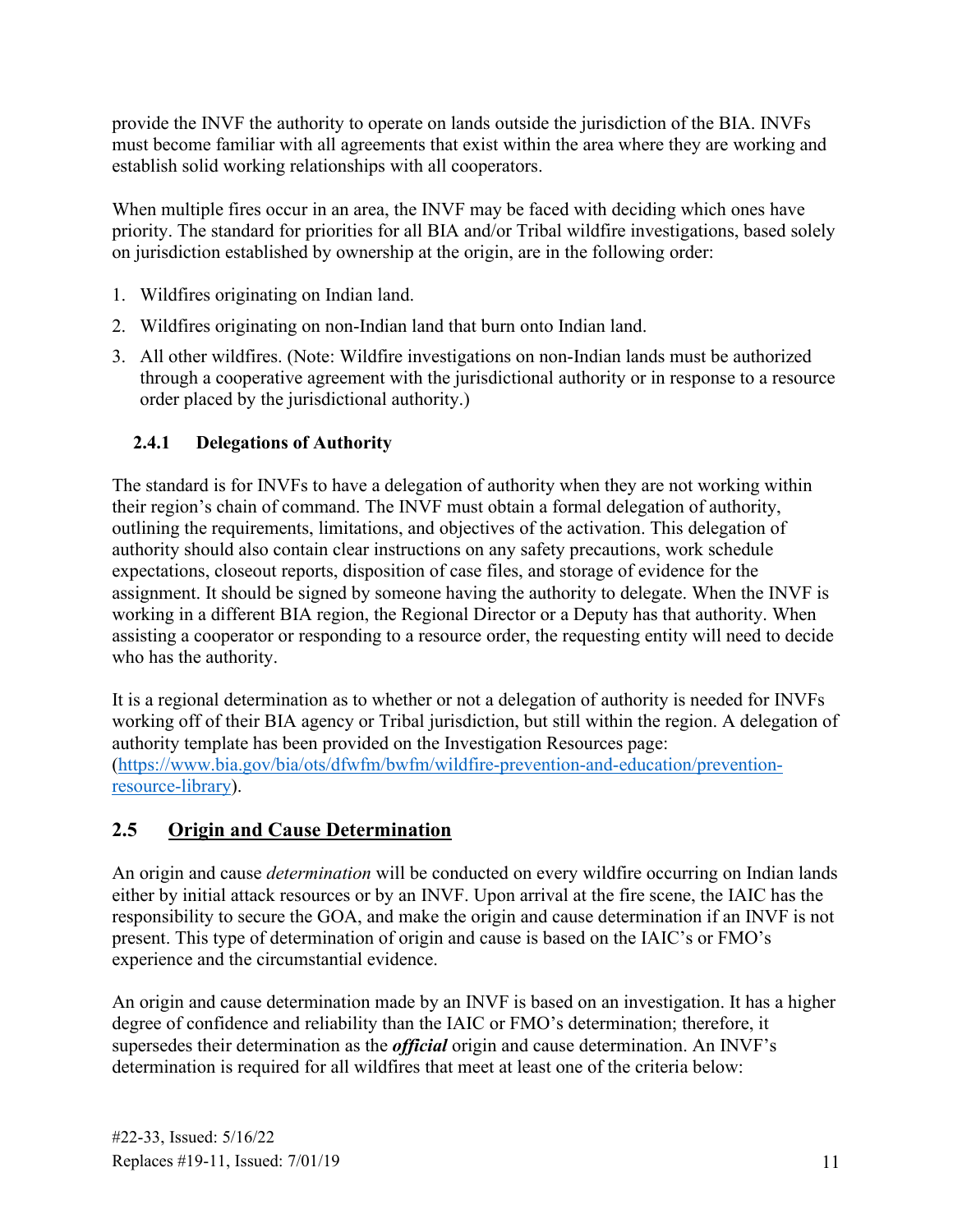provide the INVF the authority to operate on lands outside the jurisdiction of the BIA. INVFs must become familiar with all agreements that exist within the area where they are working and establish solid working relationships with all cooperators.

When multiple fires occur in an area, the INVF may be faced with deciding which ones have priority. The standard for priorities for all BIA and/or Tribal wildfire investigations, based solely on jurisdiction established by ownership at the origin, are in the following order:

1. Wildfires originating on Indian land.
2. Wildfires originating on non-Indian land that burn onto Indian land.
3. All other wildfires. (Note: Wildfire investigations on non-Indian lands must be authorized through a cooperative agreement with the jurisdictional authority or in response to a resource order placed by the jurisdictional authority.)

### 2.4.1 Delegations of Authority

The standard is for INVFs to have a delegation of authority when they are not working within their region's chain of command. The INVF must obtain a formal delegation of authority, outlining the requirements, limitations, and objectives of the activation. This delegation of authority should also contain clear instructions on any safety precautions, work schedule expectations, closeout reports, disposition of case files, and storage of evidence for the assignment. It should be signed by someone having the authority to delegate. When the INVF is working in a different BIA region, the Regional Director or a Deputy has that authority. When assisting a cooperator or responding to a resource order, the requesting entity will need to decide who has the authority.

It is a regional determination as to whether or not a delegation of authority is needed for INVFs working off of their BIA agency or Tribal jurisdiction, but still within the region. A delegation of authority template has been provided on the Investigation Resources page: (https://www.bia.gov/bia/ots/dfwfm/bwfm/wildfire-prevention-and-education/prevention-resource-library).

## 2.5 Origin and Cause Determination

An origin and cause *determination* will be conducted on every wildfire occurring on Indian lands either by initial attack resources or by an INVF. Upon arrival at the fire scene, the IAIC has the responsibility to secure the GOA, and make the origin and cause determination if an INVF is not present. This type of determination of origin and cause is based on the IAIC's or FMO's experience and the circumstantial evidence.

An origin and cause determination made by an INVF is based on an investigation. It has a higher degree of confidence and reliability than the IAIC or FMO's determination; therefore, it supersedes their determination as the ***official*** origin and cause determination. An INVF's determination is required for all wildfires that meet at least one of the criteria below:

#22-33, Issued: 5/16/22
Replaces #19-11, Issued: 7/01/19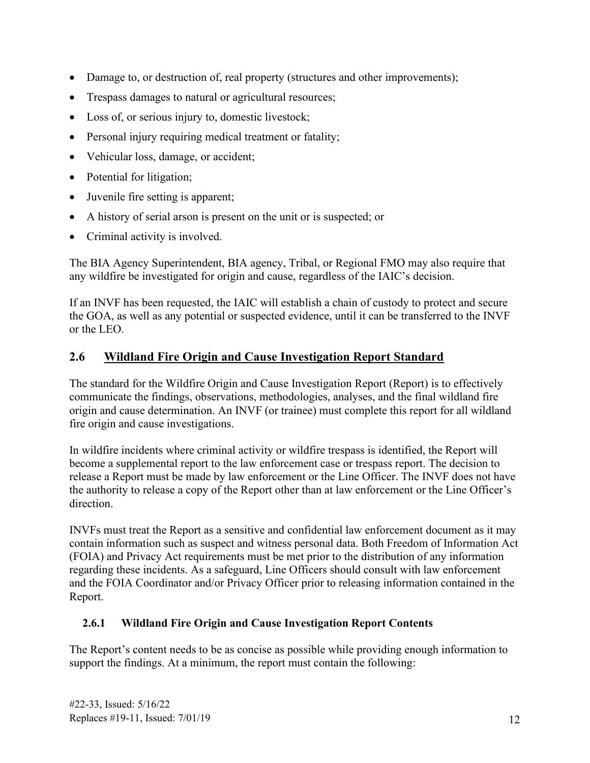- Damage to, or destruction of, real property (structures and other improvements);
- Trespass damages to natural or agricultural resources;
- Loss of, or serious injury to, domestic livestock;
- Personal injury requiring medical treatment or fatality;
- Vehicular loss, damage, or accident;
- Potential for litigation;
- Juvenile fire setting is apparent;
- A history of serial arson is present on the unit or is suspected; or
- Criminal activity is involved.

The BIA Agency Superintendent, BIA agency, Tribal, or Regional FMO may also require that any wildfire be investigated for origin and cause, regardless of the IAIC's decision.

If an INVF has been requested, the IAIC will establish a chain of custody to protect and secure the GOA, as well as any potential or suspected evidence, until it can be transferred to the INVF or the LEO.

## 2.6 Wildland Fire Origin and Cause Investigation Report Standard

The standard for the Wildfire Origin and Cause Investigation Report (Report) is to effectively communicate the findings, observations, methodologies, analyses, and the final wildland fire origin and cause determination. An INVF (or trainee) must complete this report for all wildland fire origin and cause investigations.

In wildfire incidents where criminal activity or wildfire trespass is identified, the Report will become a supplemental report to the law enforcement case or trespass report. The decision to release a Report must be made by law enforcement or the Line Officer. The INVF does not have the authority to release a copy of the Report other than at law enforcement or the Line Officer's direction.

INVFs must treat the Report as a sensitive and confidential law enforcement document as it may contain information such as suspect and witness personal data. Both Freedom of Information Act (FOIA) and Privacy Act requirements must be met prior to the distribution of any information regarding these incidents. As a safeguard, Line Officers should consult with law enforcement and the FOIA Coordinator and/or Privacy Officer prior to releasing information contained in the Report.

### 2.6.1 Wildland Fire Origin and Cause Investigation Report Contents

The Report's content needs to be as concise as possible while providing enough information to support the findings. At a minimum, the report must contain the following: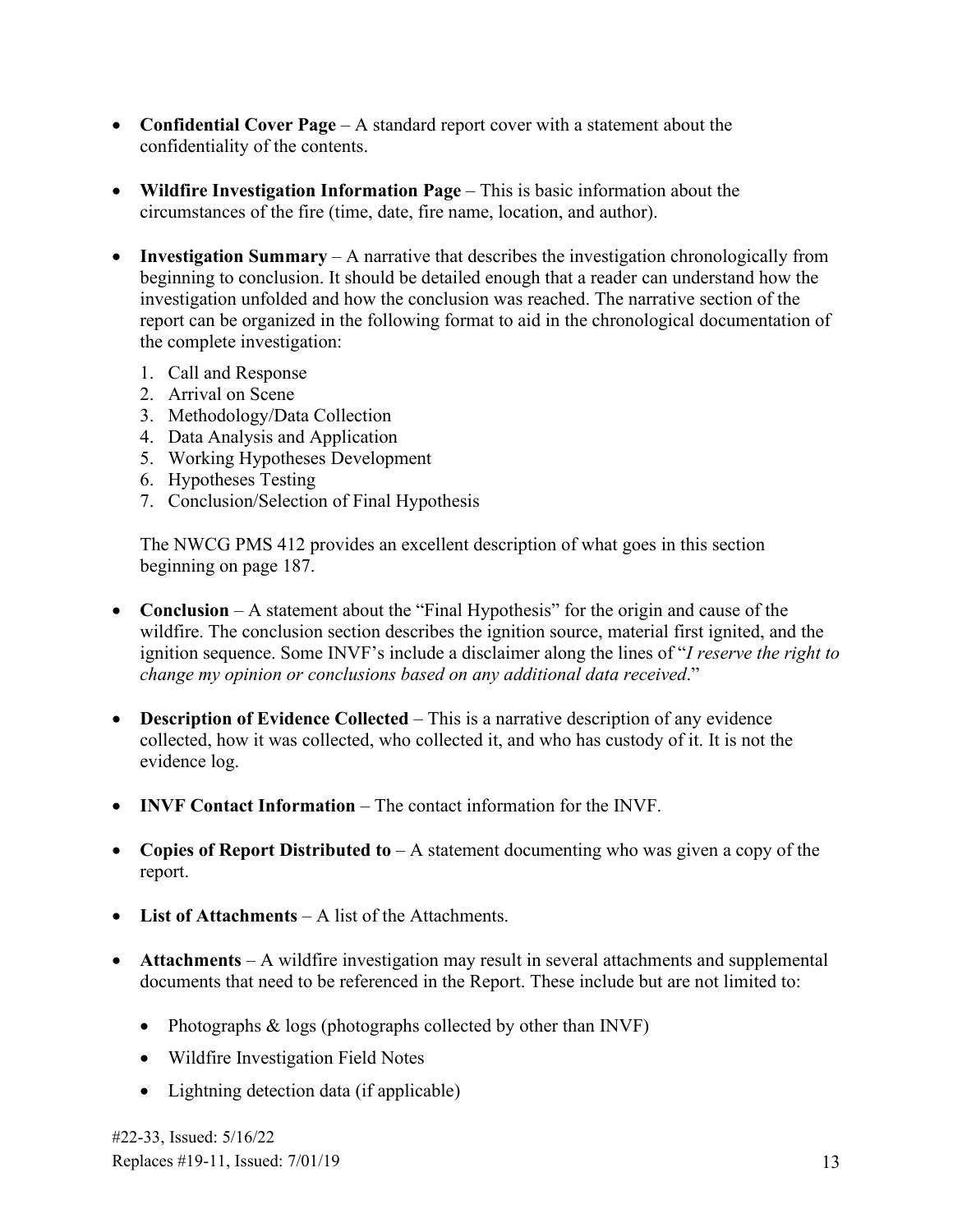- **Confidential Cover Page** – A standard report cover with a statement about the confidentiality of the contents.

- **Wildfire Investigation Information Page** – This is basic information about the circumstances of the fire (time, date, fire name, location, and author).

- **Investigation Summary** – A narrative that describes the investigation chronologically from beginning to conclusion. It should be detailed enough that a reader can understand how the investigation unfolded and how the conclusion was reached. The narrative section of the report can be organized in the following format to aid in the chronological documentation of the complete investigation:

  1. Call and Response
  2. Arrival on Scene
  3. Methodology/Data Collection
  4. Data Analysis and Application
  5. Working Hypotheses Development
  6. Hypotheses Testing
  7. Conclusion/Selection of Final Hypothesis

  The NWCG PMS 412 provides an excellent description of what goes in this section beginning on page 187.

- **Conclusion** – A statement about the "Final Hypothesis" for the origin and cause of the wildfire. The conclusion section describes the ignition source, material first ignited, and the ignition sequence. Some INVF's include a disclaimer along the lines of "*I reserve the right to change my opinion or conclusions based on any additional data received*."

- **Description of Evidence Collected** – This is a narrative description of any evidence collected, how it was collected, who collected it, and who has custody of it. It is not the evidence log.

- **INVF Contact Information** – The contact information for the INVF.

- **Copies of Report Distributed to** – A statement documenting who was given a copy of the report.

- **List of Attachments** – A list of the Attachments.

- **Attachments** – A wildfire investigation may result in several attachments and supplemental documents that need to be referenced in the Report. These include but are not limited to:

  - Photographs & logs (photographs collected by other than INVF)
  - Wildfire Investigation Field Notes
  - Lightning detection data (if applicable)

#22-33, Issued: 5/16/22
Replaces #19-11, Issued: 7/01/19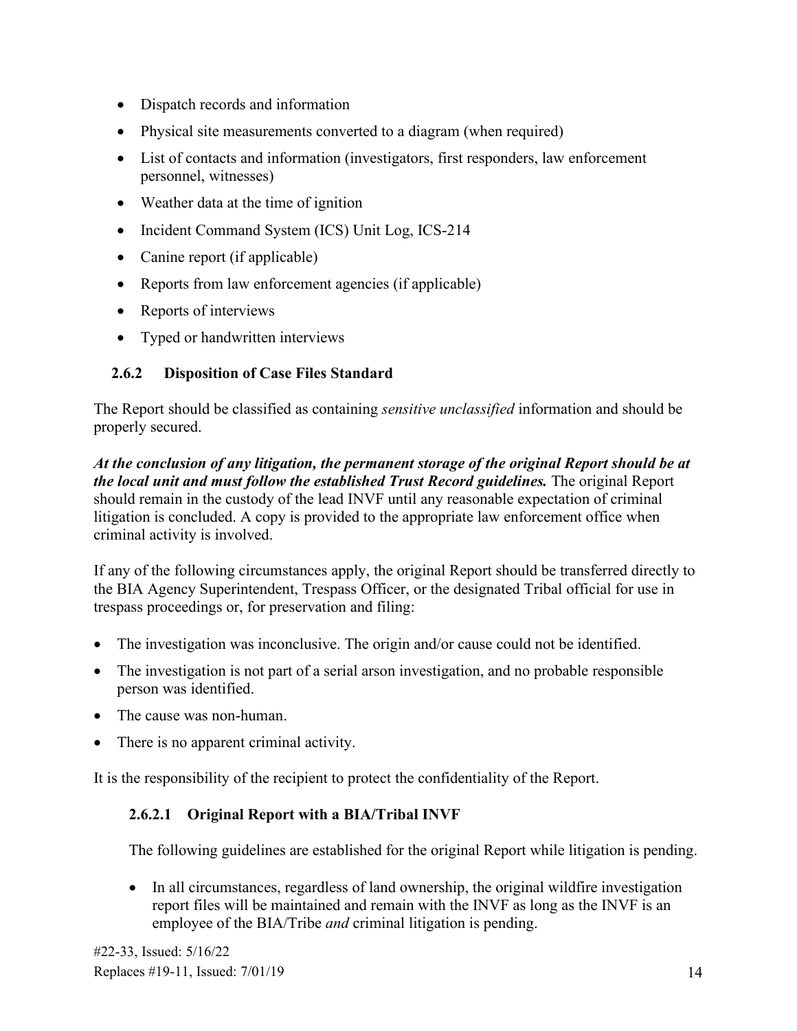- Dispatch records and information
- Physical site measurements converted to a diagram (when required)
- List of contacts and information (investigators, first responders, law enforcement personnel, witnesses)
- Weather data at the time of ignition
- Incident Command System (ICS) Unit Log, ICS-214
- Canine report (if applicable)
- Reports from law enforcement agencies (if applicable)
- Reports of interviews
- Typed or handwritten interviews

### 2.6.2 Disposition of Case Files Standard

The Report should be classified as containing *sensitive unclassified* information and should be properly secured.

***At the conclusion of any litigation, the permanent storage of the original Report should be at the local unit and must follow the established Trust Record guidelines.*** The original Report should remain in the custody of the lead INVF until any reasonable expectation of criminal litigation is concluded. A copy is provided to the appropriate law enforcement office when criminal activity is involved.

If any of the following circumstances apply, the original Report should be transferred directly to the BIA Agency Superintendent, Trespass Officer, or the designated Tribal official for use in trespass proceedings or, for preservation and filing:

- The investigation was inconclusive. The origin and/or cause could not be identified.
- The investigation is not part of a serial arson investigation, and no probable responsible person was identified.
- The cause was non-human.
- There is no apparent criminal activity.

It is the responsibility of the recipient to protect the confidentiality of the Report.

#### 2.6.2.1 Original Report with a BIA/Tribal INVF

The following guidelines are established for the original Report while litigation is pending.

- In all circumstances, regardless of land ownership, the original wildfire investigation report files will be maintained and remain with the INVF as long as the INVF is an employee of the BIA/Tribe *and* criminal litigation is pending.

#22-33, Issued: 5/16/22
Replaces #19-11, Issued: 7/01/19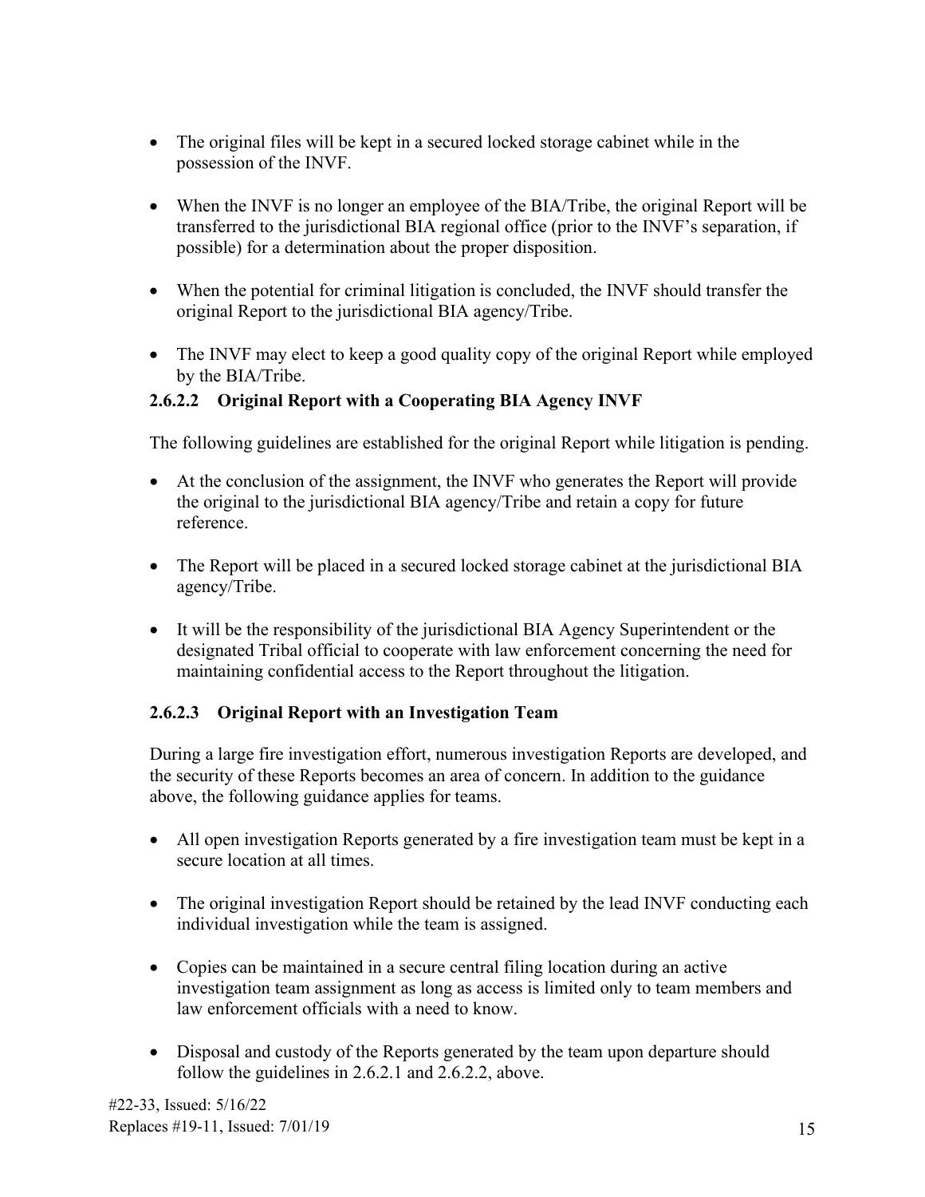- The original files will be kept in a secured locked storage cabinet while in the possession of the INVF.
- When the INVF is no longer an employee of the BIA/Tribe, the original Report will be transferred to the jurisdictional BIA regional office (prior to the INVF's separation, if possible) for a determination about the proper disposition.
- When the potential for criminal litigation is concluded, the INVF should transfer the original Report to the jurisdictional BIA agency/Tribe.
- The INVF may elect to keep a good quality copy of the original Report while employed by the BIA/Tribe.

#### 2.6.2.2 Original Report with a Cooperating BIA Agency INVF

The following guidelines are established for the original Report while litigation is pending.

- At the conclusion of the assignment, the INVF who generates the Report will provide the original to the jurisdictional BIA agency/Tribe and retain a copy for future reference.
- The Report will be placed in a secured locked storage cabinet at the jurisdictional BIA agency/Tribe.
- It will be the responsibility of the jurisdictional BIA Agency Superintendent or the designated Tribal official to cooperate with law enforcement concerning the need for maintaining confidential access to the Report throughout the litigation.

#### 2.6.2.3 Original Report with an Investigation Team

During a large fire investigation effort, numerous investigation Reports are developed, and the security of these Reports becomes an area of concern. In addition to the guidance above, the following guidance applies for teams.

- All open investigation Reports generated by a fire investigation team must be kept in a secure location at all times.
- The original investigation Report should be retained by the lead INVF conducting each individual investigation while the team is assigned.
- Copies can be maintained in a secure central filing location during an active investigation team assignment as long as access is limited only to team members and law enforcement officials with a need to know.
- Disposal and custody of the Reports generated by the team upon departure should follow the guidelines in 2.6.2.1 and 2.6.2.2, above.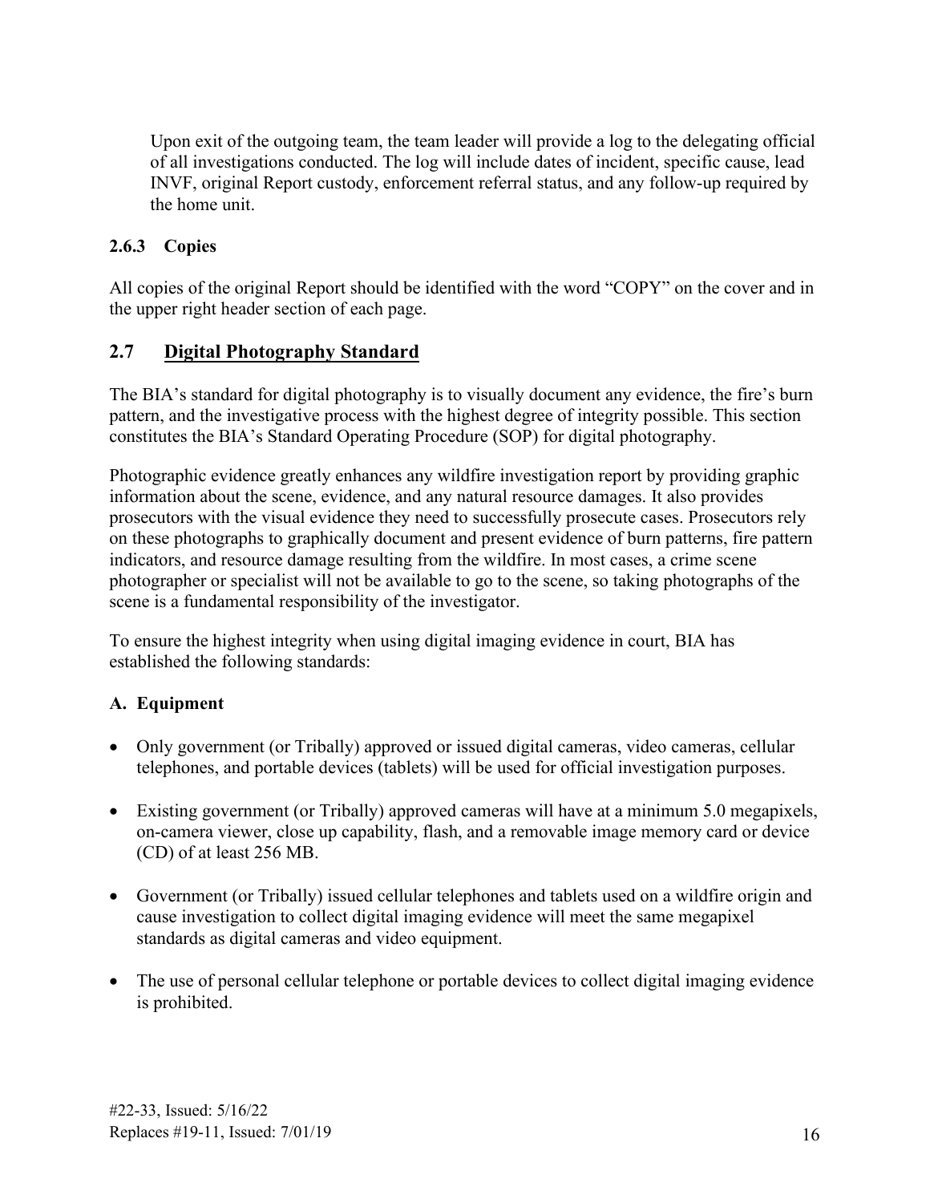Upon exit of the outgoing team, the team leader will provide a log to the delegating official of all investigations conducted. The log will include dates of incident, specific cause, lead INVF, original Report custody, enforcement referral status, and any follow-up required by the home unit.

### 2.6.3 Copies

All copies of the original Report should be identified with the word "COPY" on the cover and in the upper right header section of each page.

## 2.7 Digital Photography Standard

The BIA's standard for digital photography is to visually document any evidence, the fire's burn pattern, and the investigative process with the highest degree of integrity possible. This section constitutes the BIA's Standard Operating Procedure (SOP) for digital photography.

Photographic evidence greatly enhances any wildfire investigation report by providing graphic information about the scene, evidence, and any natural resource damages. It also provides prosecutors with the visual evidence they need to successfully prosecute cases. Prosecutors rely on these photographs to graphically document and present evidence of burn patterns, fire pattern indicators, and resource damage resulting from the wildfire. In most cases, a crime scene photographer or specialist will not be available to go to the scene, so taking photographs of the scene is a fundamental responsibility of the investigator.

To ensure the highest integrity when using digital imaging evidence in court, BIA has established the following standards:

### A. Equipment

- Only government (or Tribally) approved or issued digital cameras, video cameras, cellular telephones, and portable devices (tablets) will be used for official investigation purposes.
- Existing government (or Tribally) approved cameras will have at a minimum 5.0 megapixels, on-camera viewer, close up capability, flash, and a removable image memory card or device (CD) of at least 256 MB.
- Government (or Tribally) issued cellular telephones and tablets used on a wildfire origin and cause investigation to collect digital imaging evidence will meet the same megapixel standards as digital cameras and video equipment.
- The use of personal cellular telephone or portable devices to collect digital imaging evidence is prohibited.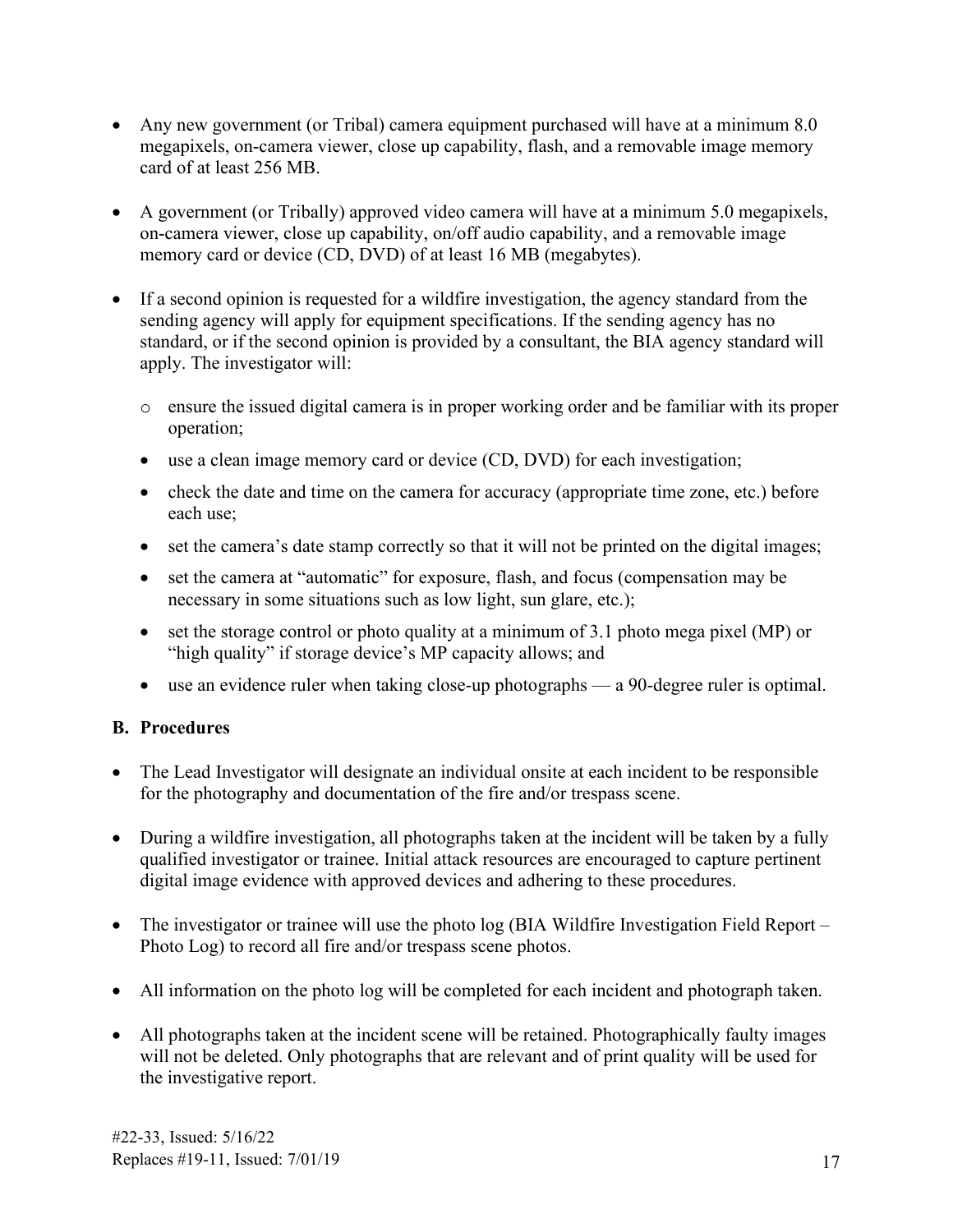- Any new government (or Tribal) camera equipment purchased will have at a minimum 8.0 megapixels, on-camera viewer, close up capability, flash, and a removable image memory card of at least 256 MB.

- A government (or Tribally) approved video camera will have at a minimum 5.0 megapixels, on-camera viewer, close up capability, on/off audio capability, and a removable image memory card or device (CD, DVD) of at least 16 MB (megabytes).

- If a second opinion is requested for a wildfire investigation, the agency standard from the sending agency will apply for equipment specifications. If the sending agency has no standard, or if the second opinion is provided by a consultant, the BIA agency standard will apply. The investigator will:

  - ensure the issued digital camera is in proper working order and be familiar with its proper operation;
  - use a clean image memory card or device (CD, DVD) for each investigation;
  - check the date and time on the camera for accuracy (appropriate time zone, etc.) before each use;
  - set the camera's date stamp correctly so that it will not be printed on the digital images;
  - set the camera at "automatic" for exposure, flash, and focus (compensation may be necessary in some situations such as low light, sun glare, etc.);
  - set the storage control or photo quality at a minimum of 3.1 photo mega pixel (MP) or "high quality" if storage device's MP capacity allows; and
  - use an evidence ruler when taking close-up photographs — a 90-degree ruler is optimal.

**B. Procedures**

- The Lead Investigator will designate an individual onsite at each incident to be responsible for the photography and documentation of the fire and/or trespass scene.

- During a wildfire investigation, all photographs taken at the incident will be taken by a fully qualified investigator or trainee. Initial attack resources are encouraged to capture pertinent digital image evidence with approved devices and adhering to these procedures.

- The investigator or trainee will use the photo log (BIA Wildfire Investigation Field Report – Photo Log) to record all fire and/or trespass scene photos.

- All information on the photo log will be completed for each incident and photograph taken.

- All photographs taken at the incident scene will be retained. Photographically faulty images will not be deleted. Only photographs that are relevant and of print quality will be used for the investigative report.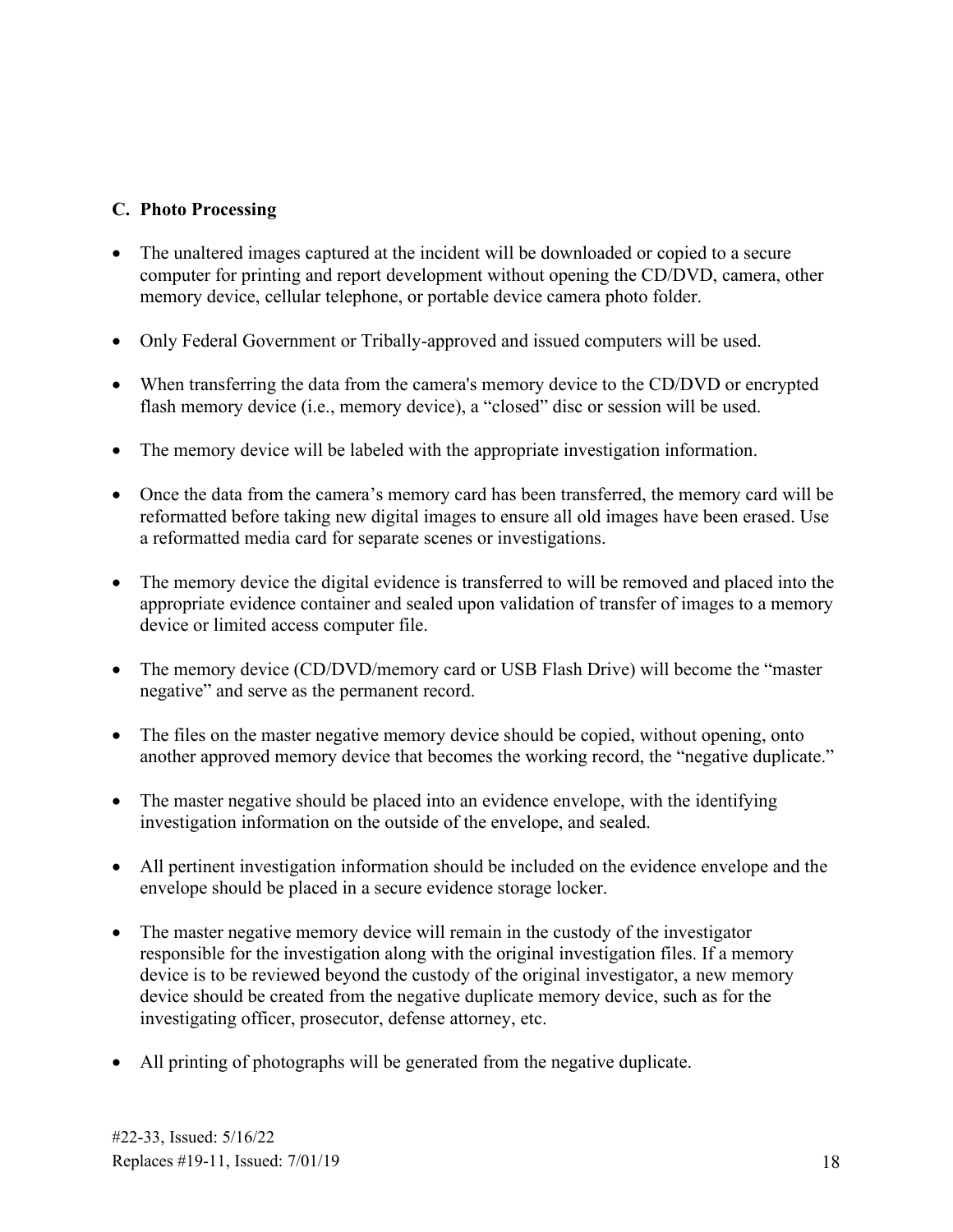### C. Photo Processing

- The unaltered images captured at the incident will be downloaded or copied to a secure computer for printing and report development without opening the CD/DVD, camera, other memory device, cellular telephone, or portable device camera photo folder.

- Only Federal Government or Tribally-approved and issued computers will be used.

- When transferring the data from the camera's memory device to the CD/DVD or encrypted flash memory device (i.e., memory device), a “closed” disc or session will be used.

- The memory device will be labeled with the appropriate investigation information.

- Once the data from the camera’s memory card has been transferred, the memory card will be reformatted before taking new digital images to ensure all old images have been erased. Use a reformatted media card for separate scenes or investigations.

- The memory device the digital evidence is transferred to will be removed and placed into the appropriate evidence container and sealed upon validation of transfer of images to a memory device or limited access computer file.

- The memory device (CD/DVD/memory card or USB Flash Drive) will become the “master negative” and serve as the permanent record.

- The files on the master negative memory device should be copied, without opening, onto another approved memory device that becomes the working record, the “negative duplicate.”

- The master negative should be placed into an evidence envelope, with the identifying investigation information on the outside of the envelope, and sealed.

- All pertinent investigation information should be included on the evidence envelope and the envelope should be placed in a secure evidence storage locker.

- The master negative memory device will remain in the custody of the investigator responsible for the investigation along with the original investigation files. If a memory device is to be reviewed beyond the custody of the original investigator, a new memory device should be created from the negative duplicate memory device, such as for the investigating officer, prosecutor, defense attorney, etc.

- All printing of photographs will be generated from the negative duplicate.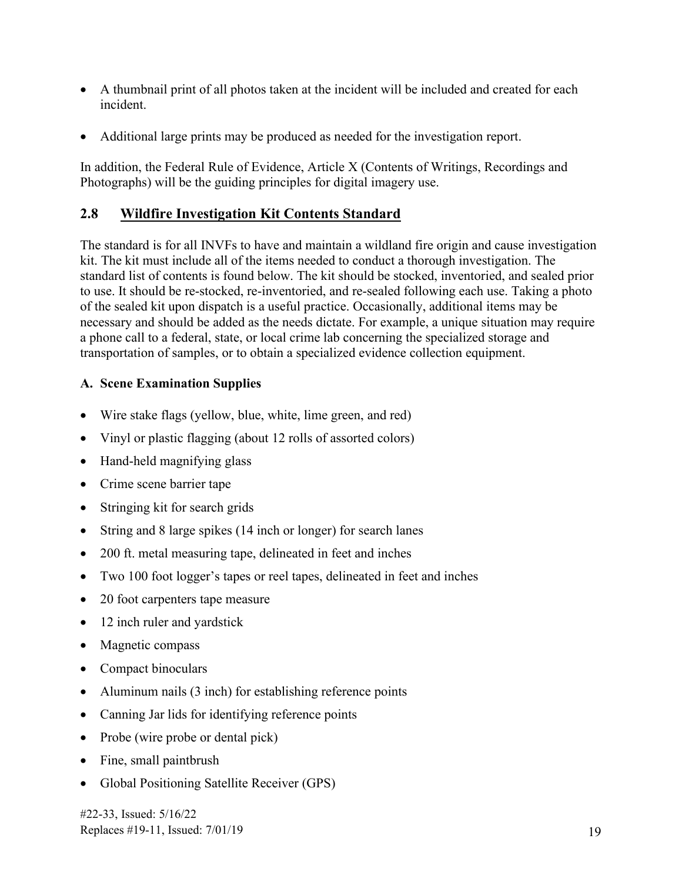- A thumbnail print of all photos taken at the incident will be included and created for each incident.
- Additional large prints may be produced as needed for the investigation report.

In addition, the Federal Rule of Evidence, Article X (Contents of Writings, Recordings and Photographs) will be the guiding principles for digital imagery use.

## 2.8 Wildfire Investigation Kit Contents Standard

The standard is for all INVFs to have and maintain a wildland fire origin and cause investigation kit. The kit must include all of the items needed to conduct a thorough investigation. The standard list of contents is found below. The kit should be stocked, inventoried, and sealed prior to use. It should be re-stocked, re-inventoried, and re-sealed following each use. Taking a photo of the sealed kit upon dispatch is a useful practice. Occasionally, additional items may be necessary and should be added as the needs dictate. For example, a unique situation may require a phone call to a federal, state, or local crime lab concerning the specialized storage and transportation of samples, or to obtain a specialized evidence collection equipment.

### A. Scene Examination Supplies

- Wire stake flags (yellow, blue, white, lime green, and red)
- Vinyl or plastic flagging (about 12 rolls of assorted colors)
- Hand-held magnifying glass
- Crime scene barrier tape
- Stringing kit for search grids
- String and 8 large spikes (14 inch or longer) for search lanes
- 200 ft. metal measuring tape, delineated in feet and inches
- Two 100 foot logger's tapes or reel tapes, delineated in feet and inches
- 20 foot carpenters tape measure
- 12 inch ruler and yardstick
- Magnetic compass
- Compact binoculars
- Aluminum nails (3 inch) for establishing reference points
- Canning Jar lids for identifying reference points
- Probe (wire probe or dental pick)
- Fine, small paintbrush
- Global Positioning Satellite Receiver (GPS)

#22-33, Issued: 5/16/22
Replaces #19-11, Issued: 7/01/19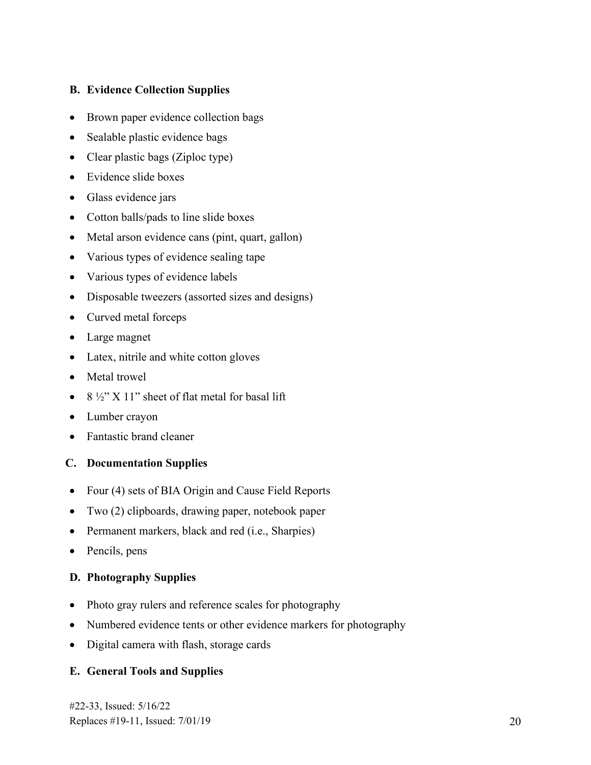### B. Evidence Collection Supplies

- Brown paper evidence collection bags
- Sealable plastic evidence bags
- Clear plastic bags (Ziploc type)
- Evidence slide boxes
- Glass evidence jars
- Cotton balls/pads to line slide boxes
- Metal arson evidence cans (pint, quart, gallon)
- Various types of evidence sealing tape
- Various types of evidence labels
- Disposable tweezers (assorted sizes and designs)
- Curved metal forceps
- Large magnet
- Latex, nitrile and white cotton gloves
- Metal trowel
- 8 ½" X 11" sheet of flat metal for basal lift
- Lumber crayon
- Fantastic brand cleaner

### C. Documentation Supplies

- Four (4) sets of BIA Origin and Cause Field Reports
- Two (2) clipboards, drawing paper, notebook paper
- Permanent markers, black and red (i.e., Sharpies)
- Pencils, pens

### D. Photography Supplies

- Photo gray rulers and reference scales for photography
- Numbered evidence tents or other evidence markers for photography
- Digital camera with flash, storage cards

### E. General Tools and Supplies

#22-33, Issued: 5/16/22
Replaces #19-11, Issued: 7/01/19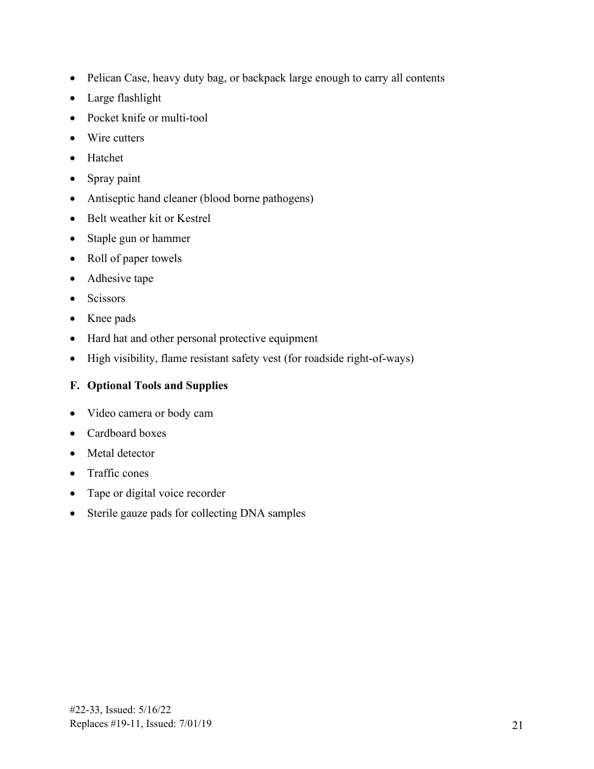- Pelican Case, heavy duty bag, or backpack large enough to carry all contents
- Large flashlight
- Pocket knife or multi-tool
- Wire cutters
- Hatchet
- Spray paint
- Antiseptic hand cleaner (blood borne pathogens)
- Belt weather kit or Kestrel
- Staple gun or hammer
- Roll of paper towels
- Adhesive tape
- Scissors
- Knee pads
- Hard hat and other personal protective equipment
- High visibility, flame resistant safety vest (for roadside right-of-ways)

### F. Optional Tools and Supplies

- Video camera or body cam
- Cardboard boxes
- Metal detector
- Traffic cones
- Tape or digital voice recorder
- Sterile gauze pads for collecting DNA samples

#22-33, Issued: 5/16/22
Replaces #19-11, Issued: 7/01/19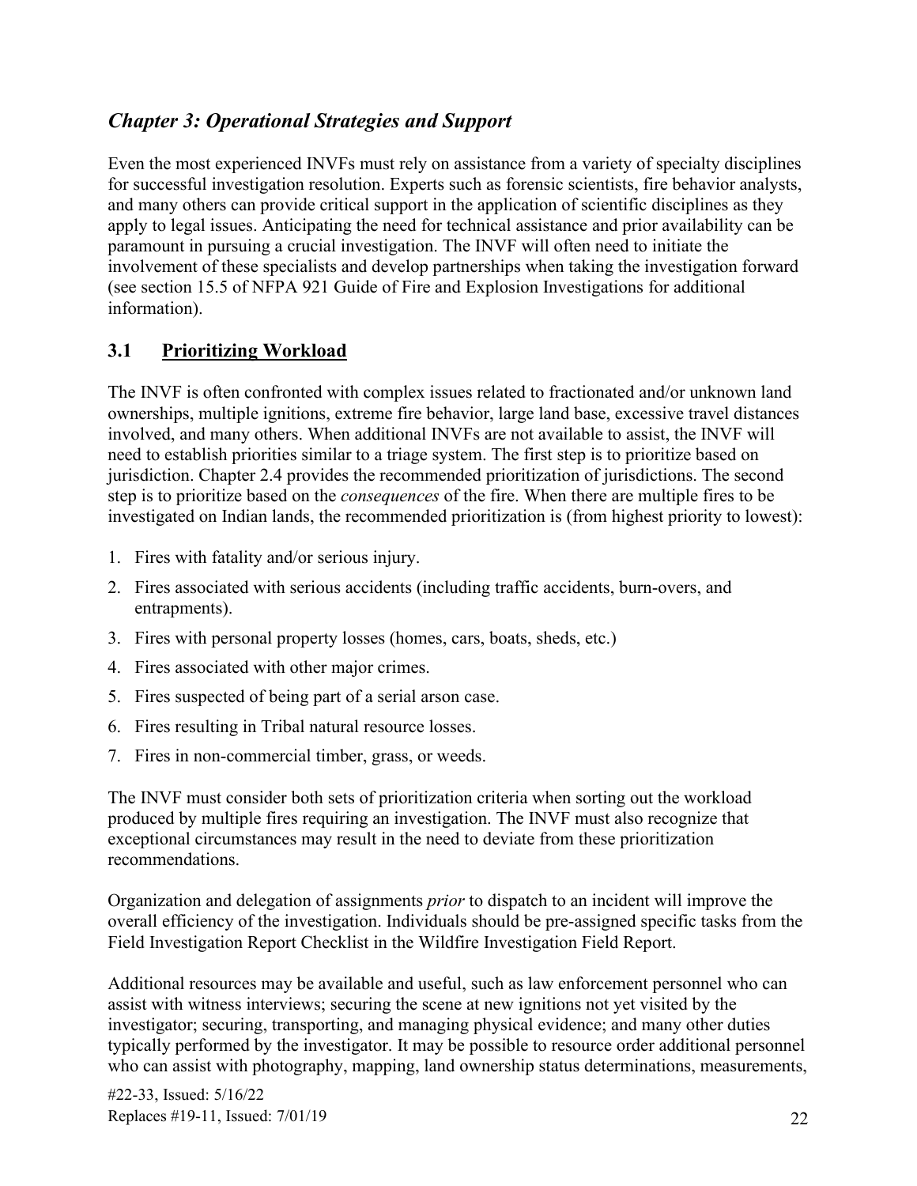## *Chapter 3: Operational Strategies and Support*

Even the most experienced INVFs must rely on assistance from a variety of specialty disciplines for successful investigation resolution. Experts such as forensic scientists, fire behavior analysts, and many others can provide critical support in the application of scientific disciplines as they apply to legal issues. Anticipating the need for technical assistance and prior availability can be paramount in pursuing a crucial investigation. The INVF will often need to initiate the involvement of these specialists and develop partnerships when taking the investigation forward (see section 15.5 of NFPA 921 Guide of Fire and Explosion Investigations for additional information).

### 3.1 Prioritizing Workload

The INVF is often confronted with complex issues related to fractionated and/or unknown land ownerships, multiple ignitions, extreme fire behavior, large land base, excessive travel distances involved, and many others. When additional INVFs are not available to assist, the INVF will need to establish priorities similar to a triage system. The first step is to prioritize based on jurisdiction. Chapter 2.4 provides the recommended prioritization of jurisdictions. The second step is to prioritize based on the *consequences* of the fire. When there are multiple fires to be investigated on Indian lands, the recommended prioritization is (from highest priority to lowest):

1. Fires with fatality and/or serious injury.
2. Fires associated with serious accidents (including traffic accidents, burn-overs, and entrapments).
3. Fires with personal property losses (homes, cars, boats, sheds, etc.)
4. Fires associated with other major crimes.
5. Fires suspected of being part of a serial arson case.
6. Fires resulting in Tribal natural resource losses.
7. Fires in non-commercial timber, grass, or weeds.

The INVF must consider both sets of prioritization criteria when sorting out the workload produced by multiple fires requiring an investigation. The INVF must also recognize that exceptional circumstances may result in the need to deviate from these prioritization recommendations.

Organization and delegation of assignments *prior* to dispatch to an incident will improve the overall efficiency of the investigation. Individuals should be pre-assigned specific tasks from the Field Investigation Report Checklist in the Wildfire Investigation Field Report.

Additional resources may be available and useful, such as law enforcement personnel who can assist with witness interviews; securing the scene at new ignitions not yet visited by the investigator; securing, transporting, and managing physical evidence; and many other duties typically performed by the investigator. It may be possible to resource order additional personnel who can assist with photography, mapping, land ownership status determinations, measurements,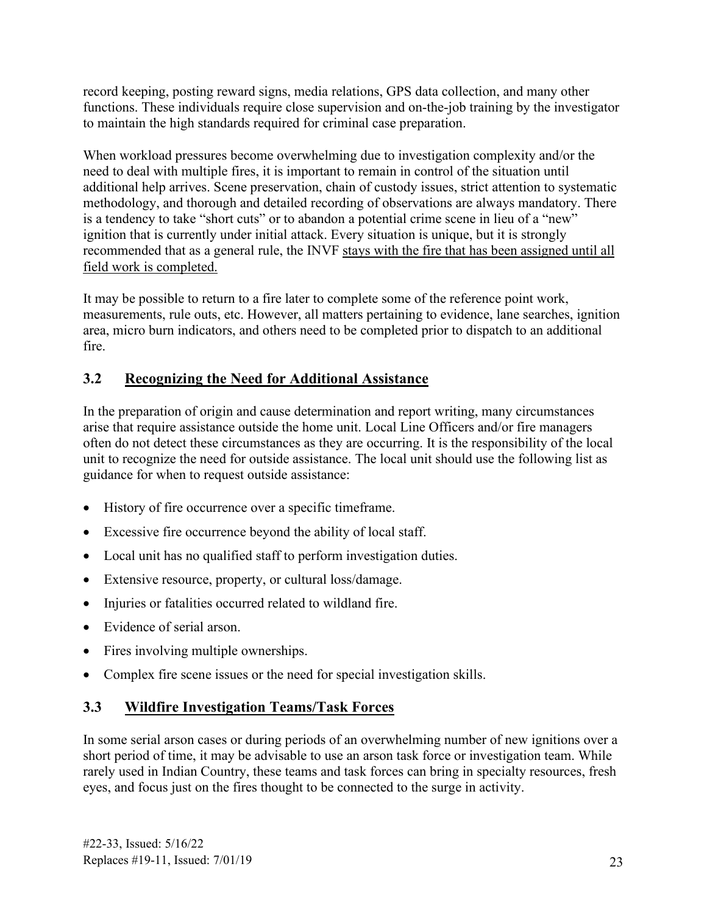record keeping, posting reward signs, media relations, GPS data collection, and many other functions. These individuals require close supervision and on-the-job training by the investigator to maintain the high standards required for criminal case preparation.

When workload pressures become overwhelming due to investigation complexity and/or the need to deal with multiple fires, it is important to remain in control of the situation until additional help arrives. Scene preservation, chain of custody issues, strict attention to systematic methodology, and thorough and detailed recording of observations are always mandatory. There is a tendency to take "short cuts" or to abandon a potential crime scene in lieu of a "new" ignition that is currently under initial attack. Every situation is unique, but it is strongly recommended that as a general rule, the INVF stays with the fire that has been assigned until all field work is completed.

It may be possible to return to a fire later to complete some of the reference point work, measurements, rule outs, etc. However, all matters pertaining to evidence, lane searches, ignition area, micro burn indicators, and others need to be completed prior to dispatch to an additional fire.

## 3.2 Recognizing the Need for Additional Assistance

In the preparation of origin and cause determination and report writing, many circumstances arise that require assistance outside the home unit. Local Line Officers and/or fire managers often do not detect these circumstances as they are occurring. It is the responsibility of the local unit to recognize the need for outside assistance. The local unit should use the following list as guidance for when to request outside assistance:

- History of fire occurrence over a specific timeframe.
- Excessive fire occurrence beyond the ability of local staff.
- Local unit has no qualified staff to perform investigation duties.
- Extensive resource, property, or cultural loss/damage.
- Injuries or fatalities occurred related to wildland fire.
- Evidence of serial arson.
- Fires involving multiple ownerships.
- Complex fire scene issues or the need for special investigation skills.

## 3.3 Wildfire Investigation Teams/Task Forces

In some serial arson cases or during periods of an overwhelming number of new ignitions over a short period of time, it may be advisable to use an arson task force or investigation team. While rarely used in Indian Country, these teams and task forces can bring in specialty resources, fresh eyes, and focus just on the fires thought to be connected to the surge in activity.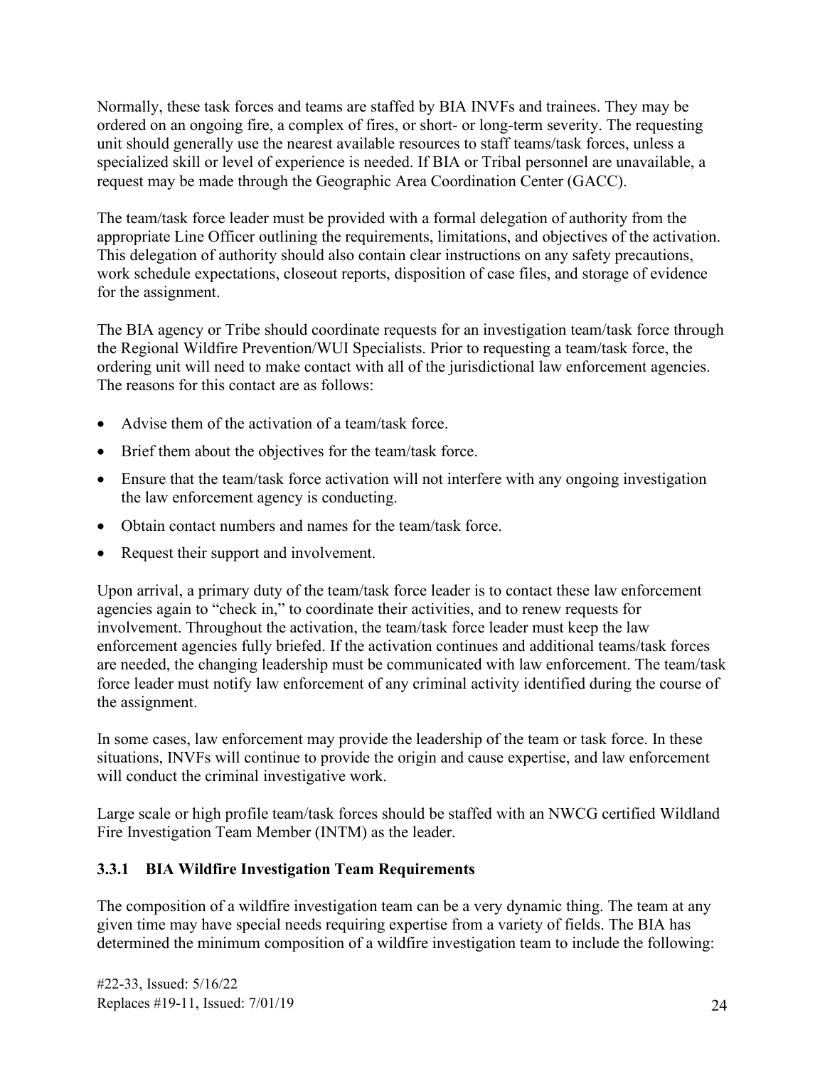Normally, these task forces and teams are staffed by BIA INVFs and trainees. They may be ordered on an ongoing fire, a complex of fires, or short- or long-term severity. The requesting unit should generally use the nearest available resources to staff teams/task forces, unless a specialized skill or level of experience is needed. If BIA or Tribal personnel are unavailable, a request may be made through the Geographic Area Coordination Center (GACC).

The team/task force leader must be provided with a formal delegation of authority from the appropriate Line Officer outlining the requirements, limitations, and objectives of the activation. This delegation of authority should also contain clear instructions on any safety precautions, work schedule expectations, closeout reports, disposition of case files, and storage of evidence for the assignment.

The BIA agency or Tribe should coordinate requests for an investigation team/task force through the Regional Wildfire Prevention/WUI Specialists. Prior to requesting a team/task force, the ordering unit will need to make contact with all of the jurisdictional law enforcement agencies. The reasons for this contact are as follows:

- Advise them of the activation of a team/task force.
- Brief them about the objectives for the team/task force.
- Ensure that the team/task force activation will not interfere with any ongoing investigation the law enforcement agency is conducting.
- Obtain contact numbers and names for the team/task force.
- Request their support and involvement.

Upon arrival, a primary duty of the team/task force leader is to contact these law enforcement agencies again to "check in," to coordinate their activities, and to renew requests for involvement. Throughout the activation, the team/task force leader must keep the law enforcement agencies fully briefed. If the activation continues and additional teams/task forces are needed, the changing leadership must be communicated with law enforcement. The team/task force leader must notify law enforcement of any criminal activity identified during the course of the assignment.

In some cases, law enforcement may provide the leadership of the team or task force. In these situations, INVFs will continue to provide the origin and cause expertise, and law enforcement will conduct the criminal investigative work.

Large scale or high profile team/task forces should be staffed with an NWCG certified Wildland Fire Investigation Team Member (INTM) as the leader.

### 3.3.1 BIA Wildfire Investigation Team Requirements

The composition of a wildfire investigation team can be a very dynamic thing. The team at any given time may have special needs requiring expertise from a variety of fields. The BIA has determined the minimum composition of a wildfire investigation team to include the following: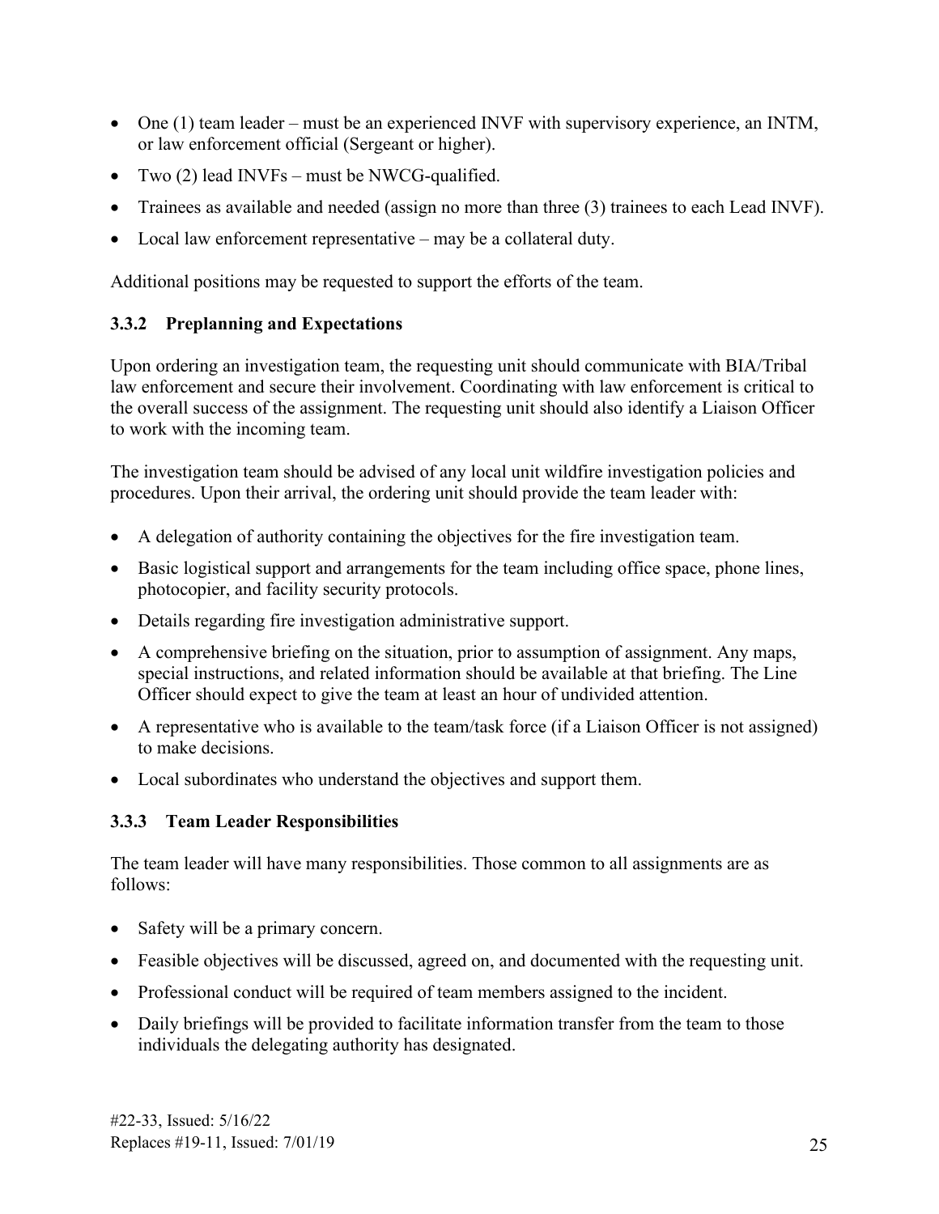- One (1) team leader – must be an experienced INVF with supervisory experience, an INTM, or law enforcement official (Sergeant or higher).
- Two (2) lead INVFs – must be NWCG-qualified.
- Trainees as available and needed (assign no more than three (3) trainees to each Lead INVF).
- Local law enforcement representative – may be a collateral duty.

Additional positions may be requested to support the efforts of the team.

### 3.3.2 Preplanning and Expectations

Upon ordering an investigation team, the requesting unit should communicate with BIA/Tribal law enforcement and secure their involvement. Coordinating with law enforcement is critical to the overall success of the assignment. The requesting unit should also identify a Liaison Officer to work with the incoming team.

The investigation team should be advised of any local unit wildfire investigation policies and procedures. Upon their arrival, the ordering unit should provide the team leader with:

- A delegation of authority containing the objectives for the fire investigation team.
- Basic logistical support and arrangements for the team including office space, phone lines, photocopier, and facility security protocols.
- Details regarding fire investigation administrative support.
- A comprehensive briefing on the situation, prior to assumption of assignment. Any maps, special instructions, and related information should be available at that briefing. The Line Officer should expect to give the team at least an hour of undivided attention.
- A representative who is available to the team/task force (if a Liaison Officer is not assigned) to make decisions.
- Local subordinates who understand the objectives and support them.

### 3.3.3 Team Leader Responsibilities

The team leader will have many responsibilities. Those common to all assignments are as follows:

- Safety will be a primary concern.
- Feasible objectives will be discussed, agreed on, and documented with the requesting unit.
- Professional conduct will be required of team members assigned to the incident.
- Daily briefings will be provided to facilitate information transfer from the team to those individuals the delegating authority has designated.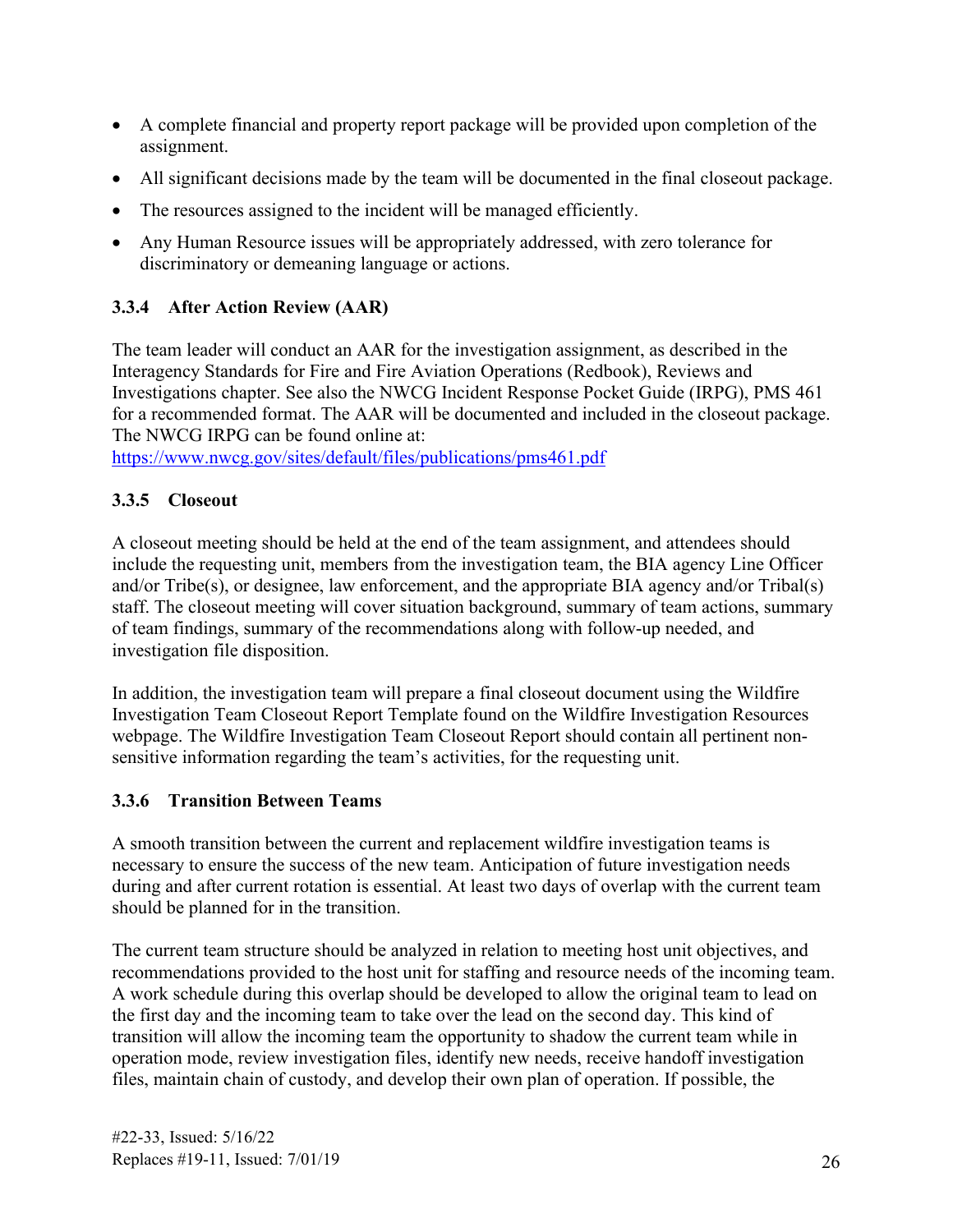- A complete financial and property report package will be provided upon completion of the assignment.
- All significant decisions made by the team will be documented in the final closeout package.
- The resources assigned to the incident will be managed efficiently.
- Any Human Resource issues will be appropriately addressed, with zero tolerance for discriminatory or demeaning language or actions.

### 3.3.4 After Action Review (AAR)

The team leader will conduct an AAR for the investigation assignment, as described in the Interagency Standards for Fire and Fire Aviation Operations (Redbook), Reviews and Investigations chapter. See also the NWCG Incident Response Pocket Guide (IRPG), PMS 461 for a recommended format. The AAR will be documented and included in the closeout package. The NWCG IRPG can be found online at:
https://www.nwcg.gov/sites/default/files/publications/pms461.pdf

### 3.3.5 Closeout

A closeout meeting should be held at the end of the team assignment, and attendees should include the requesting unit, members from the investigation team, the BIA agency Line Officer and/or Tribe(s), or designee, law enforcement, and the appropriate BIA agency and/or Tribal(s) staff. The closeout meeting will cover situation background, summary of team actions, summary of team findings, summary of the recommendations along with follow-up needed, and investigation file disposition.

In addition, the investigation team will prepare a final closeout document using the Wildfire Investigation Team Closeout Report Template found on the Wildfire Investigation Resources webpage. The Wildfire Investigation Team Closeout Report should contain all pertinent non-sensitive information regarding the team's activities, for the requesting unit.

### 3.3.6 Transition Between Teams

A smooth transition between the current and replacement wildfire investigation teams is necessary to ensure the success of the new team. Anticipation of future investigation needs during and after current rotation is essential. At least two days of overlap with the current team should be planned for in the transition.

The current team structure should be analyzed in relation to meeting host unit objectives, and recommendations provided to the host unit for staffing and resource needs of the incoming team. A work schedule during this overlap should be developed to allow the original team to lead on the first day and the incoming team to take over the lead on the second day. This kind of transition will allow the incoming team the opportunity to shadow the current team while in operation mode, review investigation files, identify new needs, receive handoff investigation files, maintain chain of custody, and develop their own plan of operation. If possible, the

#22-33, Issued: 5/16/22
Replaces #19-11, Issued: 7/01/19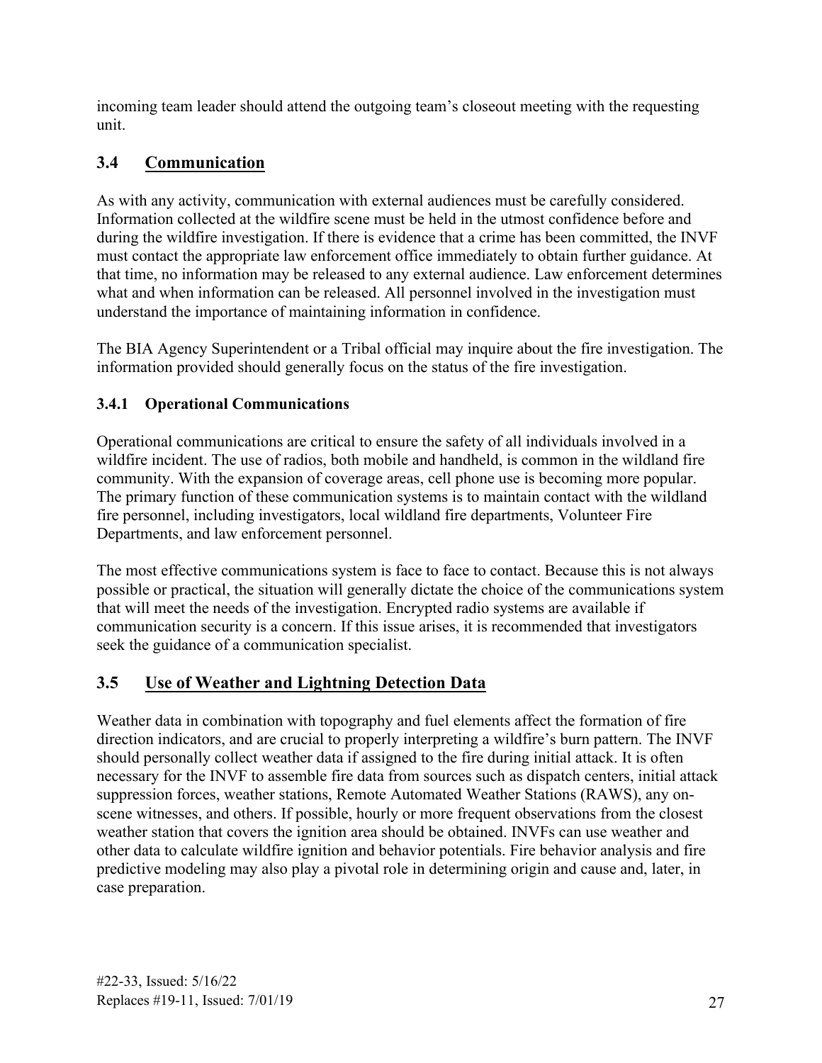incoming team leader should attend the outgoing team's closeout meeting with the requesting unit.

## 3.4 Communication

As with any activity, communication with external audiences must be carefully considered. Information collected at the wildfire scene must be held in the utmost confidence before and during the wildfire investigation. If there is evidence that a crime has been committed, the INVF must contact the appropriate law enforcement office immediately to obtain further guidance. At that time, no information may be released to any external audience. Law enforcement determines what and when information can be released. All personnel involved in the investigation must understand the importance of maintaining information in confidence.

The BIA Agency Superintendent or a Tribal official may inquire about the fire investigation. The information provided should generally focus on the status of the fire investigation.

### 3.4.1 Operational Communications

Operational communications are critical to ensure the safety of all individuals involved in a wildfire incident. The use of radios, both mobile and handheld, is common in the wildland fire community. With the expansion of coverage areas, cell phone use is becoming more popular. The primary function of these communication systems is to maintain contact with the wildland fire personnel, including investigators, local wildland fire departments, Volunteer Fire Departments, and law enforcement personnel.

The most effective communications system is face to face to contact. Because this is not always possible or practical, the situation will generally dictate the choice of the communications system that will meet the needs of the investigation. Encrypted radio systems are available if communication security is a concern. If this issue arises, it is recommended that investigators seek the guidance of a communication specialist.

## 3.5 Use of Weather and Lightning Detection Data

Weather data in combination with topography and fuel elements affect the formation of fire direction indicators, and are crucial to properly interpreting a wildfire's burn pattern. The INVF should personally collect weather data if assigned to the fire during initial attack. It is often necessary for the INVF to assemble fire data from sources such as dispatch centers, initial attack suppression forces, weather stations, Remote Automated Weather Stations (RAWS), any on-scene witnesses, and others. If possible, hourly or more frequent observations from the closest weather station that covers the ignition area should be obtained. INVFs can use weather and other data to calculate wildfire ignition and behavior potentials. Fire behavior analysis and fire predictive modeling may also play a pivotal role in determining origin and cause and, later, in case preparation.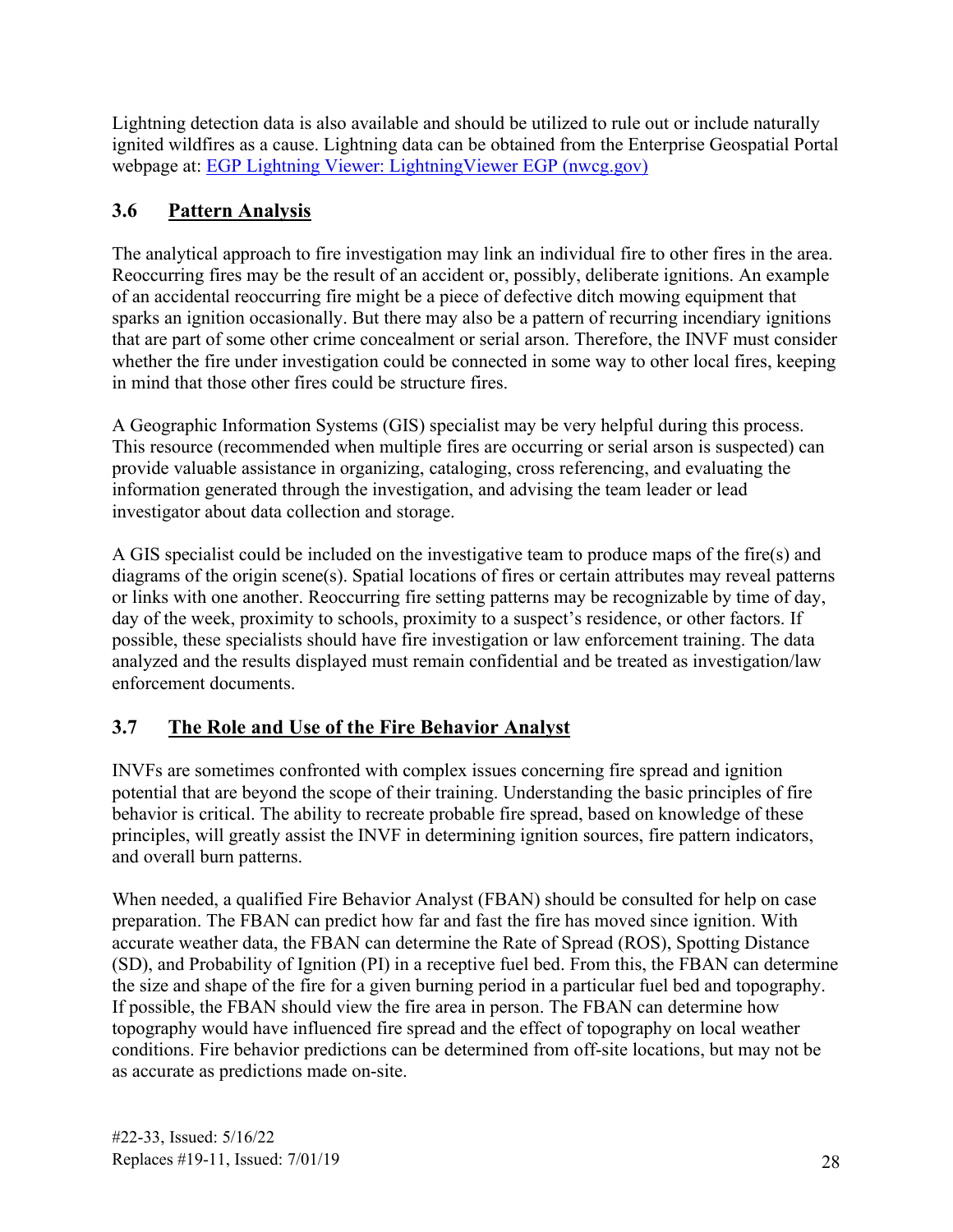Lightning detection data is also available and should be utilized to rule out or include naturally ignited wildfires as a cause. Lightning data can be obtained from the Enterprise Geospatial Portal webpage at: [EGP Lightning Viewer: LightningViewer EGP (nwcg.gov)](https://egp.nwcg.gov)

## 3.6 Pattern Analysis

The analytical approach to fire investigation may link an individual fire to other fires in the area. Reoccurring fires may be the result of an accident or, possibly, deliberate ignitions. An example of an accidental reoccurring fire might be a piece of defective ditch mowing equipment that sparks an ignition occasionally. But there may also be a pattern of recurring incendiary ignitions that are part of some other crime concealment or serial arson. Therefore, the INVF must consider whether the fire under investigation could be connected in some way to other local fires, keeping in mind that those other fires could be structure fires.

A Geographic Information Systems (GIS) specialist may be very helpful during this process. This resource (recommended when multiple fires are occurring or serial arson is suspected) can provide valuable assistance in organizing, cataloging, cross referencing, and evaluating the information generated through the investigation, and advising the team leader or lead investigator about data collection and storage.

A GIS specialist could be included on the investigative team to produce maps of the fire(s) and diagrams of the origin scene(s). Spatial locations of fires or certain attributes may reveal patterns or links with one another. Reoccurring fire setting patterns may be recognizable by time of day, day of the week, proximity to schools, proximity to a suspect's residence, or other factors. If possible, these specialists should have fire investigation or law enforcement training. The data analyzed and the results displayed must remain confidential and be treated as investigation/law enforcement documents.

## 3.7 The Role and Use of the Fire Behavior Analyst

INVFs are sometimes confronted with complex issues concerning fire spread and ignition potential that are beyond the scope of their training. Understanding the basic principles of fire behavior is critical. The ability to recreate probable fire spread, based on knowledge of these principles, will greatly assist the INVF in determining ignition sources, fire pattern indicators, and overall burn patterns.

When needed, a qualified Fire Behavior Analyst (FBAN) should be consulted for help on case preparation. The FBAN can predict how far and fast the fire has moved since ignition. With accurate weather data, the FBAN can determine the Rate of Spread (ROS), Spotting Distance (SD), and Probability of Ignition (PI) in a receptive fuel bed. From this, the FBAN can determine the size and shape of the fire for a given burning period in a particular fuel bed and topography. If possible, the FBAN should view the fire area in person. The FBAN can determine how topography would have influenced fire spread and the effect of topography on local weather conditions. Fire behavior predictions can be determined from off-site locations, but may not be as accurate as predictions made on-site.

#22-33, Issued: 5/16/22
Replaces #19-11, Issued: 7/01/19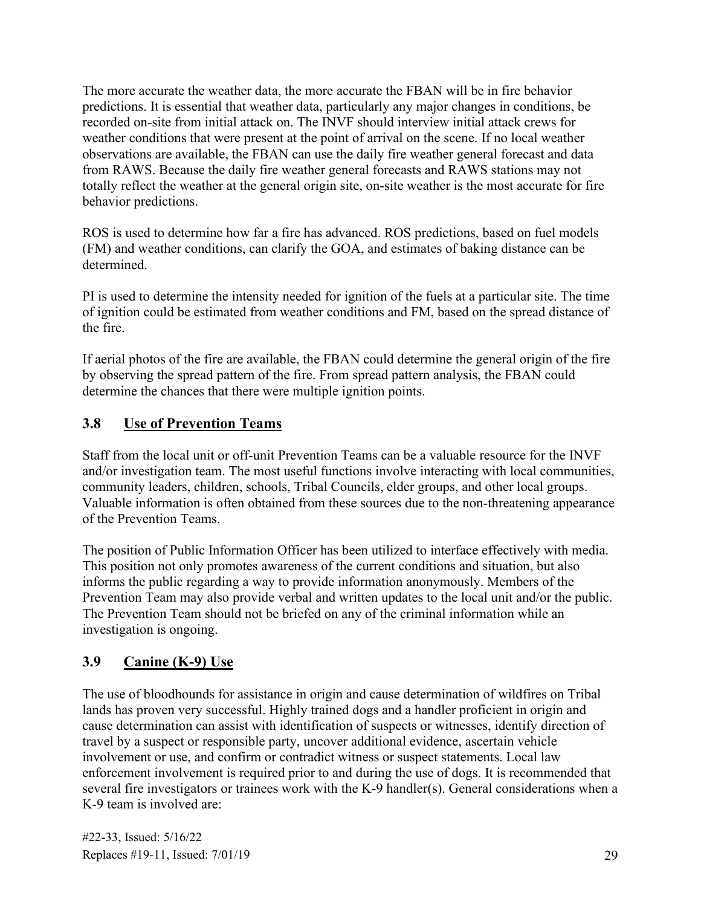The more accurate the weather data, the more accurate the FBAN will be in fire behavior predictions. It is essential that weather data, particularly any major changes in conditions, be recorded on-site from initial attack on. The INVF should interview initial attack crews for weather conditions that were present at the point of arrival on the scene. If no local weather observations are available, the FBAN can use the daily fire weather general forecast and data from RAWS. Because the daily fire weather general forecasts and RAWS stations may not totally reflect the weather at the general origin site, on-site weather is the most accurate for fire behavior predictions.

ROS is used to determine how far a fire has advanced. ROS predictions, based on fuel models (FM) and weather conditions, can clarify the GOA, and estimates of baking distance can be determined.

PI is used to determine the intensity needed for ignition of the fuels at a particular site. The time of ignition could be estimated from weather conditions and FM, based on the spread distance of the fire.

If aerial photos of the fire are available, the FBAN could determine the general origin of the fire by observing the spread pattern of the fire. From spread pattern analysis, the FBAN could determine the chances that there were multiple ignition points.

## 3.8 Use of Prevention Teams

Staff from the local unit or off-unit Prevention Teams can be a valuable resource for the INVF and/or investigation team. The most useful functions involve interacting with local communities, community leaders, children, schools, Tribal Councils, elder groups, and other local groups. Valuable information is often obtained from these sources due to the non-threatening appearance of the Prevention Teams.

The position of Public Information Officer has been utilized to interface effectively with media. This position not only promotes awareness of the current conditions and situation, but also informs the public regarding a way to provide information anonymously. Members of the Prevention Team may also provide verbal and written updates to the local unit and/or the public. The Prevention Team should not be briefed on any of the criminal information while an investigation is ongoing.

## 3.9 Canine (K-9) Use

The use of bloodhounds for assistance in origin and cause determination of wildfires on Tribal lands has proven very successful. Highly trained dogs and a handler proficient in origin and cause determination can assist with identification of suspects or witnesses, identify direction of travel by a suspect or responsible party, uncover additional evidence, ascertain vehicle involvement or use, and confirm or contradict witness or suspect statements. Local law enforcement involvement is required prior to and during the use of dogs. It is recommended that several fire investigators or trainees work with the K-9 handler(s). General considerations when a K-9 team is involved are: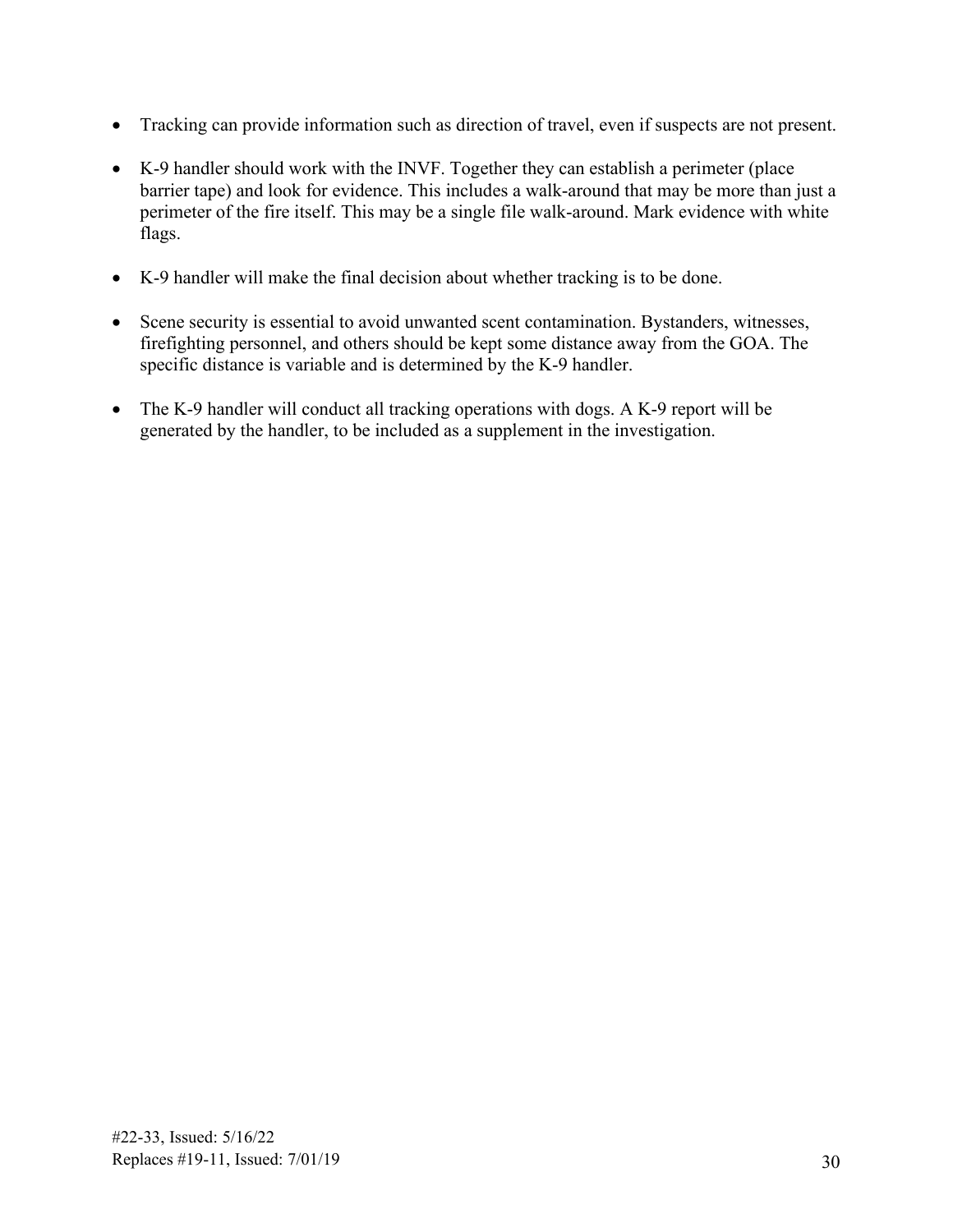- Tracking can provide information such as direction of travel, even if suspects are not present.
- K-9 handler should work with the INVF. Together they can establish a perimeter (place barrier tape) and look for evidence. This includes a walk-around that may be more than just a perimeter of the fire itself. This may be a single file walk-around. Mark evidence with white flags.
- K-9 handler will make the final decision about whether tracking is to be done.
- Scene security is essential to avoid unwanted scent contamination. Bystanders, witnesses, firefighting personnel, and others should be kept some distance away from the GOA. The specific distance is variable and is determined by the K-9 handler.
- The K-9 handler will conduct all tracking operations with dogs. A K-9 report will be generated by the handler, to be included as a supplement in the investigation.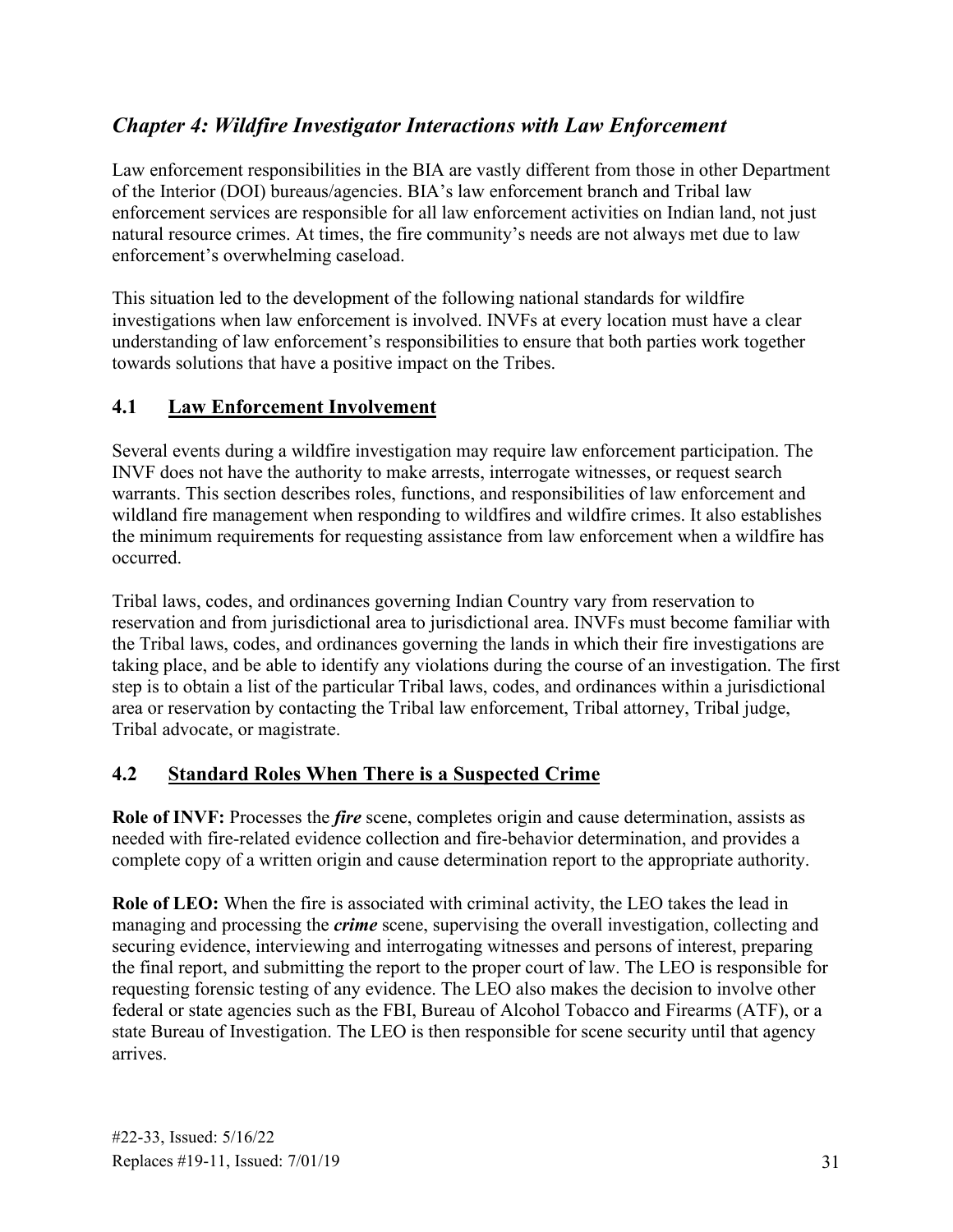## *Chapter 4: Wildfire Investigator Interactions with Law Enforcement*

Law enforcement responsibilities in the BIA are vastly different from those in other Department of the Interior (DOI) bureaus/agencies. BIA's law enforcement branch and Tribal law enforcement services are responsible for all law enforcement activities on Indian land, not just natural resource crimes. At times, the fire community's needs are not always met due to law enforcement's overwhelming caseload.

This situation led to the development of the following national standards for wildfire investigations when law enforcement is involved. INVFs at every location must have a clear understanding of law enforcement's responsibilities to ensure that both parties work together towards solutions that have a positive impact on the Tribes.

### 4.1 Law Enforcement Involvement

Several events during a wildfire investigation may require law enforcement participation. The INVF does not have the authority to make arrests, interrogate witnesses, or request search warrants. This section describes roles, functions, and responsibilities of law enforcement and wildland fire management when responding to wildfires and wildfire crimes. It also establishes the minimum requirements for requesting assistance from law enforcement when a wildfire has occurred.

Tribal laws, codes, and ordinances governing Indian Country vary from reservation to reservation and from jurisdictional area to jurisdictional area. INVFs must become familiar with the Tribal laws, codes, and ordinances governing the lands in which their fire investigations are taking place, and be able to identify any violations during the course of an investigation. The first step is to obtain a list of the particular Tribal laws, codes, and ordinances within a jurisdictional area or reservation by contacting the Tribal law enforcement, Tribal attorney, Tribal judge, Tribal advocate, or magistrate.

### 4.2 Standard Roles When There is a Suspected Crime

**Role of INVF:** Processes the ***fire*** scene, completes origin and cause determination, assists as needed with fire-related evidence collection and fire-behavior determination, and provides a complete copy of a written origin and cause determination report to the appropriate authority.

**Role of LEO:** When the fire is associated with criminal activity, the LEO takes the lead in managing and processing the ***crime*** scene, supervising the overall investigation, collecting and securing evidence, interviewing and interrogating witnesses and persons of interest, preparing the final report, and submitting the report to the proper court of law. The LEO is responsible for requesting forensic testing of any evidence. The LEO also makes the decision to involve other federal or state agencies such as the FBI, Bureau of Alcohol Tobacco and Firearms (ATF), or a state Bureau of Investigation. The LEO is then responsible for scene security until that agency arrives.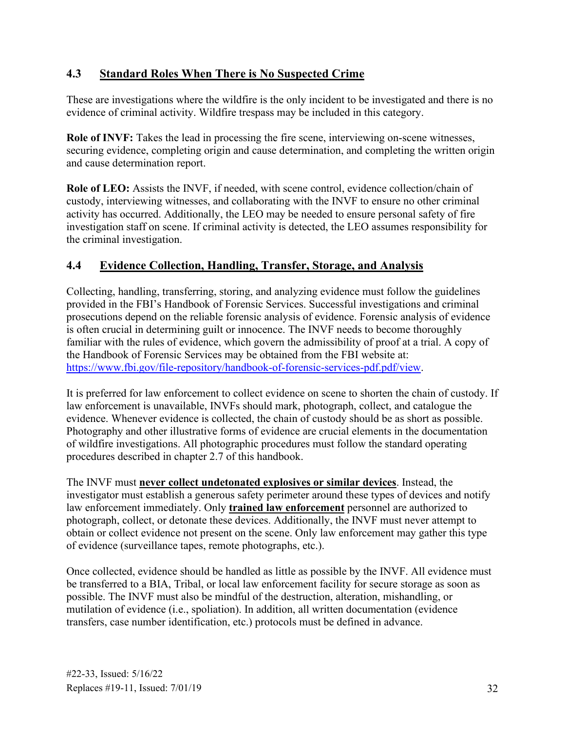## 4.3 Standard Roles When There is No Suspected Crime

These are investigations where the wildfire is the only incident to be investigated and there is no evidence of criminal activity. Wildfire trespass may be included in this category.

**Role of INVF:** Takes the lead in processing the fire scene, interviewing on-scene witnesses, securing evidence, completing origin and cause determination, and completing the written origin and cause determination report.

**Role of LEO:** Assists the INVF, if needed, with scene control, evidence collection/chain of custody, interviewing witnesses, and collaborating with the INVF to ensure no other criminal activity has occurred. Additionally, the LEO may be needed to ensure personal safety of fire investigation staff on scene. If criminal activity is detected, the LEO assumes responsibility for the criminal investigation.

## 4.4 Evidence Collection, Handling, Transfer, Storage, and Analysis

Collecting, handling, transferring, storing, and analyzing evidence must follow the guidelines provided in the FBI's Handbook of Forensic Services. Successful investigations and criminal prosecutions depend on the reliable forensic analysis of evidence. Forensic analysis of evidence is often crucial in determining guilt or innocence. The INVF needs to become thoroughly familiar with the rules of evidence, which govern the admissibility of proof at a trial. A copy of the Handbook of Forensic Services may be obtained from the FBI website at: https://www.fbi.gov/file-repository/handbook-of-forensic-services-pdf.pdf/view.

It is preferred for law enforcement to collect evidence on scene to shorten the chain of custody. If law enforcement is unavailable, INVFs should mark, photograph, collect, and catalogue the evidence. Whenever evidence is collected, the chain of custody should be as short as possible. Photography and other illustrative forms of evidence are crucial elements in the documentation of wildfire investigations. All photographic procedures must follow the standard operating procedures described in chapter 2.7 of this handbook.

The INVF must **never collect undetonated explosives or similar devices**. Instead, the investigator must establish a generous safety perimeter around these types of devices and notify law enforcement immediately. Only **trained law enforcement** personnel are authorized to photograph, collect, or detonate these devices. Additionally, the INVF must never attempt to obtain or collect evidence not present on the scene. Only law enforcement may gather this type of evidence (surveillance tapes, remote photographs, etc.).

Once collected, evidence should be handled as little as possible by the INVF. All evidence must be transferred to a BIA, Tribal, or local law enforcement facility for secure storage as soon as possible. The INVF must also be mindful of the destruction, alteration, mishandling, or mutilation of evidence (i.e., spoliation). In addition, all written documentation (evidence transfers, case number identification, etc.) protocols must be defined in advance.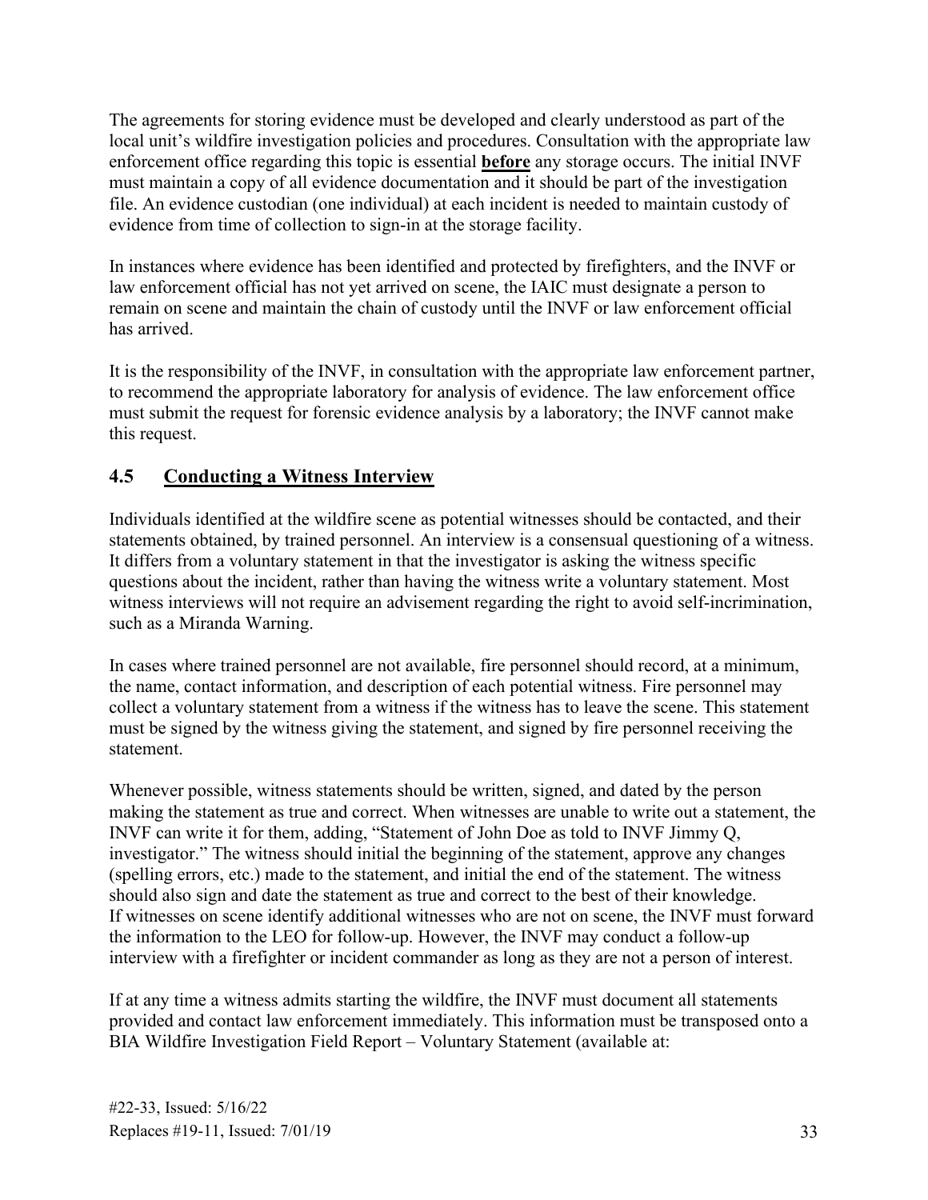The agreements for storing evidence must be developed and clearly understood as part of the local unit's wildfire investigation policies and procedures. Consultation with the appropriate law enforcement office regarding this topic is essential **before** any storage occurs. The initial INVF must maintain a copy of all evidence documentation and it should be part of the investigation file. An evidence custodian (one individual) at each incident is needed to maintain custody of evidence from time of collection to sign-in at the storage facility.

In instances where evidence has been identified and protected by firefighters, and the INVF or law enforcement official has not yet arrived on scene, the IAIC must designate a person to remain on scene and maintain the chain of custody until the INVF or law enforcement official has arrived.

It is the responsibility of the INVF, in consultation with the appropriate law enforcement partner, to recommend the appropriate laboratory for analysis of evidence. The law enforcement office must submit the request for forensic evidence analysis by a laboratory; the INVF cannot make this request.

## 4.5 Conducting a Witness Interview

Individuals identified at the wildfire scene as potential witnesses should be contacted, and their statements obtained, by trained personnel. An interview is a consensual questioning of a witness. It differs from a voluntary statement in that the investigator is asking the witness specific questions about the incident, rather than having the witness write a voluntary statement. Most witness interviews will not require an advisement regarding the right to avoid self-incrimination, such as a Miranda Warning.

In cases where trained personnel are not available, fire personnel should record, at a minimum, the name, contact information, and description of each potential witness. Fire personnel may collect a voluntary statement from a witness if the witness has to leave the scene. This statement must be signed by the witness giving the statement, and signed by fire personnel receiving the statement.

Whenever possible, witness statements should be written, signed, and dated by the person making the statement as true and correct. When witnesses are unable to write out a statement, the INVF can write it for them, adding, "Statement of John Doe as told to INVF Jimmy Q, investigator." The witness should initial the beginning of the statement, approve any changes (spelling errors, etc.) made to the statement, and initial the end of the statement. The witness should also sign and date the statement as true and correct to the best of their knowledge.
If witnesses on scene identify additional witnesses who are not on scene, the INVF must forward the information to the LEO for follow-up. However, the INVF may conduct a follow-up interview with a firefighter or incident commander as long as they are not a person of interest.

If at any time a witness admits starting the wildfire, the INVF must document all statements provided and contact law enforcement immediately. This information must be transposed onto a BIA Wildfire Investigation Field Report – Voluntary Statement (available at: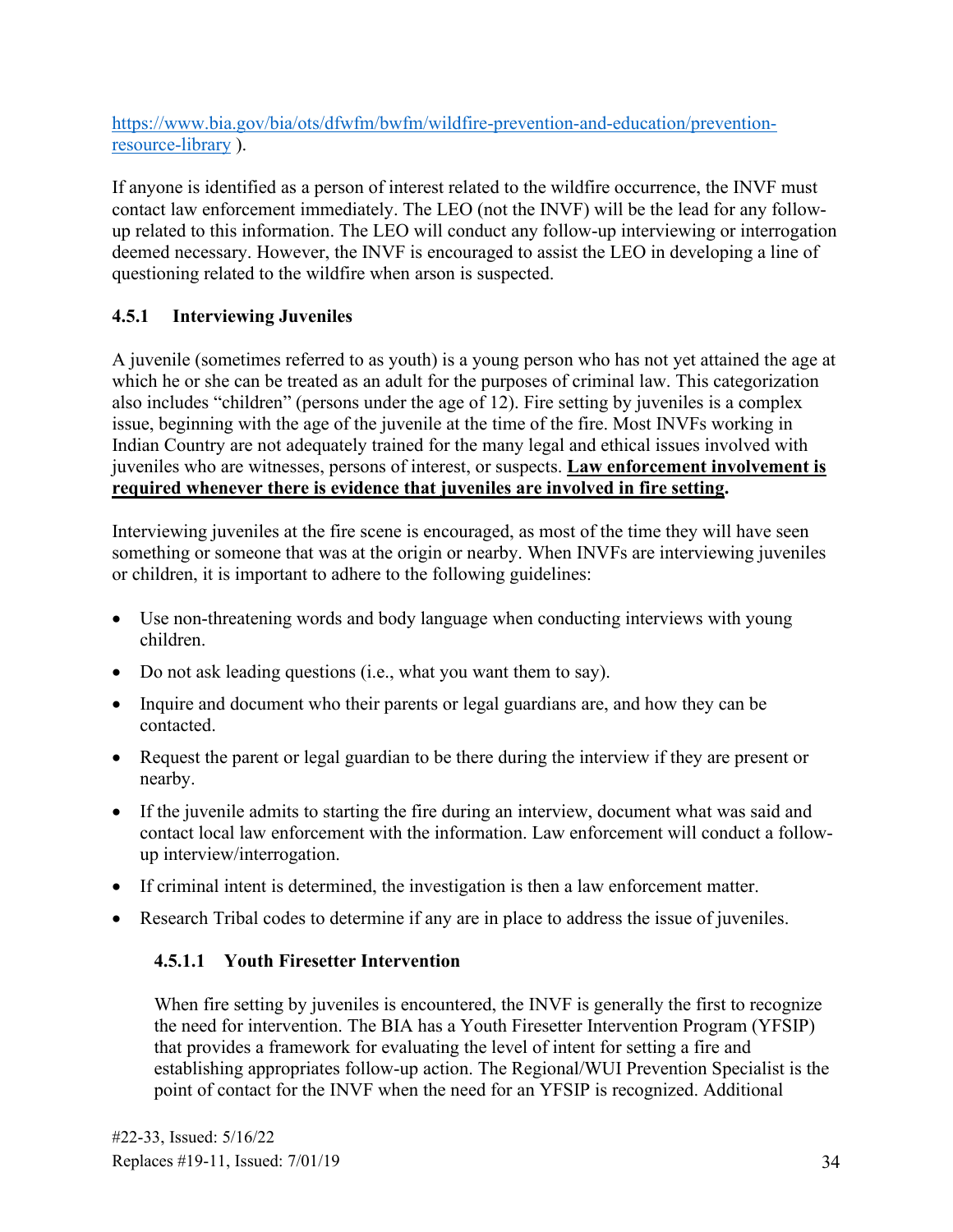https://www.bia.gov/bia/ots/dfwfm/bwfm/wildfire-prevention-and-education/prevention-resource-library ).

If anyone is identified as a person of interest related to the wildfire occurrence, the INVF must contact law enforcement immediately. The LEO (not the INVF) will be the lead for any follow-up related to this information. The LEO will conduct any follow-up interviewing or interrogation deemed necessary. However, the INVF is encouraged to assist the LEO in developing a line of questioning related to the wildfire when arson is suspected.

### 4.5.1 Interviewing Juveniles

A juvenile (sometimes referred to as youth) is a young person who has not yet attained the age at which he or she can be treated as an adult for the purposes of criminal law. This categorization also includes "children" (persons under the age of 12). Fire setting by juveniles is a complex issue, beginning with the age of the juvenile at the time of the fire. Most INVFs working in Indian Country are not adequately trained for the many legal and ethical issues involved with juveniles who are witnesses, persons of interest, or suspects. **<u>Law enforcement involvement is required whenever there is evidence that juveniles are involved in fire setting</u>.**

Interviewing juveniles at the fire scene is encouraged, as most of the time they will have seen something or someone that was at the origin or nearby. When INVFs are interviewing juveniles or children, it is important to adhere to the following guidelines:

- Use non-threatening words and body language when conducting interviews with young children.
- Do not ask leading questions (i.e., what you want them to say).
- Inquire and document who their parents or legal guardians are, and how they can be contacted.
- Request the parent or legal guardian to be there during the interview if they are present or nearby.
- If the juvenile admits to starting the fire during an interview, document what was said and contact local law enforcement with the information. Law enforcement will conduct a follow-up interview/interrogation.
- If criminal intent is determined, the investigation is then a law enforcement matter.
- Research Tribal codes to determine if any are in place to address the issue of juveniles.

#### 4.5.1.1 Youth Firesetter Intervention

When fire setting by juveniles is encountered, the INVF is generally the first to recognize the need for intervention. The BIA has a Youth Firesetter Intervention Program (YFSIP) that provides a framework for evaluating the level of intent for setting a fire and establishing appropriates follow-up action. The Regional/WUI Prevention Specialist is the point of contact for the INVF when the need for an YFSIP is recognized. Additional

#22-33, Issued: 5/16/22
Replaces #19-11, Issued: 7/01/19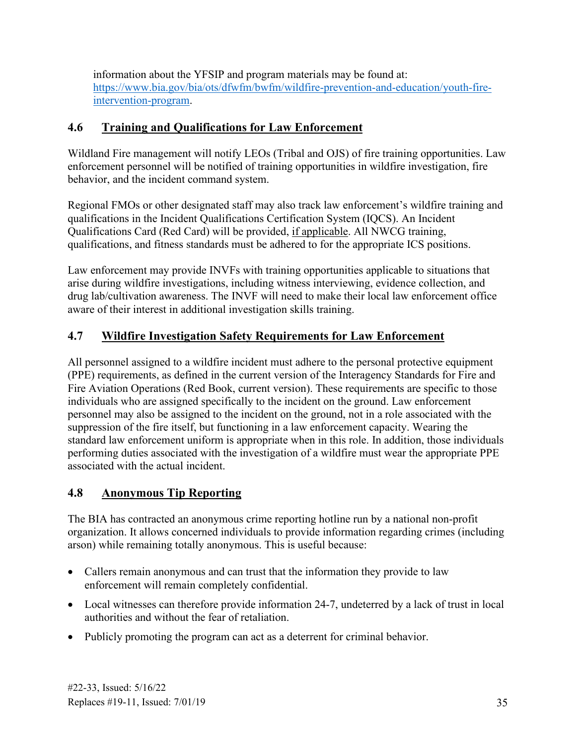information about the YFSIP and program materials may be found at: [https://www.bia.gov/bia/ots/dfwfm/bwfm/wildfire-prevention-and-education/youth-fire-intervention-program](https://www.bia.gov/bia/ots/dfwfm/bwfm/wildfire-prevention-and-education/youth-fire-intervention-program).

## 4.6 Training and Qualifications for Law Enforcement

Wildland Fire management will notify LEOs (Tribal and OJS) of fire training opportunities. Law enforcement personnel will be notified of training opportunities in wildfire investigation, fire behavior, and the incident command system.

Regional FMOs or other designated staff may also track law enforcement's wildfire training and qualifications in the Incident Qualifications Certification System (IQCS). An Incident Qualifications Card (Red Card) will be provided, <u>if applicable</u>. All NWCG training, qualifications, and fitness standards must be adhered to for the appropriate ICS positions.

Law enforcement may provide INVFs with training opportunities applicable to situations that arise during wildfire investigations, including witness interviewing, evidence collection, and drug lab/cultivation awareness. The INVF will need to make their local law enforcement office aware of their interest in additional investigation skills training.

## 4.7 Wildfire Investigation Safety Requirements for Law Enforcement

All personnel assigned to a wildfire incident must adhere to the personal protective equipment (PPE) requirements, as defined in the current version of the Interagency Standards for Fire and Fire Aviation Operations (Red Book, current version). These requirements are specific to those individuals who are assigned specifically to the incident on the ground. Law enforcement personnel may also be assigned to the incident on the ground, not in a role associated with the suppression of the fire itself, but functioning in a law enforcement capacity. Wearing the standard law enforcement uniform is appropriate when in this role. In addition, those individuals performing duties associated with the investigation of a wildfire must wear the appropriate PPE associated with the actual incident.

## 4.8 Anonymous Tip Reporting

The BIA has contracted an anonymous crime reporting hotline run by a national non-profit organization. It allows concerned individuals to provide information regarding crimes (including arson) while remaining totally anonymous. This is useful because:

- Callers remain anonymous and can trust that the information they provide to law enforcement will remain completely confidential.
- Local witnesses can therefore provide information 24-7, undeterred by a lack of trust in local authorities and without the fear of retaliation.
- Publicly promoting the program can act as a deterrent for criminal behavior.

#22-33, Issued: 5/16/22
Replaces #19-11, Issued: 7/01/19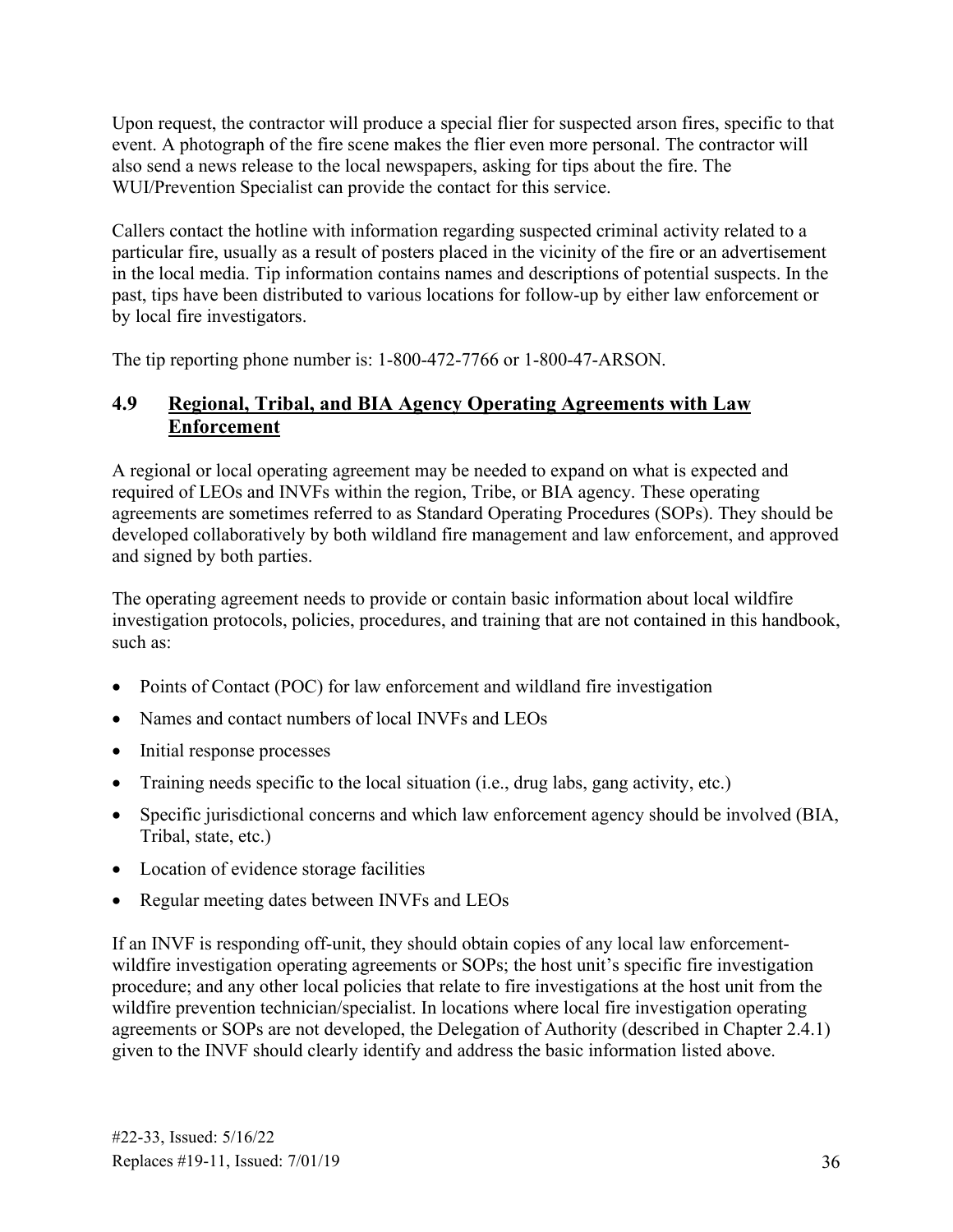Upon request, the contractor will produce a special flier for suspected arson fires, specific to that event. A photograph of the fire scene makes the flier even more personal. The contractor will also send a news release to the local newspapers, asking for tips about the fire. The WUI/Prevention Specialist can provide the contact for this service.

Callers contact the hotline with information regarding suspected criminal activity related to a particular fire, usually as a result of posters placed in the vicinity of the fire or an advertisement in the local media. Tip information contains names and descriptions of potential suspects. In the past, tips have been distributed to various locations for follow-up by either law enforcement or by local fire investigators.

The tip reporting phone number is: 1-800-472-7766 or 1-800-47-ARSON.

## 4.9 Regional, Tribal, and BIA Agency Operating Agreements with Law Enforcement

A regional or local operating agreement may be needed to expand on what is expected and required of LEOs and INVFs within the region, Tribe, or BIA agency. These operating agreements are sometimes referred to as Standard Operating Procedures (SOPs). They should be developed collaboratively by both wildland fire management and law enforcement, and approved and signed by both parties.

The operating agreement needs to provide or contain basic information about local wildfire investigation protocols, policies, procedures, and training that are not contained in this handbook, such as:

- Points of Contact (POC) for law enforcement and wildland fire investigation
- Names and contact numbers of local INVFs and LEOs
- Initial response processes
- Training needs specific to the local situation (i.e., drug labs, gang activity, etc.)
- Specific jurisdictional concerns and which law enforcement agency should be involved (BIA, Tribal, state, etc.)
- Location of evidence storage facilities
- Regular meeting dates between INVFs and LEOs

If an INVF is responding off-unit, they should obtain copies of any local law enforcement-wildfire investigation operating agreements or SOPs; the host unit's specific fire investigation procedure; and any other local policies that relate to fire investigations at the host unit from the wildfire prevention technician/specialist. In locations where local fire investigation operating agreements or SOPs are not developed, the Delegation of Authority (described in Chapter 2.4.1) given to the INVF should clearly identify and address the basic information listed above.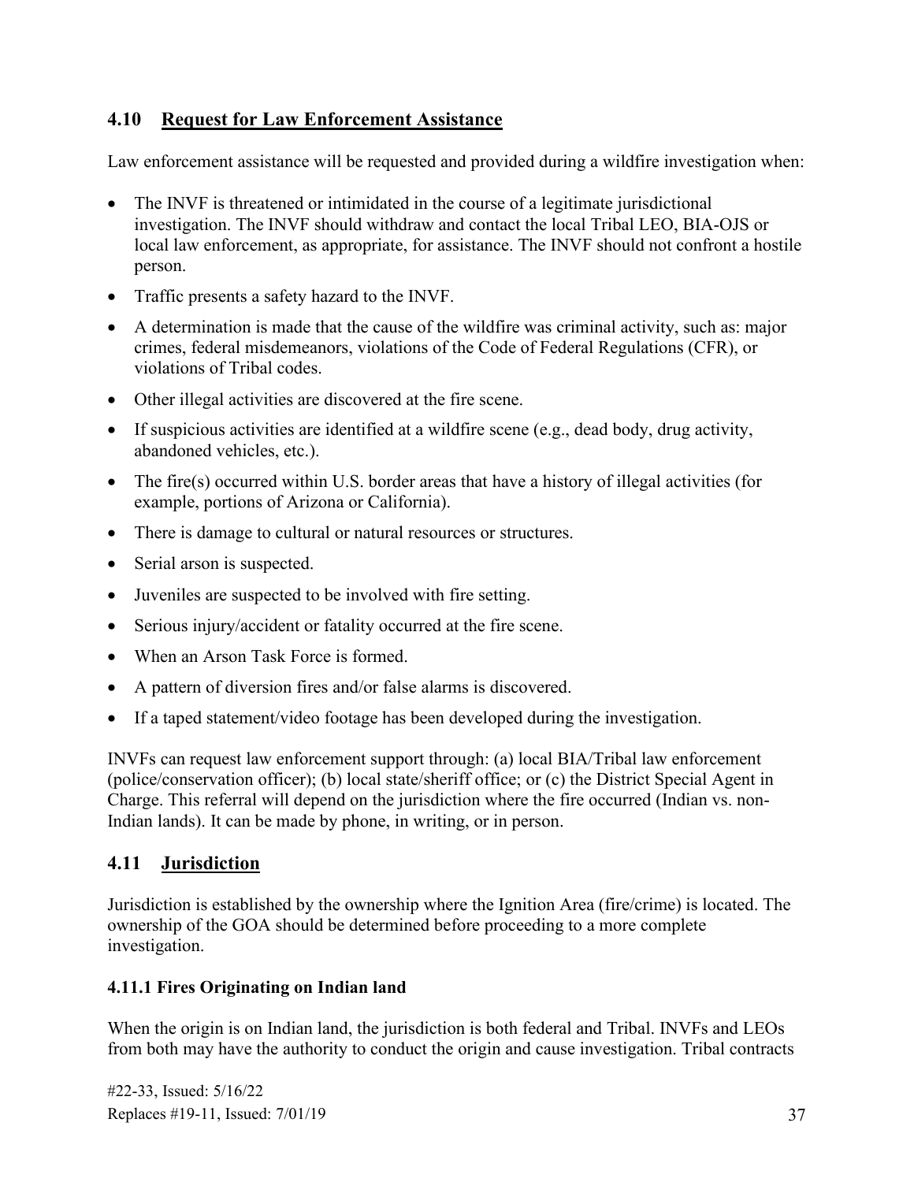## 4.10 Request for Law Enforcement Assistance

Law enforcement assistance will be requested and provided during a wildfire investigation when:

- The INVF is threatened or intimidated in the course of a legitimate jurisdictional investigation. The INVF should withdraw and contact the local Tribal LEO, BIA-OJS or local law enforcement, as appropriate, for assistance. The INVF should not confront a hostile person.
- Traffic presents a safety hazard to the INVF.
- A determination is made that the cause of the wildfire was criminal activity, such as: major crimes, federal misdemeanors, violations of the Code of Federal Regulations (CFR), or violations of Tribal codes.
- Other illegal activities are discovered at the fire scene.
- If suspicious activities are identified at a wildfire scene (e.g., dead body, drug activity, abandoned vehicles, etc.).
- The fire(s) occurred within U.S. border areas that have a history of illegal activities (for example, portions of Arizona or California).
- There is damage to cultural or natural resources or structures.
- Serial arson is suspected.
- Juveniles are suspected to be involved with fire setting.
- Serious injury/accident or fatality occurred at the fire scene.
- When an Arson Task Force is formed.
- A pattern of diversion fires and/or false alarms is discovered.
- If a taped statement/video footage has been developed during the investigation.

INVFs can request law enforcement support through: (a) local BIA/Tribal law enforcement (police/conservation officer); (b) local state/sheriff office; or (c) the District Special Agent in Charge. This referral will depend on the jurisdiction where the fire occurred (Indian vs. non-Indian lands). It can be made by phone, in writing, or in person.

## 4.11 Jurisdiction

Jurisdiction is established by the ownership where the Ignition Area (fire/crime) is located. The ownership of the GOA should be determined before proceeding to a more complete investigation.

### 4.11.1 Fires Originating on Indian land

When the origin is on Indian land, the jurisdiction is both federal and Tribal. INVFs and LEOs from both may have the authority to conduct the origin and cause investigation. Tribal contracts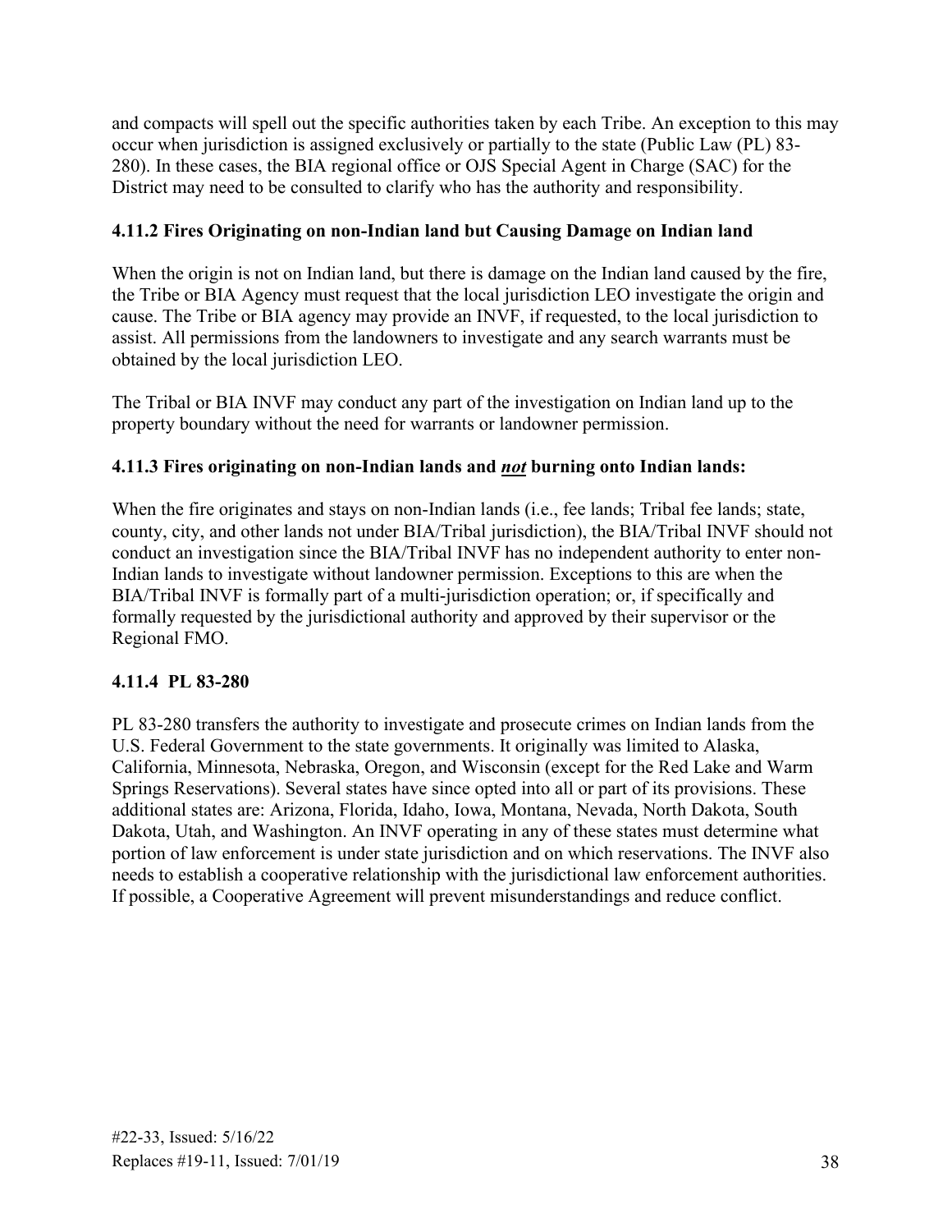and compacts will spell out the specific authorities taken by each Tribe. An exception to this may occur when jurisdiction is assigned exclusively or partially to the state (Public Law (PL) 83-280). In these cases, the BIA regional office or OJS Special Agent in Charge (SAC) for the District may need to be consulted to clarify who has the authority and responsibility.

### 4.11.2 Fires Originating on non-Indian land but Causing Damage on Indian land

When the origin is not on Indian land, but there is damage on the Indian land caused by the fire, the Tribe or BIA Agency must request that the local jurisdiction LEO investigate the origin and cause. The Tribe or BIA agency may provide an INVF, if requested, to the local jurisdiction to assist. All permissions from the landowners to investigate and any search warrants must be obtained by the local jurisdiction LEO.

The Tribal or BIA INVF may conduct any part of the investigation on Indian land up to the property boundary without the need for warrants or landowner permission.

### 4.11.3 Fires originating on non-Indian lands and ***not*** burning onto Indian lands:

When the fire originates and stays on non-Indian lands (i.e., fee lands; Tribal fee lands; state, county, city, and other lands not under BIA/Tribal jurisdiction), the BIA/Tribal INVF should not conduct an investigation since the BIA/Tribal INVF has no independent authority to enter non-Indian lands to investigate without landowner permission. Exceptions to this are when the BIA/Tribal INVF is formally part of a multi-jurisdiction operation; or, if specifically and formally requested by the jurisdictional authority and approved by their supervisor or the Regional FMO.

### 4.11.4 PL 83-280

PL 83-280 transfers the authority to investigate and prosecute crimes on Indian lands from the U.S. Federal Government to the state governments. It originally was limited to Alaska, California, Minnesota, Nebraska, Oregon, and Wisconsin (except for the Red Lake and Warm Springs Reservations). Several states have since opted into all or part of its provisions. These additional states are: Arizona, Florida, Idaho, Iowa, Montana, Nevada, North Dakota, South Dakota, Utah, and Washington. An INVF operating in any of these states must determine what portion of law enforcement is under state jurisdiction and on which reservations. The INVF also needs to establish a cooperative relationship with the jurisdictional law enforcement authorities. If possible, a Cooperative Agreement will prevent misunderstandings and reduce conflict.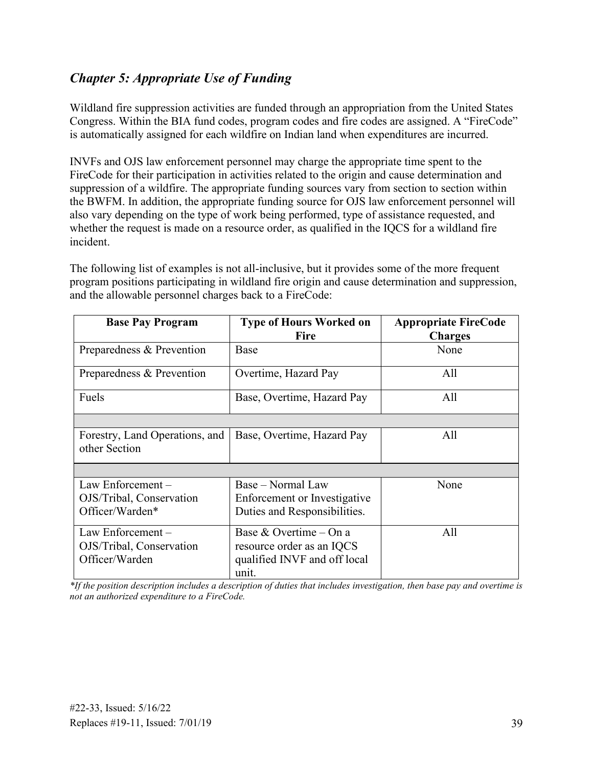## *Chapter 5: Appropriate Use of Funding*

Wildland fire suppression activities are funded through an appropriation from the United States Congress. Within the BIA fund codes, program codes and fire codes are assigned. A "FireCode" is automatically assigned for each wildfire on Indian land when expenditures are incurred.

INVFs and OJS law enforcement personnel may charge the appropriate time spent to the FireCode for their participation in activities related to the origin and cause determination and suppression of a wildfire. The appropriate funding sources vary from section to section within the BWFM. In addition, the appropriate funding source for OJS law enforcement personnel will also vary depending on the type of work being performed, type of assistance requested, and whether the request is made on a resource order, as qualified in the IQCS for a wildland fire incident.

The following list of examples is not all-inclusive, but it provides some of the more frequent program positions participating in wildland fire origin and cause determination and suppression, and the allowable personnel charges back to a FireCode:

| Base Pay Program | Type of Hours Worked on Fire | Appropriate FireCode Charges |
|---|---|---|
| Preparedness & Prevention | Base | None |
| Preparedness & Prevention | Overtime, Hazard Pay | All |
| Fuels | Base, Overtime, Hazard Pay | All |
| | | |
| Forestry, Land Operations, and other Section | Base, Overtime, Hazard Pay | All |
| | | |
| Law Enforcement – OJS/Tribal, Conservation Officer/Warden* | Base – Normal Law Enforcement or Investigative Duties and Responsibilities. | None |
| Law Enforcement – OJS/Tribal, Conservation Officer/Warden | Base & Overtime – On a resource order as an IQCS qualified INVF and off local unit. | All |

*\*If the position description includes a description of duties that includes investigation, then base pay and overtime is not an authorized expenditure to a FireCode.*

#22-33, Issued: 5/16/22
Replaces #19-11, Issued: 7/01/19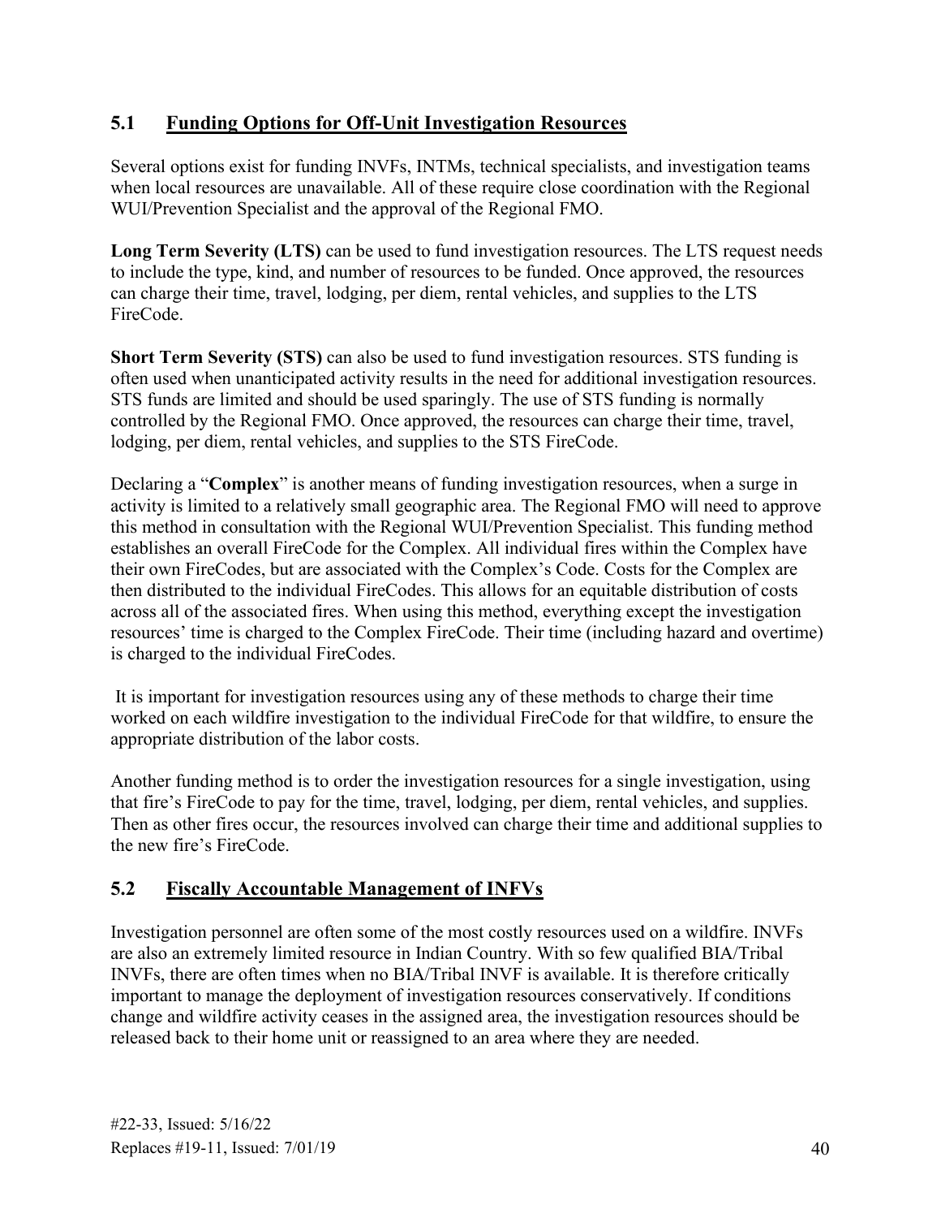## 5.1 Funding Options for Off-Unit Investigation Resources

Several options exist for funding INVFs, INTMs, technical specialists, and investigation teams when local resources are unavailable. All of these require close coordination with the Regional WUI/Prevention Specialist and the approval of the Regional FMO.

**Long Term Severity (LTS)** can be used to fund investigation resources. The LTS request needs to include the type, kind, and number of resources to be funded. Once approved, the resources can charge their time, travel, lodging, per diem, rental vehicles, and supplies to the LTS FireCode.

**Short Term Severity (STS)** can also be used to fund investigation resources. STS funding is often used when unanticipated activity results in the need for additional investigation resources. STS funds are limited and should be used sparingly. The use of STS funding is normally controlled by the Regional FMO. Once approved, the resources can charge their time, travel, lodging, per diem, rental vehicles, and supplies to the STS FireCode.

Declaring a "**Complex**" is another means of funding investigation resources, when a surge in activity is limited to a relatively small geographic area. The Regional FMO will need to approve this method in consultation with the Regional WUI/Prevention Specialist. This funding method establishes an overall FireCode for the Complex. All individual fires within the Complex have their own FireCodes, but are associated with the Complex's Code. Costs for the Complex are then distributed to the individual FireCodes. This allows for an equitable distribution of costs across all of the associated fires. When using this method, everything except the investigation resources' time is charged to the Complex FireCode. Their time (including hazard and overtime) is charged to the individual FireCodes.

It is important for investigation resources using any of these methods to charge their time worked on each wildfire investigation to the individual FireCode for that wildfire, to ensure the appropriate distribution of the labor costs.

Another funding method is to order the investigation resources for a single investigation, using that fire's FireCode to pay for the time, travel, lodging, per diem, rental vehicles, and supplies. Then as other fires occur, the resources involved can charge their time and additional supplies to the new fire's FireCode.

## 5.2 Fiscally Accountable Management of INFVs

Investigation personnel are often some of the most costly resources used on a wildfire. INVFs are also an extremely limited resource in Indian Country. With so few qualified BIA/Tribal INVFs, there are often times when no BIA/Tribal INVF is available. It is therefore critically important to manage the deployment of investigation resources conservatively. If conditions change and wildfire activity ceases in the assigned area, the investigation resources should be released back to their home unit or reassigned to an area where they are needed.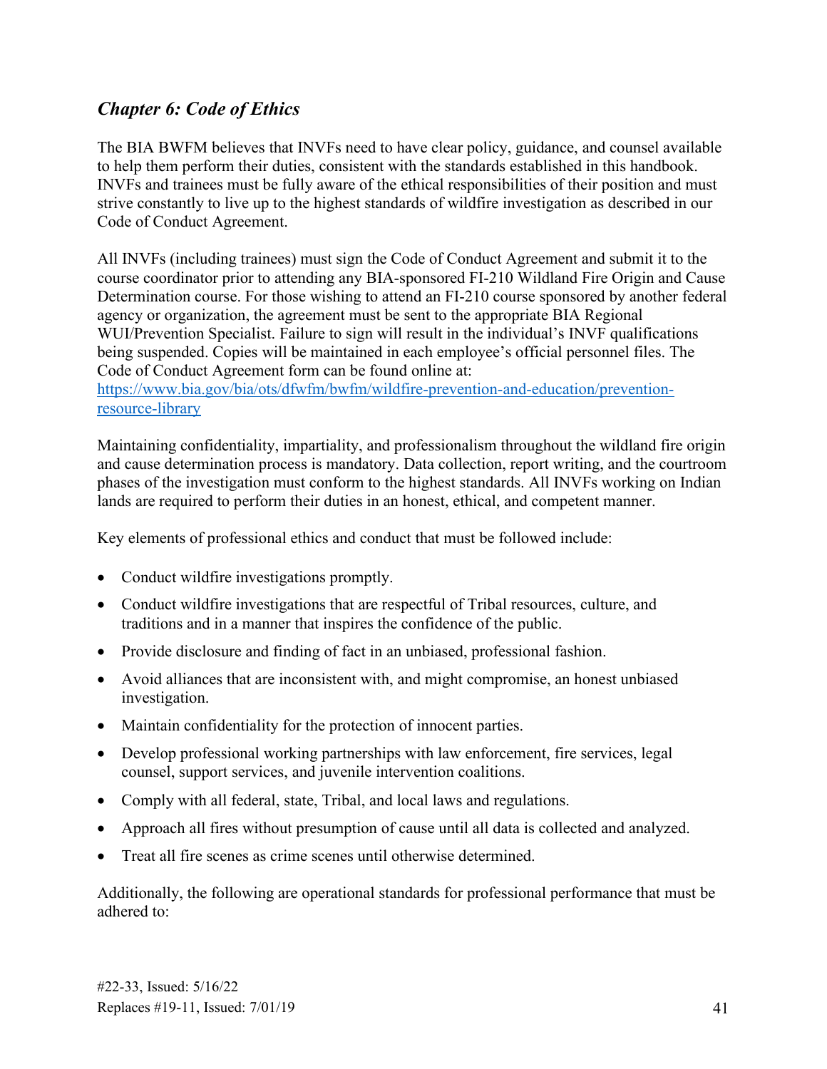## *Chapter 6: Code of Ethics*

The BIA BWFM believes that INVFs need to have clear policy, guidance, and counsel available to help them perform their duties, consistent with the standards established in this handbook. INVFs and trainees must be fully aware of the ethical responsibilities of their position and must strive constantly to live up to the highest standards of wildfire investigation as described in our Code of Conduct Agreement.

All INVFs (including trainees) must sign the Code of Conduct Agreement and submit it to the course coordinator prior to attending any BIA-sponsored FI-210 Wildland Fire Origin and Cause Determination course. For those wishing to attend an FI-210 course sponsored by another federal agency or organization, the agreement must be sent to the appropriate BIA Regional WUI/Prevention Specialist. Failure to sign will result in the individual's INVF qualifications being suspended. Copies will be maintained in each employee's official personnel files. The Code of Conduct Agreement form can be found online at: [https://www.bia.gov/bia/ots/dfwfm/bwfm/wildfire-prevention-and-education/prevention-resource-library](https://www.bia.gov/bia/ots/dfwfm/bwfm/wildfire-prevention-and-education/prevention-resource-library)

Maintaining confidentiality, impartiality, and professionalism throughout the wildland fire origin and cause determination process is mandatory. Data collection, report writing, and the courtroom phases of the investigation must conform to the highest standards. All INVFs working on Indian lands are required to perform their duties in an honest, ethical, and competent manner.

Key elements of professional ethics and conduct that must be followed include:

- Conduct wildfire investigations promptly.
- Conduct wildfire investigations that are respectful of Tribal resources, culture, and traditions and in a manner that inspires the confidence of the public.
- Provide disclosure and finding of fact in an unbiased, professional fashion.
- Avoid alliances that are inconsistent with, and might compromise, an honest unbiased investigation.
- Maintain confidentiality for the protection of innocent parties.
- Develop professional working partnerships with law enforcement, fire services, legal counsel, support services, and juvenile intervention coalitions.
- Comply with all federal, state, Tribal, and local laws and regulations.
- Approach all fires without presumption of cause until all data is collected and analyzed.
- Treat all fire scenes as crime scenes until otherwise determined.

Additionally, the following are operational standards for professional performance that must be adhered to: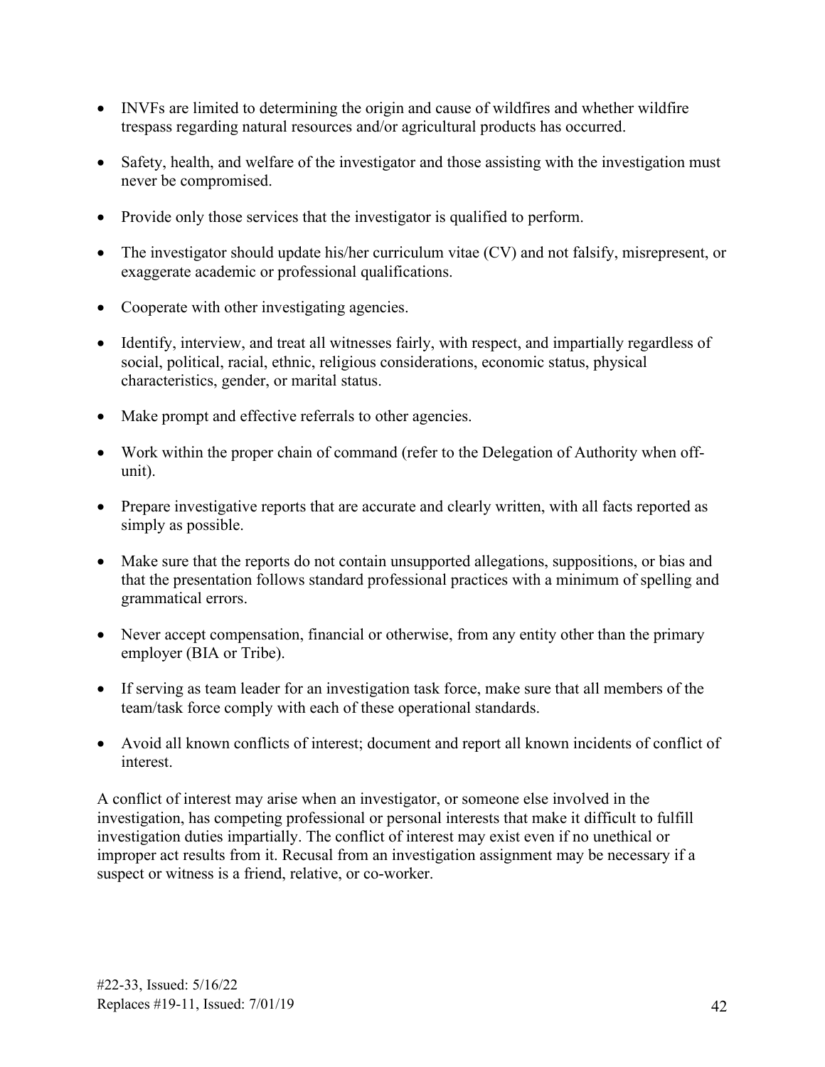- INVFs are limited to determining the origin and cause of wildfires and whether wildfire trespass regarding natural resources and/or agricultural products has occurred.
- Safety, health, and welfare of the investigator and those assisting with the investigation must never be compromised.
- Provide only those services that the investigator is qualified to perform.
- The investigator should update his/her curriculum vitae (CV) and not falsify, misrepresent, or exaggerate academic or professional qualifications.
- Cooperate with other investigating agencies.
- Identify, interview, and treat all witnesses fairly, with respect, and impartially regardless of social, political, racial, ethnic, religious considerations, economic status, physical characteristics, gender, or marital status.
- Make prompt and effective referrals to other agencies.
- Work within the proper chain of command (refer to the Delegation of Authority when off-unit).
- Prepare investigative reports that are accurate and clearly written, with all facts reported as simply as possible.
- Make sure that the reports do not contain unsupported allegations, suppositions, or bias and that the presentation follows standard professional practices with a minimum of spelling and grammatical errors.
- Never accept compensation, financial or otherwise, from any entity other than the primary employer (BIA or Tribe).
- If serving as team leader for an investigation task force, make sure that all members of the team/task force comply with each of these operational standards.
- Avoid all known conflicts of interest; document and report all known incidents of conflict of interest.

A conflict of interest may arise when an investigator, or someone else involved in the investigation, has competing professional or personal interests that make it difficult to fulfill investigation duties impartially. The conflict of interest may exist even if no unethical or improper act results from it. Recusal from an investigation assignment may be necessary if a suspect or witness is a friend, relative, or co-worker.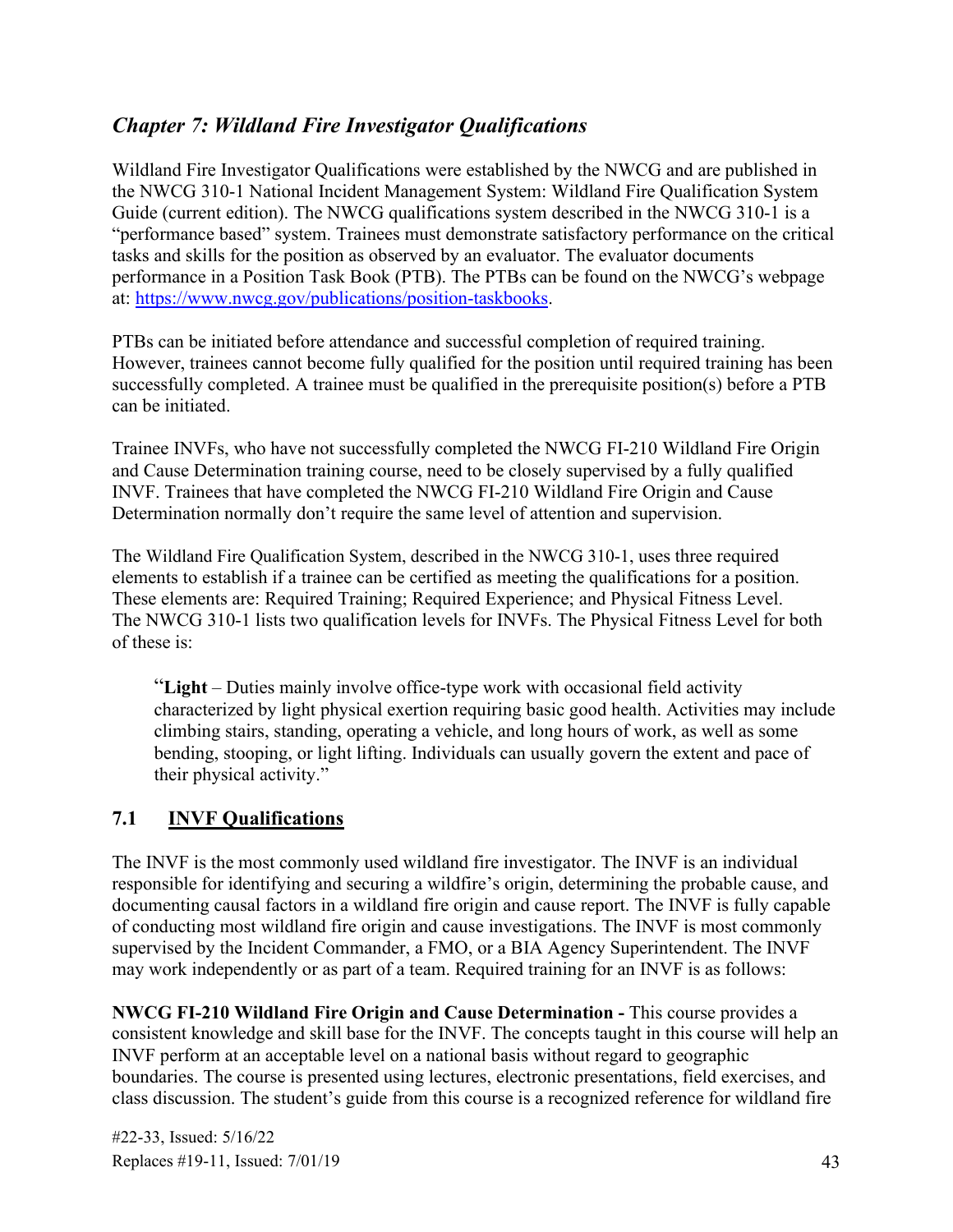## *Chapter 7: Wildland Fire Investigator Qualifications*

Wildland Fire Investigator Qualifications were established by the NWCG and are published in the NWCG 310-1 National Incident Management System: Wildland Fire Qualification System Guide (current edition). The NWCG qualifications system described in the NWCG 310-1 is a "performance based" system. Trainees must demonstrate satisfactory performance on the critical tasks and skills for the position as observed by an evaluator. The evaluator documents performance in a Position Task Book (PTB). The PTBs can be found on the NWCG's webpage at: https://www.nwcg.gov/publications/position-taskbooks.

PTBs can be initiated before attendance and successful completion of required training. However, trainees cannot become fully qualified for the position until required training has been successfully completed. A trainee must be qualified in the prerequisite position(s) before a PTB can be initiated.

Trainee INVFs, who have not successfully completed the NWCG FI-210 Wildland Fire Origin and Cause Determination training course, need to be closely supervised by a fully qualified INVF. Trainees that have completed the NWCG FI-210 Wildland Fire Origin and Cause Determination normally don't require the same level of attention and supervision.

The Wildland Fire Qualification System, described in the NWCG 310-1, uses three required elements to establish if a trainee can be certified as meeting the qualifications for a position. These elements are: Required Training; Required Experience; and Physical Fitness Level. The NWCG 310-1 lists two qualification levels for INVFs. The Physical Fitness Level for both of these is:

> "**Light** – Duties mainly involve office-type work with occasional field activity characterized by light physical exertion requiring basic good health. Activities may include climbing stairs, standing, operating a vehicle, and long hours of work, as well as some bending, stooping, or light lifting. Individuals can usually govern the extent and pace of their physical activity."

### 7.1 INVF Qualifications

The INVF is the most commonly used wildland fire investigator. The INVF is an individual responsible for identifying and securing a wildfire's origin, determining the probable cause, and documenting causal factors in a wildland fire origin and cause report. The INVF is fully capable of conducting most wildland fire origin and cause investigations. The INVF is most commonly supervised by the Incident Commander, a FMO, or a BIA Agency Superintendent. The INVF may work independently or as part of a team. Required training for an INVF is as follows:

**NWCG FI-210 Wildland Fire Origin and Cause Determination -** This course provides a consistent knowledge and skill base for the INVF. The concepts taught in this course will help an INVF perform at an acceptable level on a national basis without regard to geographic boundaries. The course is presented using lectures, electronic presentations, field exercises, and class discussion. The student's guide from this course is a recognized reference for wildland fire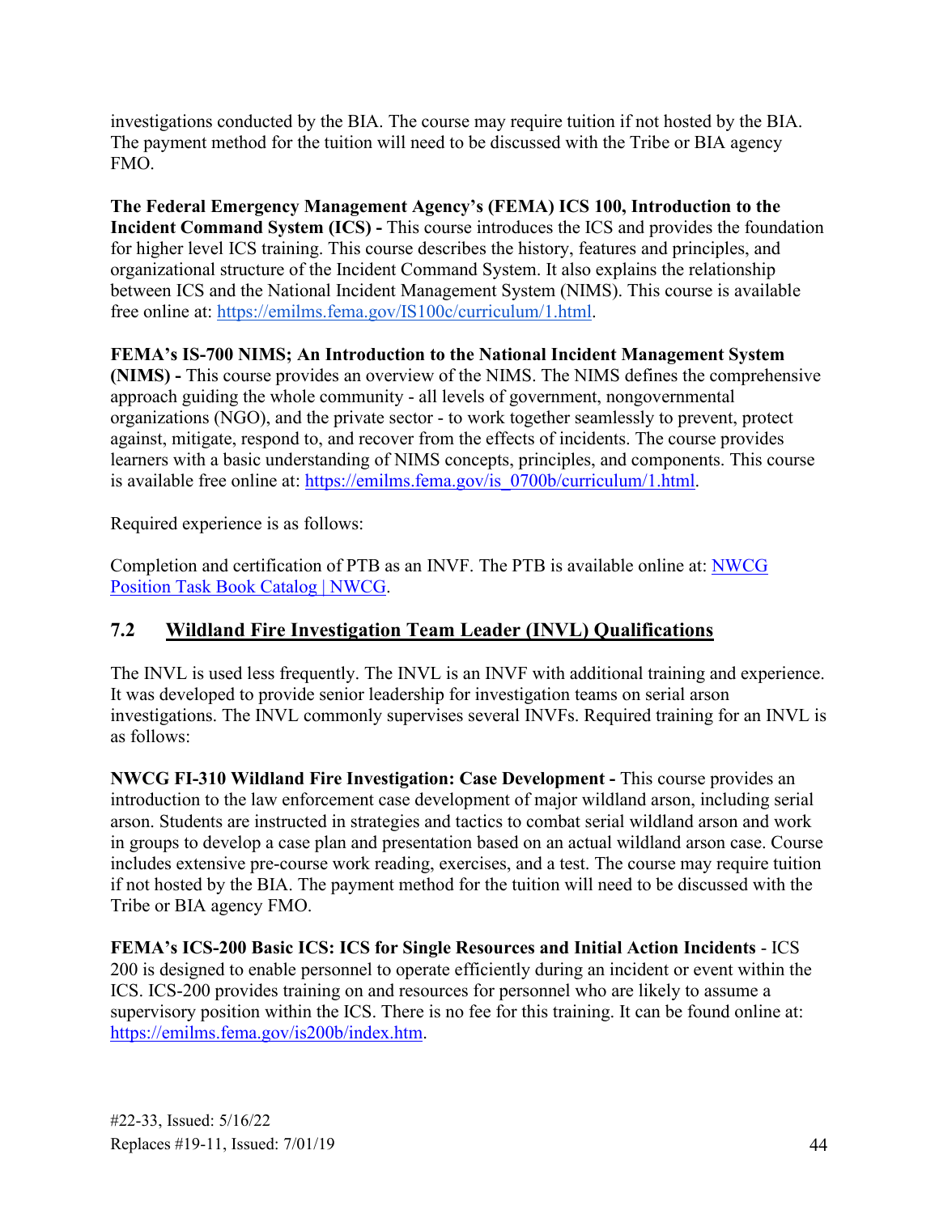investigations conducted by the BIA. The course may require tuition if not hosted by the BIA. The payment method for the tuition will need to be discussed with the Tribe or BIA agency FMO.

**The Federal Emergency Management Agency's (FEMA) ICS 100, Introduction to the Incident Command System (ICS) -** This course introduces the ICS and provides the foundation for higher level ICS training. This course describes the history, features and principles, and organizational structure of the Incident Command System. It also explains the relationship between ICS and the National Incident Management System (NIMS). This course is available free online at: [https://emilms.fema.gov/IS100c/curriculum/1.html](https://emilms.fema.gov/IS100c/curriculum/1.html).

**FEMA's IS-700 NIMS; An Introduction to the National Incident Management System (NIMS) -** This course provides an overview of the NIMS. The NIMS defines the comprehensive approach guiding the whole community - all levels of government, nongovernmental organizations (NGO), and the private sector - to work together seamlessly to prevent, protect against, mitigate, respond to, and recover from the effects of incidents. The course provides learners with a basic understanding of NIMS concepts, principles, and components. This course is available free online at: [https://emilms.fema.gov/is_0700b/curriculum/1.html](https://emilms.fema.gov/is_0700b/curriculum/1.html).

Required experience is as follows:

Completion and certification of PTB as an INVF. The PTB is available online at: NWCG Position Task Book Catalog | NWCG.

## 7.2 Wildland Fire Investigation Team Leader (INVL) Qualifications

The INVL is used less frequently. The INVL is an INVF with additional training and experience. It was developed to provide senior leadership for investigation teams on serial arson investigations. The INVL commonly supervises several INVFs. Required training for an INVL is as follows:

**NWCG FI-310 Wildland Fire Investigation: Case Development -** This course provides an introduction to the law enforcement case development of major wildland arson, including serial arson. Students are instructed in strategies and tactics to combat serial wildland arson and work in groups to develop a case plan and presentation based on an actual wildland arson case. Course includes extensive pre-course work reading, exercises, and a test. The course may require tuition if not hosted by the BIA. The payment method for the tuition will need to be discussed with the Tribe or BIA agency FMO.

**FEMA's ICS-200 Basic ICS: ICS for Single Resources and Initial Action Incidents** - ICS 200 is designed to enable personnel to operate efficiently during an incident or event within the ICS. ICS-200 provides training on and resources for personnel who are likely to assume a supervisory position within the ICS. There is no fee for this training. It can be found online at: [https://emilms.fema.gov/is200b/index.htm](https://emilms.fema.gov/is200b/index.htm).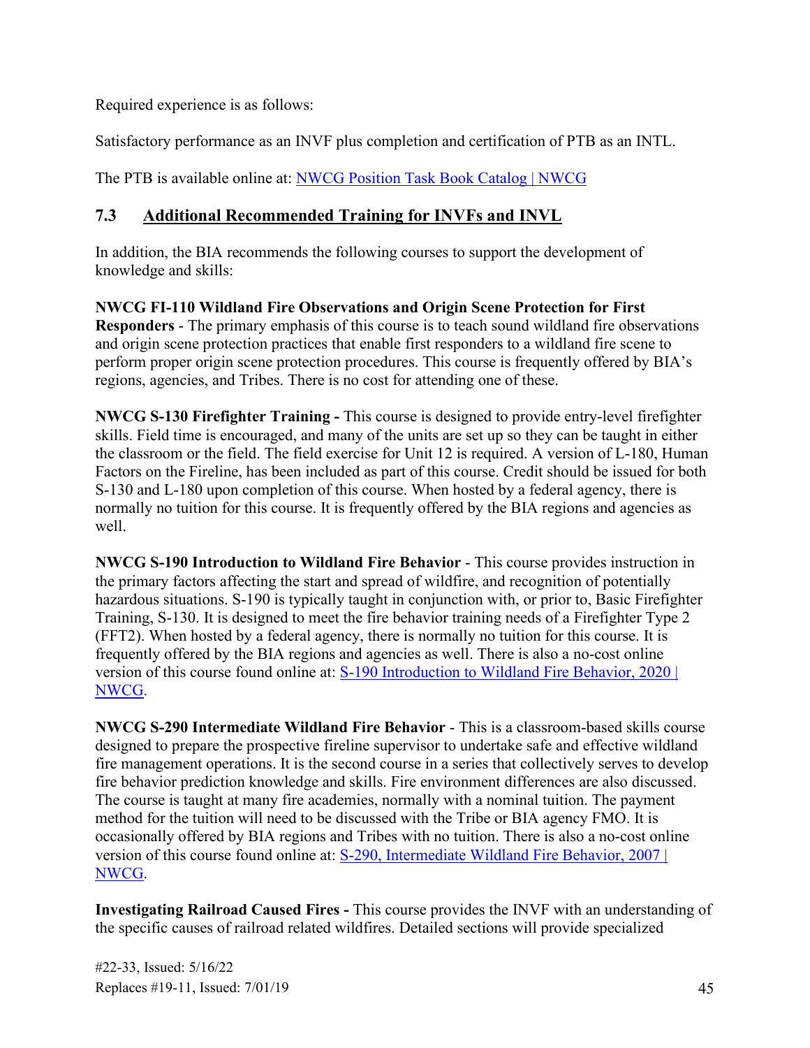Required experience is as follows:

Satisfactory performance as an INVF plus completion and certification of PTB as an INTL.

The PTB is available online at: [NWCG Position Task Book Catalog | NWCG]()

## 7.3 Additional Recommended Training for INVFs and INVL

In addition, the BIA recommends the following courses to support the development of knowledge and skills:

**NWCG FI-110 Wildland Fire Observations and Origin Scene Protection for First Responders** - The primary emphasis of this course is to teach sound wildland fire observations and origin scene protection practices that enable first responders to a wildland fire scene to perform proper origin scene protection procedures. This course is frequently offered by BIA's regions, agencies, and Tribes. There is no cost for attending one of these.

**NWCG S-130 Firefighter Training -** This course is designed to provide entry-level firefighter skills. Field time is encouraged, and many of the units are set up so they can be taught in either the classroom or the field. The field exercise for Unit 12 is required. A version of L-180, Human Factors on the Fireline, has been included as part of this course. Credit should be issued for both S-130 and L-180 upon completion of this course. When hosted by a federal agency, there is normally no tuition for this course. It is frequently offered by the BIA regions and agencies as well.

**NWCG S-190 Introduction to Wildland Fire Behavior** - This course provides instruction in the primary factors affecting the start and spread of wildfire, and recognition of potentially hazardous situations. S-190 is typically taught in conjunction with, or prior to, Basic Firefighter Training, S-130. It is designed to meet the fire behavior training needs of a Firefighter Type 2 (FFT2). When hosted by a federal agency, there is normally no tuition for this course. It is frequently offered by the BIA regions and agencies as well. There is also a no-cost online version of this course found online at: [S-190 Introduction to Wildland Fire Behavior, 2020 | NWCG]().

**NWCG S-290 Intermediate Wildland Fire Behavior** - This is a classroom-based skills course designed to prepare the prospective fireline supervisor to undertake safe and effective wildland fire management operations. It is the second course in a series that collectively serves to develop fire behavior prediction knowledge and skills. Fire environment differences are also discussed. The course is taught at many fire academies, normally with a nominal tuition. The payment method for the tuition will need to be discussed with the Tribe or BIA agency FMO. It is occasionally offered by BIA regions and Tribes with no tuition. There is also a no-cost online version of this course found online at: [S-290, Intermediate Wildland Fire Behavior, 2007 | NWCG]().

**Investigating Railroad Caused Fires -** This course provides the INVF with an understanding of the specific causes of railroad related wildfires. Detailed sections will provide specialized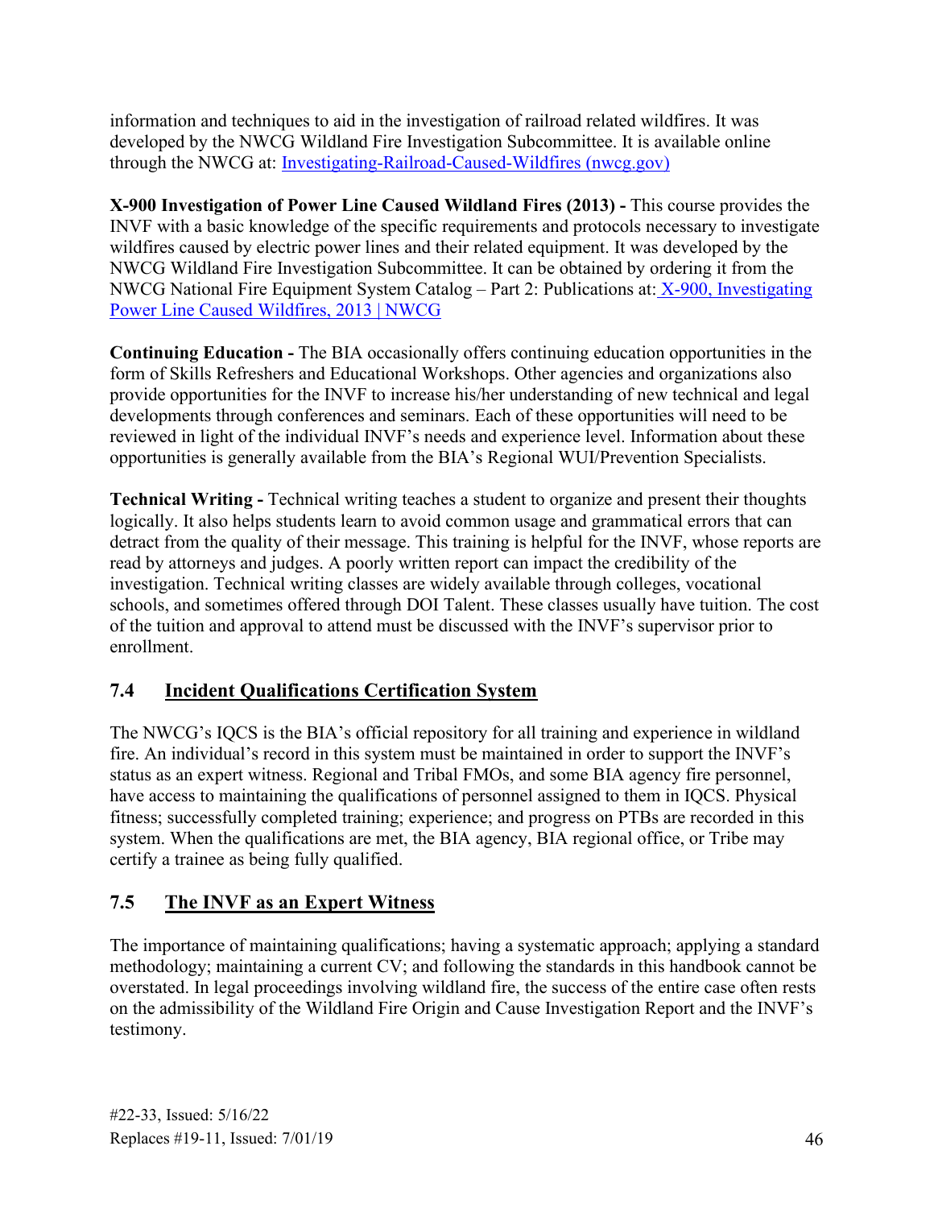information and techniques to aid in the investigation of railroad related wildfires. It was developed by the NWCG Wildland Fire Investigation Subcommittee. It is available online through the NWCG at: [Investigating-Railroad-Caused-Wildfires (nwcg.gov)]()

**X-900 Investigation of Power Line Caused Wildland Fires (2013) -** This course provides the INVF with a basic knowledge of the specific requirements and protocols necessary to investigate wildfires caused by electric power lines and their related equipment. It was developed by the NWCG Wildland Fire Investigation Subcommittee. It can be obtained by ordering it from the NWCG National Fire Equipment System Catalog – Part 2: Publications at: [X-900, Investigating Power Line Caused Wildfires, 2013 | NWCG]()

**Continuing Education -** The BIA occasionally offers continuing education opportunities in the form of Skills Refreshers and Educational Workshops. Other agencies and organizations also provide opportunities for the INVF to increase his/her understanding of new technical and legal developments through conferences and seminars. Each of these opportunities will need to be reviewed in light of the individual INVF's needs and experience level. Information about these opportunities is generally available from the BIA's Regional WUI/Prevention Specialists.

**Technical Writing -** Technical writing teaches a student to organize and present their thoughts logically. It also helps students learn to avoid common usage and grammatical errors that can detract from the quality of their message. This training is helpful for the INVF, whose reports are read by attorneys and judges. A poorly written report can impact the credibility of the investigation. Technical writing classes are widely available through colleges, vocational schools, and sometimes offered through DOI Talent. These classes usually have tuition. The cost of the tuition and approval to attend must be discussed with the INVF's supervisor prior to enrollment.

## 7.4 Incident Qualifications Certification System

The NWCG's IQCS is the BIA's official repository for all training and experience in wildland fire. An individual's record in this system must be maintained in order to support the INVF's status as an expert witness. Regional and Tribal FMOs, and some BIA agency fire personnel, have access to maintaining the qualifications of personnel assigned to them in IQCS. Physical fitness; successfully completed training; experience; and progress on PTBs are recorded in this system. When the qualifications are met, the BIA agency, BIA regional office, or Tribe may certify a trainee as being fully qualified.

## 7.5 The INVF as an Expert Witness

The importance of maintaining qualifications; having a systematic approach; applying a standard methodology; maintaining a current CV; and following the standards in this handbook cannot be overstated. In legal proceedings involving wildland fire, the success of the entire case often rests on the admissibility of the Wildland Fire Origin and Cause Investigation Report and the INVF's testimony.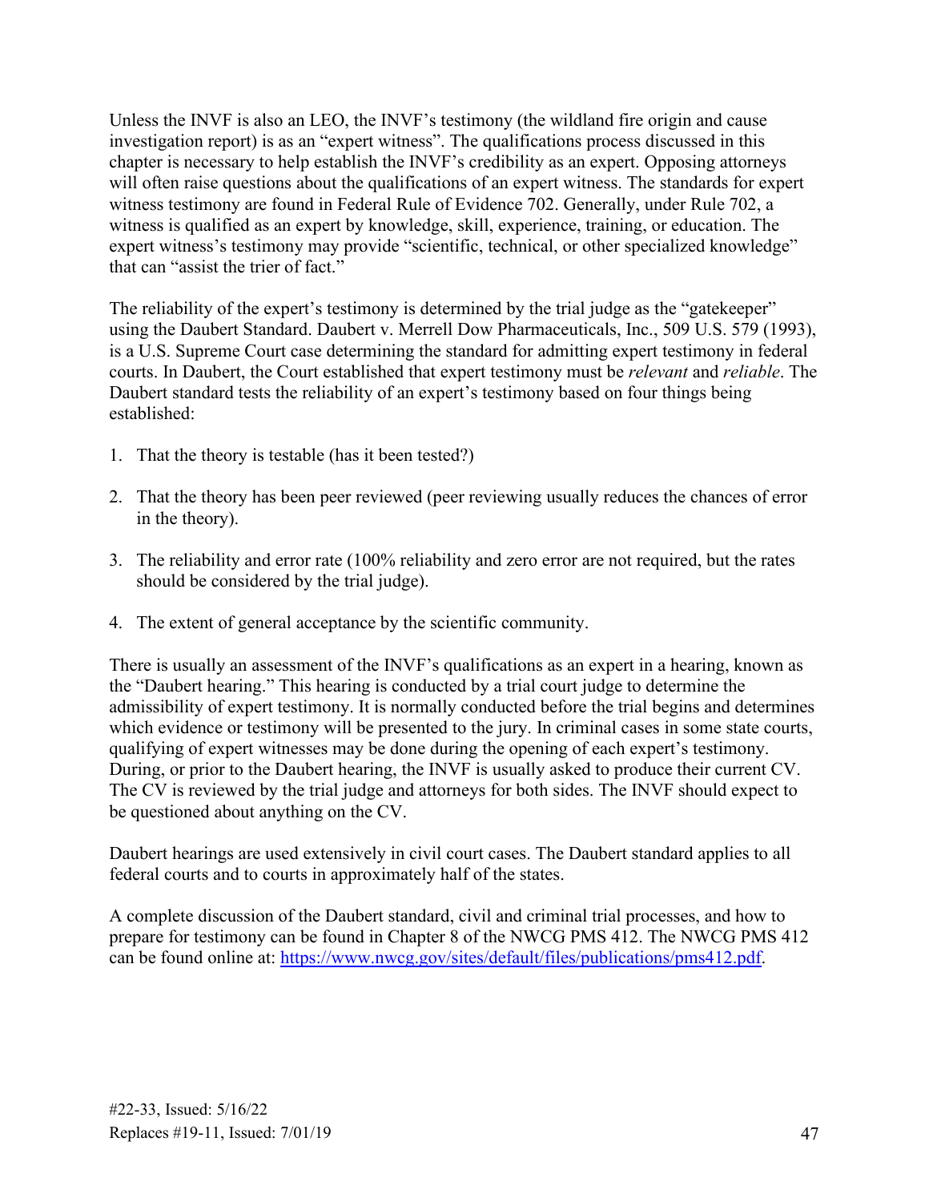Unless the INVF is also an LEO, the INVF's testimony (the wildland fire origin and cause investigation report) is as an "expert witness". The qualifications process discussed in this chapter is necessary to help establish the INVF's credibility as an expert. Opposing attorneys will often raise questions about the qualifications of an expert witness. The standards for expert witness testimony are found in Federal Rule of Evidence 702. Generally, under Rule 702, a witness is qualified as an expert by knowledge, skill, experience, training, or education. The expert witness's testimony may provide "scientific, technical, or other specialized knowledge" that can "assist the trier of fact."

The reliability of the expert's testimony is determined by the trial judge as the "gatekeeper" using the Daubert Standard. Daubert v. Merrell Dow Pharmaceuticals, Inc., 509 U.S. 579 (1993), is a U.S. Supreme Court case determining the standard for admitting expert testimony in federal courts. In Daubert, the Court established that expert testimony must be *relevant* and *reliable*. The Daubert standard tests the reliability of an expert's testimony based on four things being established:

1. That the theory is testable (has it been tested?)
2. That the theory has been peer reviewed (peer reviewing usually reduces the chances of error in the theory).
3. The reliability and error rate (100% reliability and zero error are not required, but the rates should be considered by the trial judge).
4. The extent of general acceptance by the scientific community.

There is usually an assessment of the INVF's qualifications as an expert in a hearing, known as the "Daubert hearing." This hearing is conducted by a trial court judge to determine the admissibility of expert testimony. It is normally conducted before the trial begins and determines which evidence or testimony will be presented to the jury. In criminal cases in some state courts, qualifying of expert witnesses may be done during the opening of each expert's testimony. During, or prior to the Daubert hearing, the INVF is usually asked to produce their current CV. The CV is reviewed by the trial judge and attorneys for both sides. The INVF should expect to be questioned about anything on the CV.

Daubert hearings are used extensively in civil court cases. The Daubert standard applies to all federal courts and to courts in approximately half of the states.

A complete discussion of the Daubert standard, civil and criminal trial processes, and how to prepare for testimony can be found in Chapter 8 of the NWCG PMS 412. The NWCG PMS 412 can be found online at: https://www.nwcg.gov/sites/default/files/publications/pms412.pdf.

#22-33, Issued: 5/16/22
Replaces #19-11, Issued: 7/01/19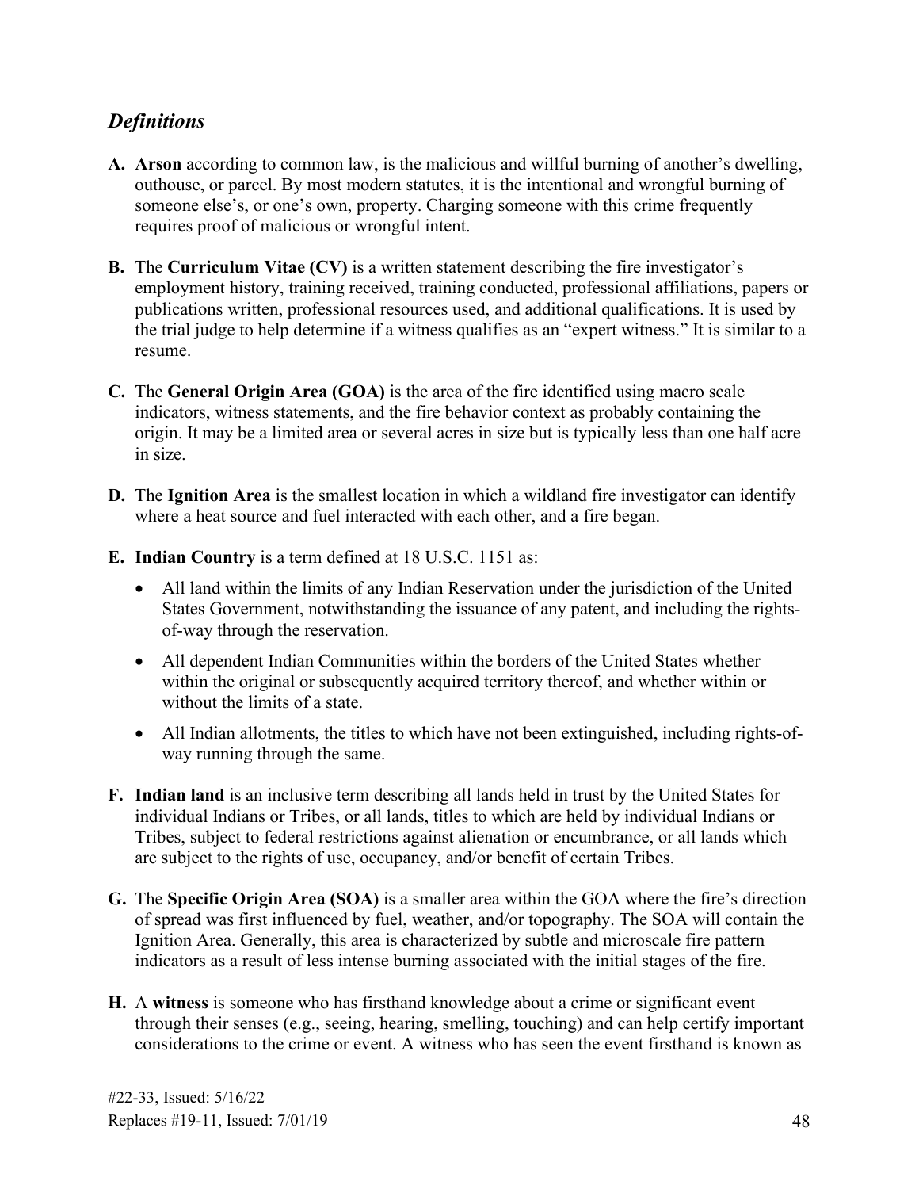## *Definitions*

**A. Arson** according to common law, is the malicious and willful burning of another's dwelling, outhouse, or parcel. By most modern statutes, it is the intentional and wrongful burning of someone else's, or one's own, property. Charging someone with this crime frequently requires proof of malicious or wrongful intent.

**B.** The **Curriculum Vitae (CV)** is a written statement describing the fire investigator's employment history, training received, training conducted, professional affiliations, papers or publications written, professional resources used, and additional qualifications. It is used by the trial judge to help determine if a witness qualifies as an "expert witness." It is similar to a resume.

**C.** The **General Origin Area (GOA)** is the area of the fire identified using macro scale indicators, witness statements, and the fire behavior context as probably containing the origin. It may be a limited area or several acres in size but is typically less than one half acre in size.

**D.** The **Ignition Area** is the smallest location in which a wildland fire investigator can identify where a heat source and fuel interacted with each other, and a fire began.

**E. Indian Country** is a term defined at 18 U.S.C. 1151 as:

- All land within the limits of any Indian Reservation under the jurisdiction of the United States Government, notwithstanding the issuance of any patent, and including the rights-of-way through the reservation.
- All dependent Indian Communities within the borders of the United States whether within the original or subsequently acquired territory thereof, and whether within or without the limits of a state.
- All Indian allotments, the titles to which have not been extinguished, including rights-of-way running through the same.

**F. Indian land** is an inclusive term describing all lands held in trust by the United States for individual Indians or Tribes, or all lands, titles to which are held by individual Indians or Tribes, subject to federal restrictions against alienation or encumbrance, or all lands which are subject to the rights of use, occupancy, and/or benefit of certain Tribes.

**G.** The **Specific Origin Area (SOA)** is a smaller area within the GOA where the fire's direction of spread was first influenced by fuel, weather, and/or topography. The SOA will contain the Ignition Area. Generally, this area is characterized by subtle and microscale fire pattern indicators as a result of less intense burning associated with the initial stages of the fire.

**H.** A **witness** is someone who has firsthand knowledge about a crime or significant event through their senses (e.g., seeing, hearing, smelling, touching) and can help certify important considerations to the crime or event. A witness who has seen the event firsthand is known as

#22-33, Issued: 5/16/22
Replaces #19-11, Issued: 7/01/19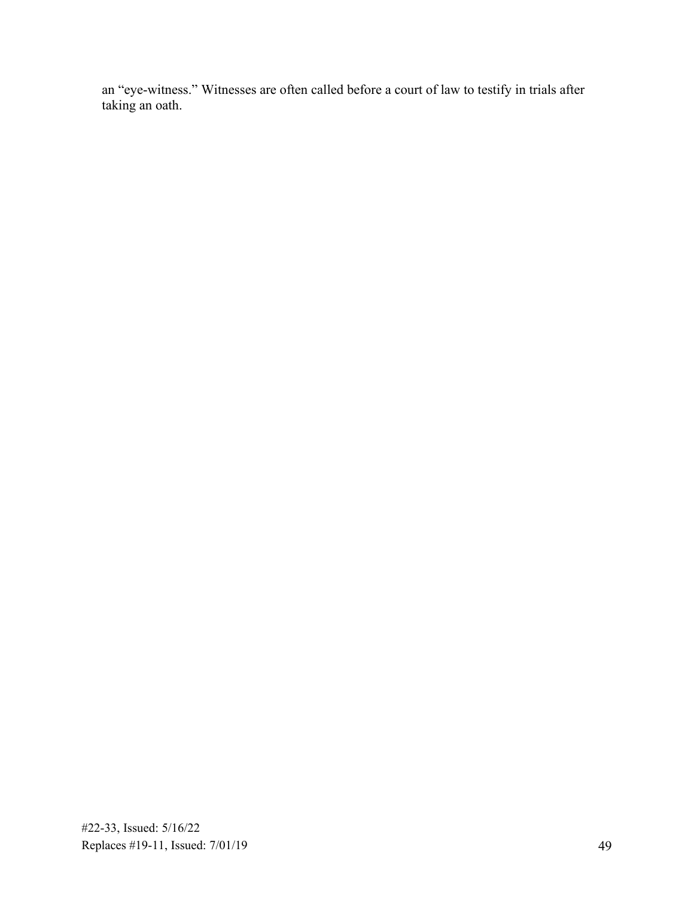an "eye-witness." Witnesses are often called before a court of law to testify in trials after taking an oath.